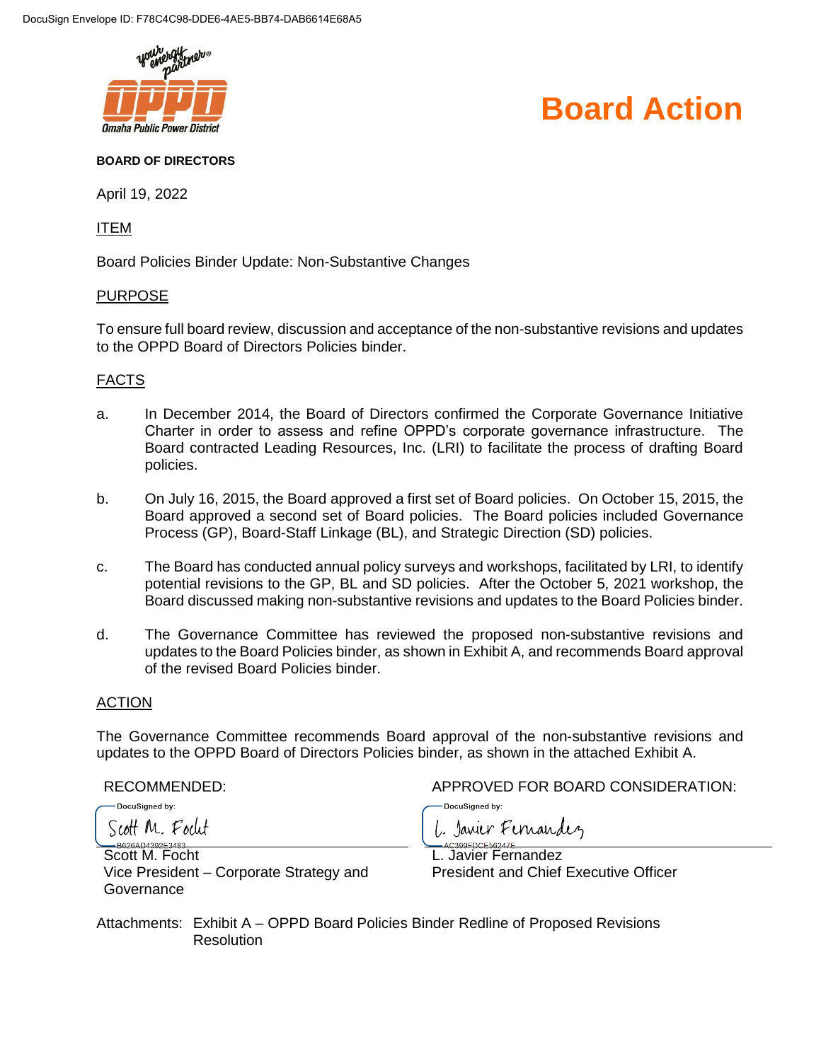DocuSign Envelope ID: F78C4C98-DDE6-4AE5-BB74-DAB6614E68A5

# Board Action

**BOARD OF DIRECTORS**

April 19, 2022

ITEM

Board Policies Binder Update: Non-Substantive Changes

PURPOSE

To ensure full board review, discussion and acceptance of the non-substantive revisions and updates to the OPPD Board of Directors Policies binder.

FACTS

a. In December 2014, the Board of Directors confirmed the Corporate Governance Initiative Charter in order to assess and refine OPPD's corporate governance infrastructure. The Board contracted Leading Resources, Inc. (LRI) to facilitate the process of drafting Board policies.

b. On July 16, 2015, the Board approved a first set of Board policies. On October 15, 2015, the Board approved a second set of Board policies. The Board policies included Governance Process (GP), Board-Staff Linkage (BL), and Strategic Direction (SD) policies.

c. The Board has conducted annual policy surveys and workshops, facilitated by LRI, to identify potential revisions to the GP, BL and SD policies. After the October 5, 2021 workshop, the Board discussed making non-substantive revisions and updates to the Board Policies binder.

d. The Governance Committee has reviewed the proposed non-substantive revisions and updates to the Board Policies binder, as shown in Exhibit A, and recommends Board approval of the revised Board Policies binder.

ACTION

The Governance Committee recommends Board approval of the non-substantive revisions and updates to the OPPD Board of Directors Policies binder, as shown in the attached Exhibit A.

| RECOMMENDED: | APPROVED FOR BOARD CONSIDERATION: |
|---|---|
| DocuSigned by: Scott M. Focht | DocuSigned by: L. Javier Fernandez |
| B626AD4392E3483 | AC399FDCE56247E |
| Scott M. Focht | L. Javier Fernandez |
| Vice President – Corporate Strategy and Governance | President and Chief Executive Officer |

Attachments: Exhibit A – OPPD Board Policies Binder Redline of Proposed Revisions
Resolution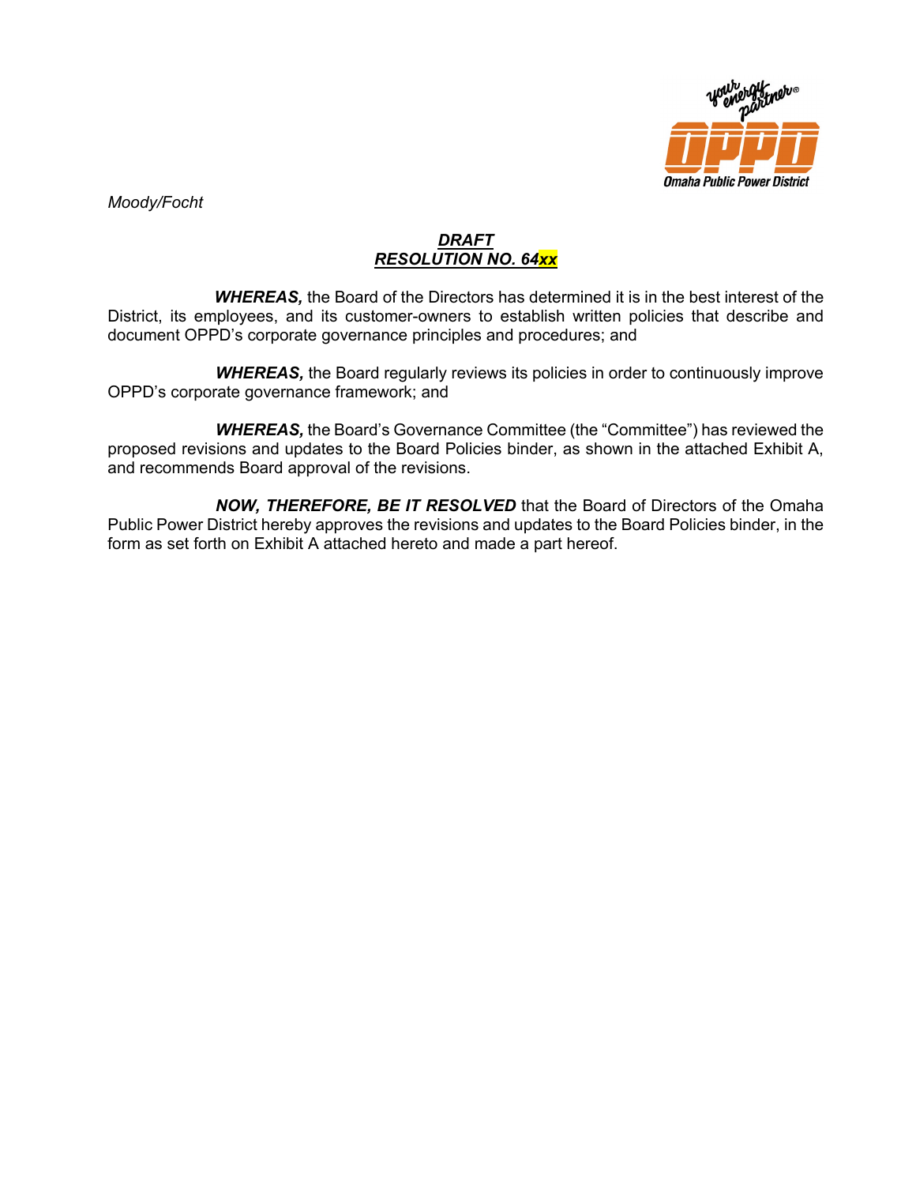*Moody/Focht*

***DRAFT***
***RESOLUTION NO. 64xx***

***WHEREAS,*** the Board of the Directors has determined it is in the best interest of the District, its employees, and its customer-owners to establish written policies that describe and document OPPD's corporate governance principles and procedures; and

***WHEREAS,*** the Board regularly reviews its policies in order to continuously improve OPPD's corporate governance framework; and

***WHEREAS,*** the Board's Governance Committee (the "Committee") has reviewed the proposed revisions and updates to the Board Policies binder, as shown in the attached Exhibit A, and recommends Board approval of the revisions.

***NOW, THEREFORE, BE IT RESOLVED*** that the Board of Directors of the Omaha Public Power District hereby approves the revisions and updates to the Board Policies binder, in the form as set forth on Exhibit A attached hereto and made a part hereof.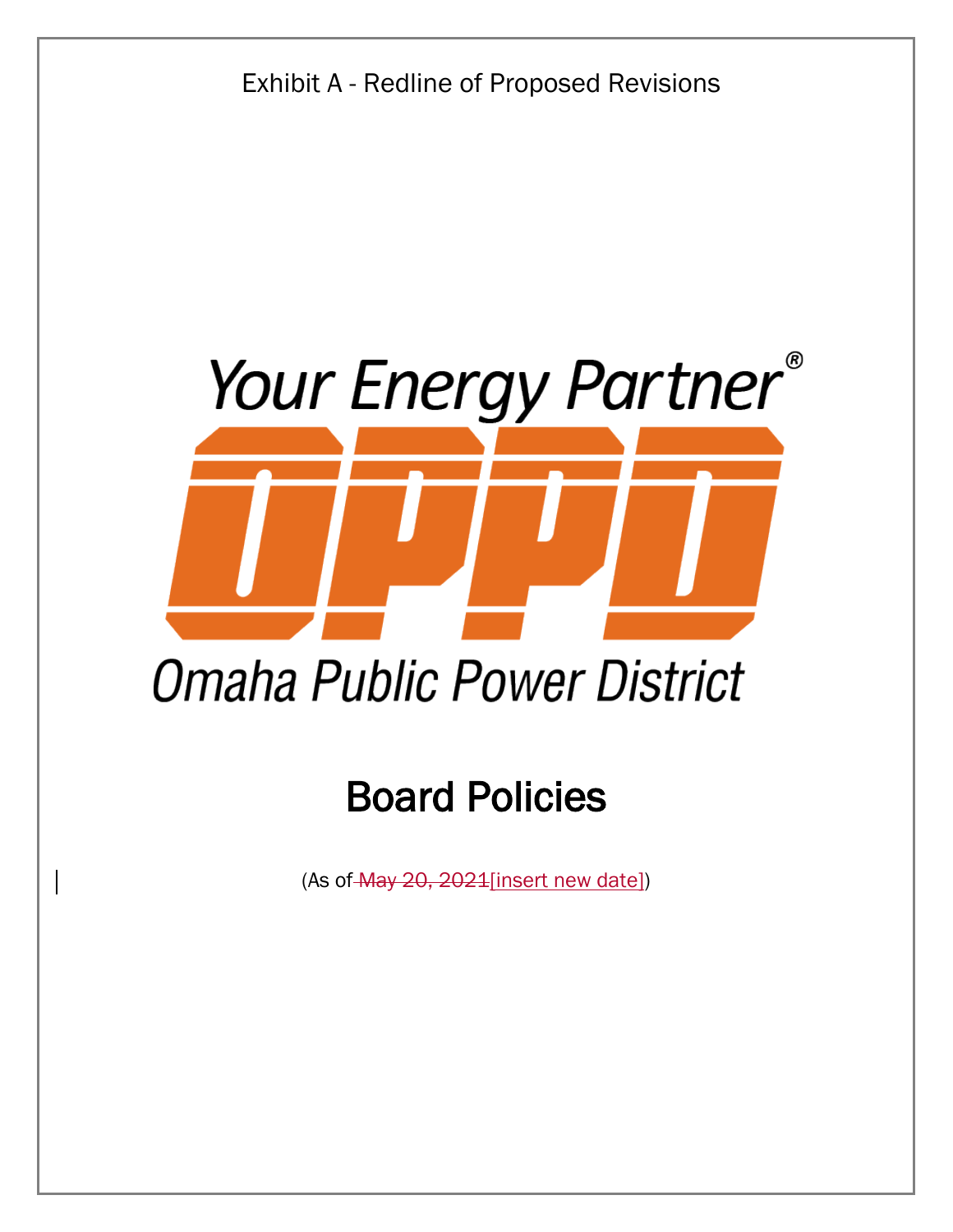Exhibit A - Redline of Proposed Revisions

Your Energy Partner®

OPPD

Omaha Public Power District

# Board Policies

(As of ~~May 20, 2021~~[insert new date])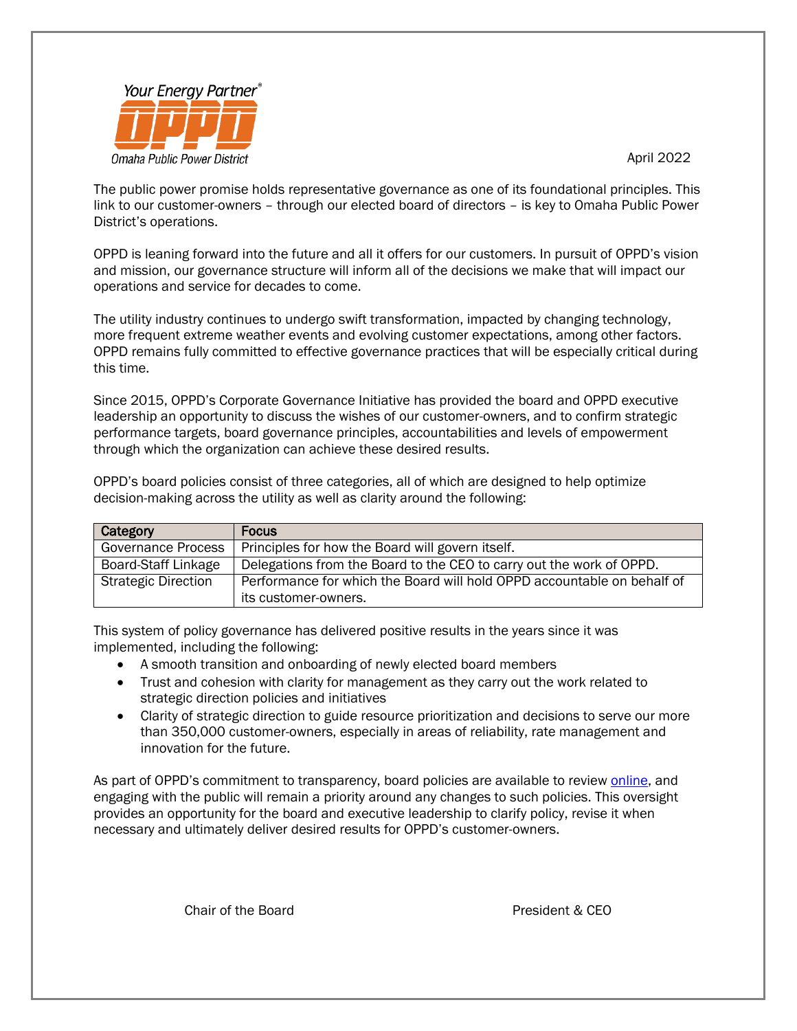Your Energy Partner®

**OPPD**

Omaha Public Power District

April 2022

The public power promise holds representative governance as one of its foundational principles. This link to our customer-owners – through our elected board of directors – is key to Omaha Public Power District's operations.

OPPD is leaning forward into the future and all it offers for our customers. In pursuit of OPPD's vision and mission, our governance structure will inform all of the decisions we make that will impact our operations and service for decades to come.

The utility industry continues to undergo swift transformation, impacted by changing technology, more frequent extreme weather events and evolving customer expectations, among other factors. OPPD remains fully committed to effective governance practices that will be especially critical during this time.

Since 2015, OPPD's Corporate Governance Initiative has provided the board and OPPD executive leadership an opportunity to discuss the wishes of our customer-owners, and to confirm strategic performance targets, board governance principles, accountabilities and levels of empowerment through which the organization can achieve these desired results.

OPPD's board policies consist of three categories, all of which are designed to help optimize decision-making across the utility as well as clarity around the following:

| Category | Focus |
| --- | --- |
| Governance Process | Principles for how the Board will govern itself. |
| Board-Staff Linkage | Delegations from the Board to the CEO to carry out the work of OPPD. |
| Strategic Direction | Performance for which the Board will hold OPPD accountable on behalf of its customer-owners. |

This system of policy governance has delivered positive results in the years since it was implemented, including the following:

- A smooth transition and onboarding of newly elected board members
- Trust and cohesion with clarity for management as they carry out the work related to strategic direction policies and initiatives
- Clarity of strategic direction to guide resource prioritization and decisions to serve our more than 350,000 customer-owners, especially in areas of reliability, rate management and innovation for the future.

As part of OPPD's commitment to transparency, board policies are available to review online, and engaging with the public will remain a priority around any changes to such policies. This oversight provides an opportunity for the board and executive leadership to clarify policy, revise it when necessary and ultimately deliver desired results for OPPD's customer-owners.

Chair of the Board

President & CEO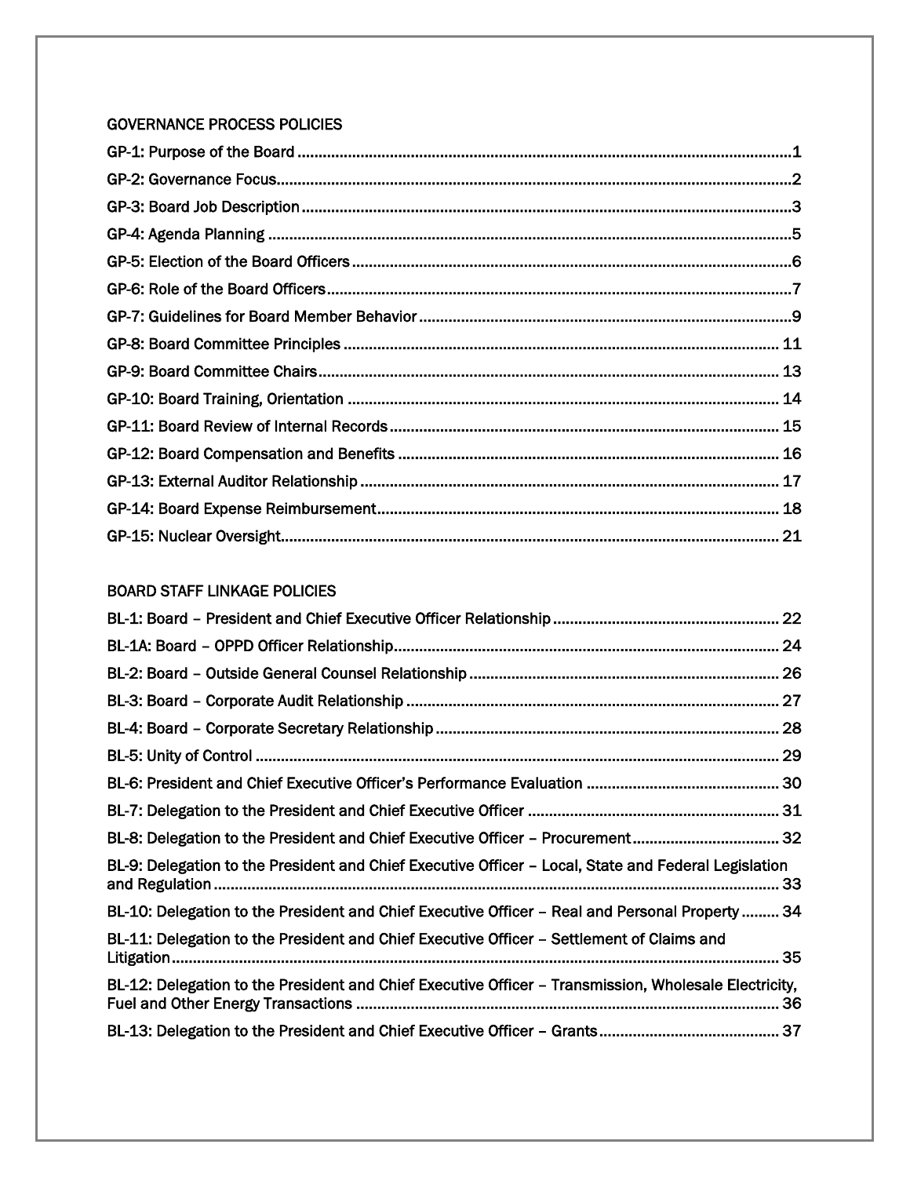GOVERNANCE PROCESS POLICIES

GP-1: Purpose of the Board ........................................................................................................ 1

GP-2: Governance Focus............................................................................................................ 2

GP-3: Board Job Description ....................................................................................................... 3

GP-4: Agenda Planning ............................................................................................................... 5

GP-5: Election of the Board Officers ........................................................................................... 6

GP-6: Role of the Board Officers ................................................................................................. 7

GP-7: Guidelines for Board Member Behavior ............................................................................. 9

GP-8: Board Committee Principles ............................................................................................ 11

GP-9: Board Committee Chairs ................................................................................................. 13

GP-10: Board Training, Orientation ........................................................................................... 14

GP-11: Board Review of Internal Records ................................................................................. 15

GP-12: Board Compensation and Benefits ................................................................................ 16

GP-13: External Auditor Relationship ........................................................................................ 17

GP-14: Board Expense Reimbursement ..................................................................................... 18

GP-15: Nuclear Oversight .......................................................................................................... 21

BOARD STAFF LINKAGE POLICIES

BL-1: Board – President and Chief Executive Officer Relationship ............................................. 22

BL-1A: Board – OPPD Officer Relationship ................................................................................. 24

BL-2: Board – Outside General Counsel Relationship ................................................................ 26

BL-3: Board – Corporate Audit Relationship .............................................................................. 27

BL-4: Board – Corporate Secretary Relationship ........................................................................ 28

BL-5: Unity of Control ................................................................................................................ 29

BL-6: President and Chief Executive Officer's Performance Evaluation ..................................... 30

BL-7: Delegation to the President and Chief Executive Officer .................................................. 31

BL-8: Delegation to the President and Chief Executive Officer – Procurement .......................... 32

BL-9: Delegation to the President and Chief Executive Officer – Local, State and Federal Legislation and Regulation ............................................................................................................. 33

BL-10: Delegation to the President and Chief Executive Officer – Real and Personal Property ......... 34

BL-11: Delegation to the President and Chief Executive Officer – Settlement of Claims and Litigation ................................................................................................................................... 35

BL-12: Delegation to the President and Chief Executive Officer – Transmission, Wholesale Electricity, Fuel and Other Energy Transactions .......................................................................................... 36

BL-13: Delegation to the President and Chief Executive Officer – Grants .................................. 37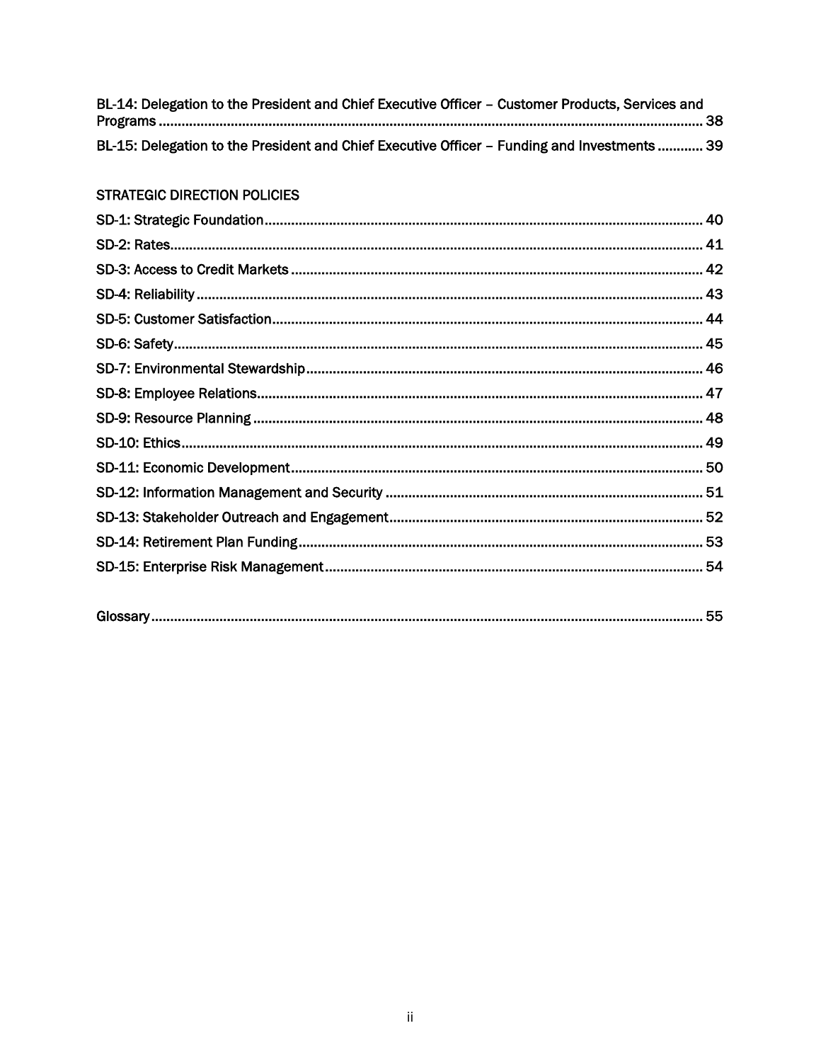BL-14: Delegation to the President and Chief Executive Officer – Customer Products, Services and Programs ........ 38

BL-15: Delegation to the President and Chief Executive Officer – Funding and Investments ........ 39

STRATEGIC DIRECTION POLICIES

SD-1: Strategic Foundation ........ 40

SD-2: Rates ........ 41

SD-3: Access to Credit Markets ........ 42

SD-4: Reliability ........ 43

SD-5: Customer Satisfaction ........ 44

SD-6: Safety ........ 45

SD-7: Environmental Stewardship ........ 46

SD-8: Employee Relations ........ 47

SD-9: Resource Planning ........ 48

SD-10: Ethics ........ 49

SD-11: Economic Development ........ 50

SD-12: Information Management and Security ........ 51

SD-13: Stakeholder Outreach and Engagement ........ 52

SD-14: Retirement Plan Funding ........ 53

SD-15: Enterprise Risk Management ........ 54

Glossary ........ 55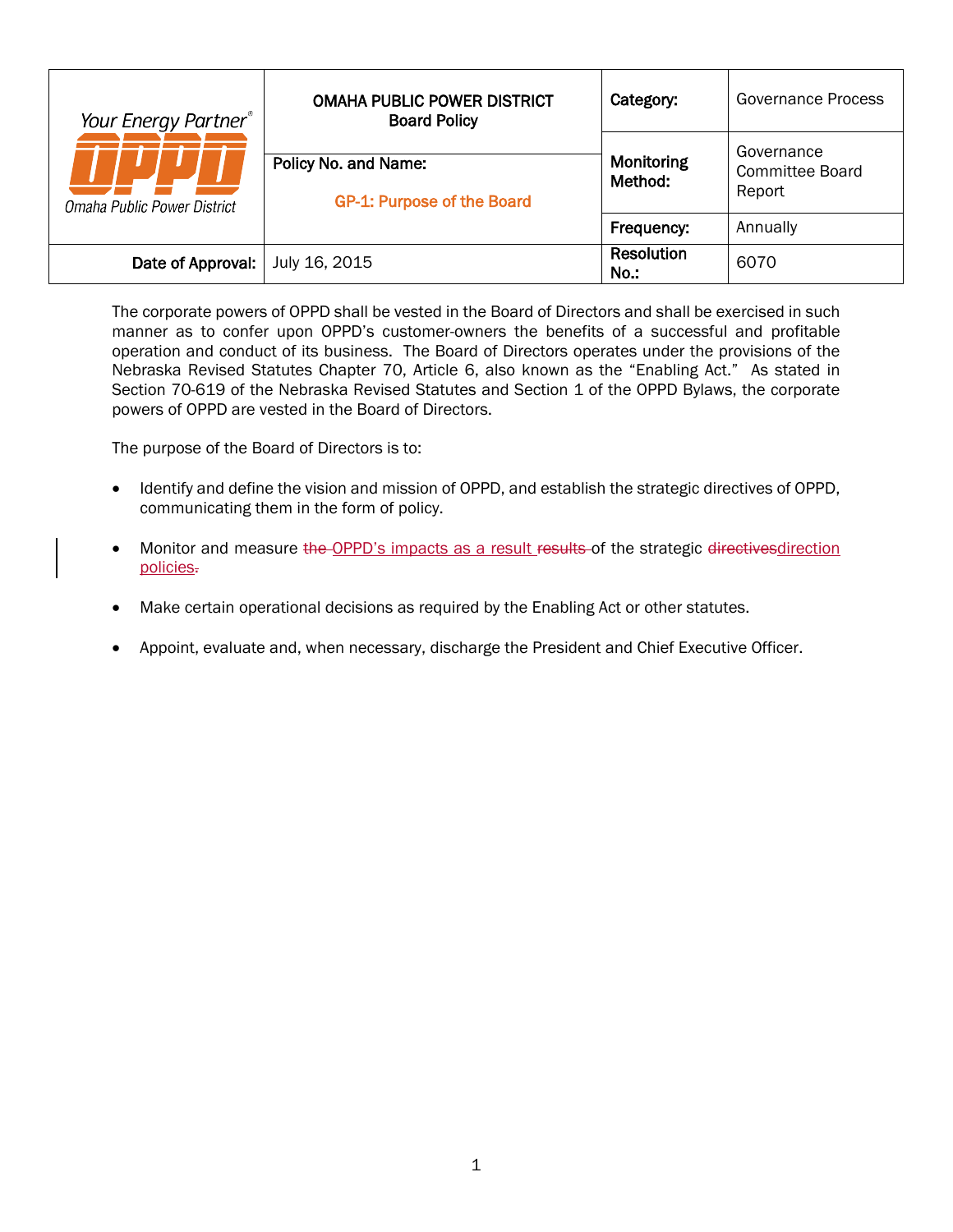| Your Energy Partner® OPPD Omaha Public Power District | OMAHA PUBLIC POWER DISTRICT<br>Board Policy | Category: | Governance Process |
|---|---|---|---|
| | Policy No. and Name:<br>GP-1: Purpose of the Board | Monitoring Method: | Governance Committee Board Report |
| | | Frequency: | Annually |
| Date of Approval: | July 16, 2015 | Resolution No.: | 6070 |

The corporate powers of OPPD shall be vested in the Board of Directors and shall be exercised in such manner as to confer upon OPPD's customer-owners the benefits of a successful and profitable operation and conduct of its business. The Board of Directors operates under the provisions of the Nebraska Revised Statutes Chapter 70, Article 6, also known as the "Enabling Act." As stated in Section 70-619 of the Nebraska Revised Statutes and Section 1 of the OPPD Bylaws, the corporate powers of OPPD are vested in the Board of Directors.

The purpose of the Board of Directors is to:

- Identify and define the vision and mission of OPPD, and establish the strategic directives of OPPD, communicating them in the form of policy.
- Monitor and measure ~~the~~ OPPD's impacts as a result ~~results~~ of the strategic ~~directives~~direction policies~~.~~
- Make certain operational decisions as required by the Enabling Act or other statutes.
- Appoint, evaluate and, when necessary, discharge the President and Chief Executive Officer.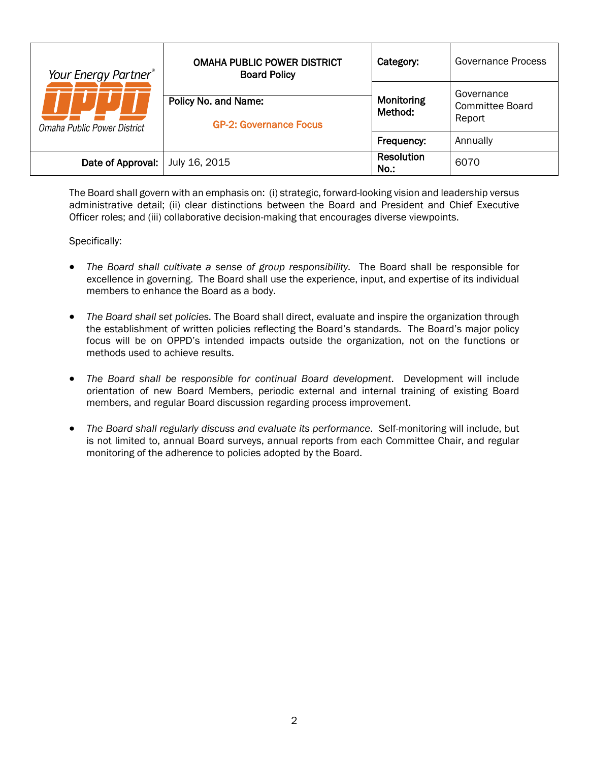| Your Energy Partner® OPPD Omaha Public Power District | OMAHA PUBLIC POWER DISTRICT **Board Policy** | **Category:** | Governance Process |
|---|---|---|---|
| | **Policy No. and Name:** GP-2: Governance Focus | **Monitoring Method:** | Governance Committee Board Report |
| | | **Frequency:** | Annually |
| **Date of Approval:** | July 16, 2015 | **Resolution No.:** | 6070 |

The Board shall govern with an emphasis on: (i) strategic, forward-looking vision and leadership versus administrative detail; (ii) clear distinctions between the Board and President and Chief Executive Officer roles; and (iii) collaborative decision-making that encourages diverse viewpoints.

Specifically:

- *The Board shall cultivate a sense of group responsibility.* The Board shall be responsible for excellence in governing. The Board shall use the experience, input, and expertise of its individual members to enhance the Board as a body.

- *The Board shall set policies.* The Board shall direct, evaluate and inspire the organization through the establishment of written policies reflecting the Board's standards. The Board's major policy focus will be on OPPD's intended impacts outside the organization, not on the functions or methods used to achieve results.

- *The Board shall be responsible for continual Board development.* Development will include orientation of new Board Members, periodic external and internal training of existing Board members, and regular Board discussion regarding process improvement.

- *The Board shall regularly discuss and evaluate its performance.* Self-monitoring will include, but is not limited to, annual Board surveys, annual reports from each Committee Chair, and regular monitoring of the adherence to policies adopted by the Board.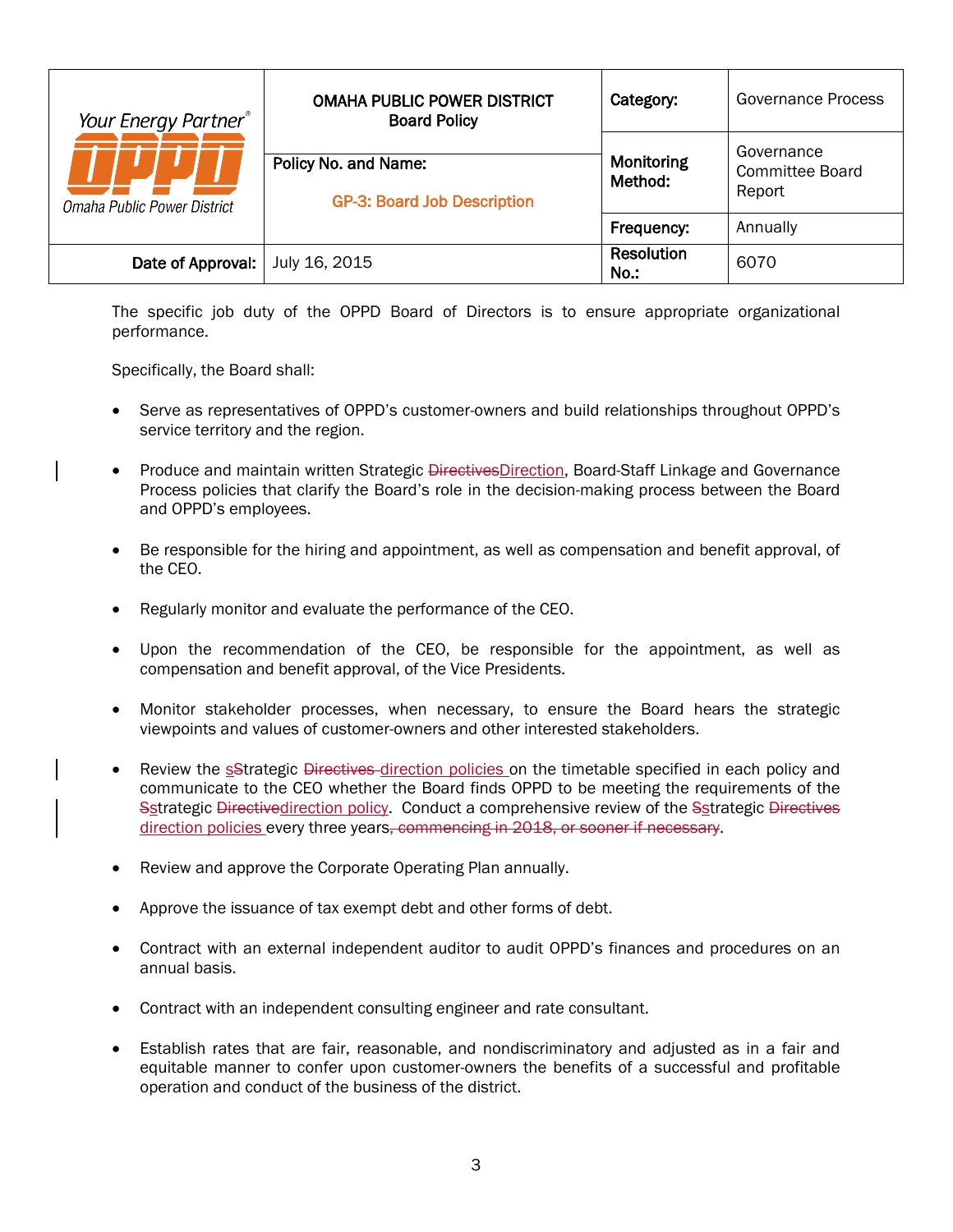| Your Energy Partner® OPPD Omaha Public Power District | OMAHA PUBLIC POWER DISTRICT Board Policy | Category: | Governance Process |
|---|---|---|---|
| | Policy No. and Name: GP-3: Board Job Description | Monitoring Method: | Governance Committee Board Report |
| | | Frequency: | Annually |
| Date of Approval: | July 16, 2015 | Resolution No.: | 6070 |

The specific job duty of the OPPD Board of Directors is to ensure appropriate organizational performance.

Specifically, the Board shall:

- Serve as representatives of OPPD's customer-owners and build relationships throughout OPPD's service territory and the region.

- Produce and maintain written Strategic ~~Directives~~Direction, Board-Staff Linkage and Governance Process policies that clarify the Board's role in the decision-making process between the Board and OPPD's employees.

- Be responsible for the hiring and appointment, as well as compensation and benefit approval, of the CEO.

- Regularly monitor and evaluate the performance of the CEO.

- Upon the recommendation of the CEO, be responsible for the appointment, as well as compensation and benefit approval, of the Vice Presidents.

- Monitor stakeholder processes, when necessary, to ensure the Board hears the strategic viewpoints and values of customer-owners and other interested stakeholders.

- Review the sStrategic ~~Directives~~ direction policies on the timetable specified in each policy and communicate to the CEO whether the Board finds OPPD to be meeting the requirements of the Sstrategic ~~Directive~~direction policy. Conduct a comprehensive review of the Sstrategic ~~Directives~~ direction policies every three years~~, commencing in 2018, or sooner if necessary~~.

- Review and approve the Corporate Operating Plan annually.

- Approve the issuance of tax exempt debt and other forms of debt.

- Contract with an external independent auditor to audit OPPD's finances and procedures on an annual basis.

- Contract with an independent consulting engineer and rate consultant.

- Establish rates that are fair, reasonable, and nondiscriminatory and adjusted as in a fair and equitable manner to confer upon customer-owners the benefits of a successful and profitable operation and conduct of the business of the district.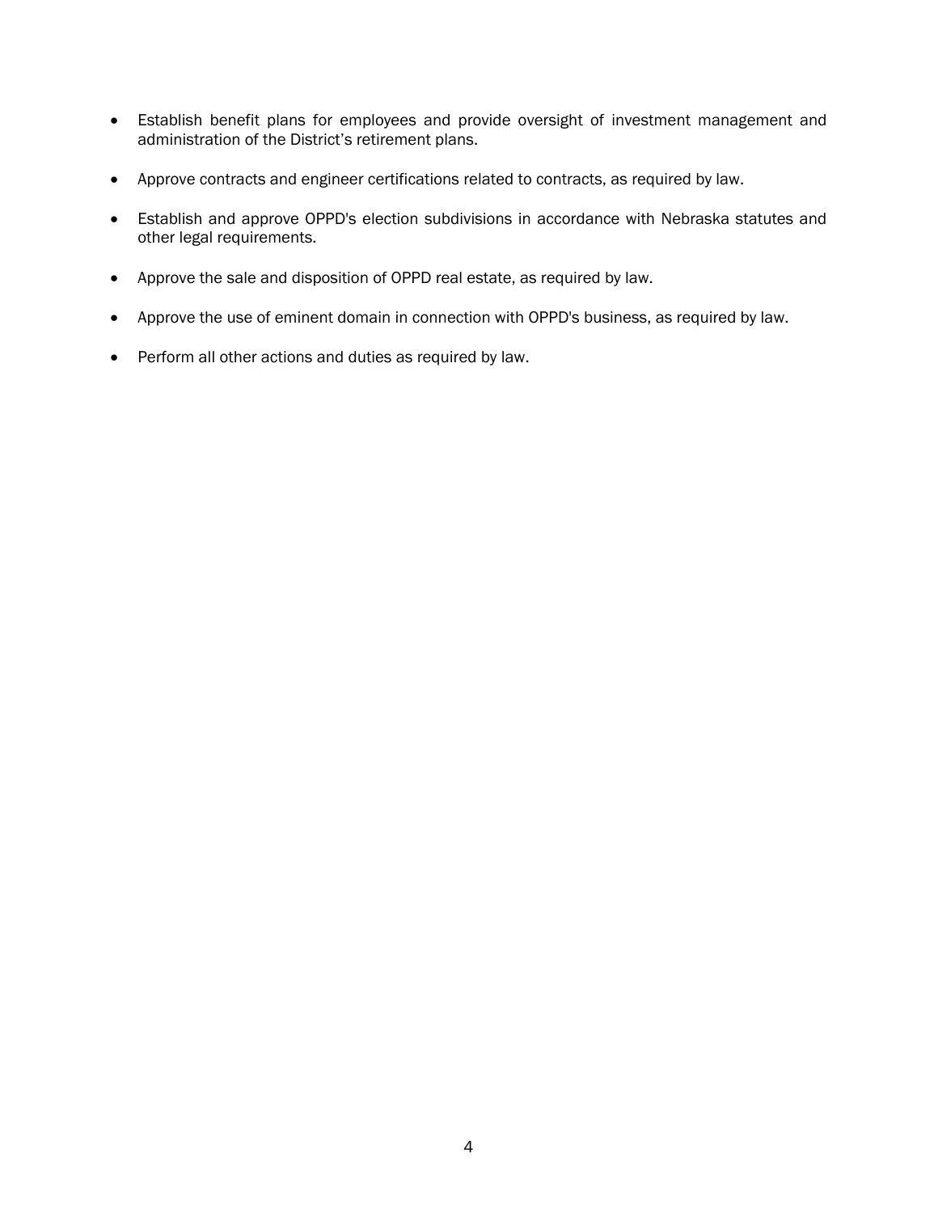- Establish benefit plans for employees and provide oversight of investment management and administration of the District's retirement plans.
- Approve contracts and engineer certifications related to contracts, as required by law.
- Establish and approve OPPD's election subdivisions in accordance with Nebraska statutes and other legal requirements.
- Approve the sale and disposition of OPPD real estate, as required by law.
- Approve the use of eminent domain in connection with OPPD's business, as required by law.
- Perform all other actions and duties as required by law.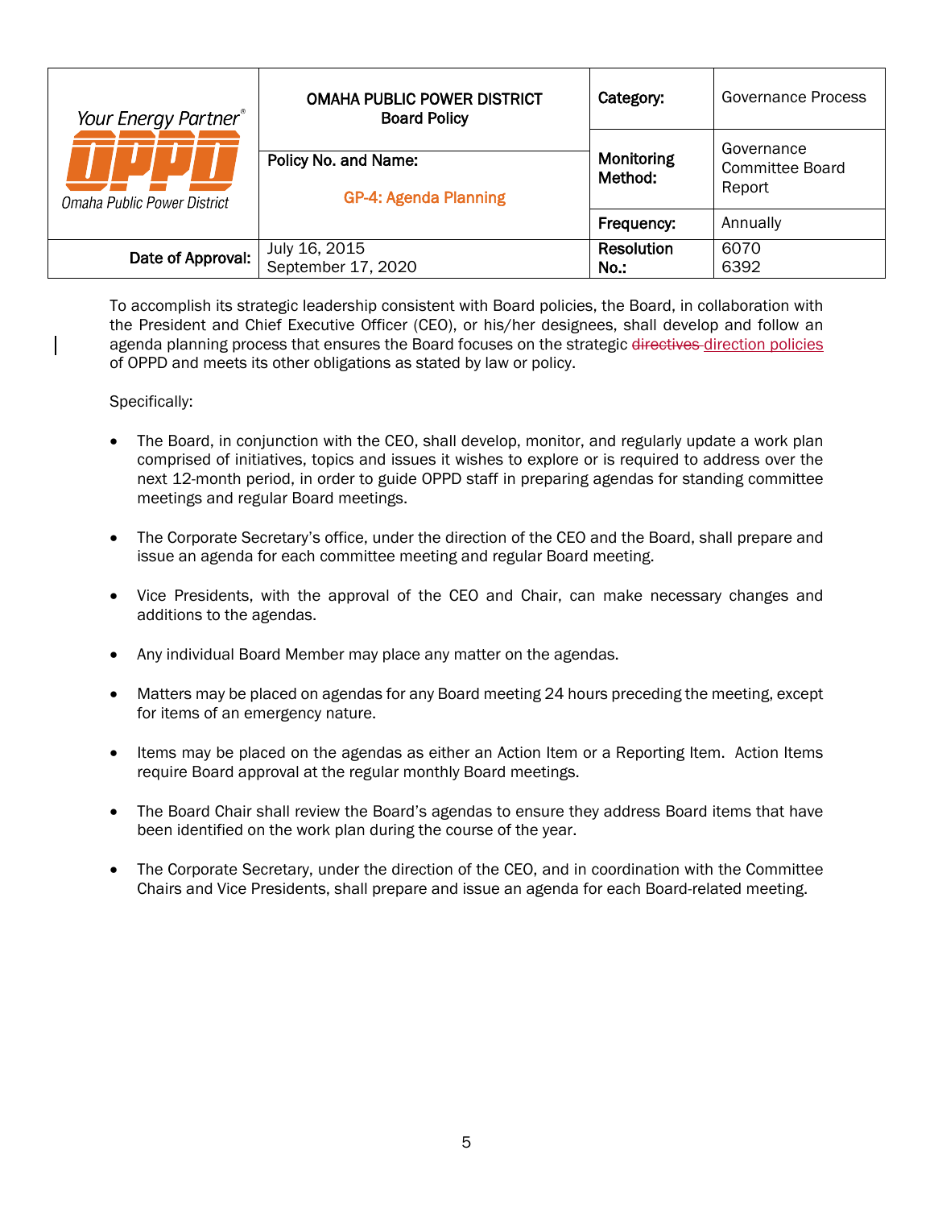| Your Energy Partner® OPPD Omaha Public Power District | OMAHA PUBLIC POWER DISTRICT Board Policy | Category: | Governance Process |
|---|---|---|---|
| | Policy No. and Name: GP-4: Agenda Planning | Monitoring Method: | Governance Committee Board Report |
| | | Frequency: | Annually |
| Date of Approval: | July 16, 2015 September 17, 2020 | Resolution No.: | 6070 6392 |

To accomplish its strategic leadership consistent with Board policies, the Board, in collaboration with the President and Chief Executive Officer (CEO), or his/her designees, shall develop and follow an agenda planning process that ensures the Board focuses on the strategic ~~directives~~ direction policies of OPPD and meets its other obligations as stated by law or policy.

Specifically:

- The Board, in conjunction with the CEO, shall develop, monitor, and regularly update a work plan comprised of initiatives, topics and issues it wishes to explore or is required to address over the next 12-month period, in order to guide OPPD staff in preparing agendas for standing committee meetings and regular Board meetings.
- The Corporate Secretary's office, under the direction of the CEO and the Board, shall prepare and issue an agenda for each committee meeting and regular Board meeting.
- Vice Presidents, with the approval of the CEO and Chair, can make necessary changes and additions to the agendas.
- Any individual Board Member may place any matter on the agendas.
- Matters may be placed on agendas for any Board meeting 24 hours preceding the meeting, except for items of an emergency nature.
- Items may be placed on the agendas as either an Action Item or a Reporting Item. Action Items require Board approval at the regular monthly Board meetings.
- The Board Chair shall review the Board's agendas to ensure they address Board items that have been identified on the work plan during the course of the year.
- The Corporate Secretary, under the direction of the CEO, and in coordination with the Committee Chairs and Vice Presidents, shall prepare and issue an agenda for each Board-related meeting.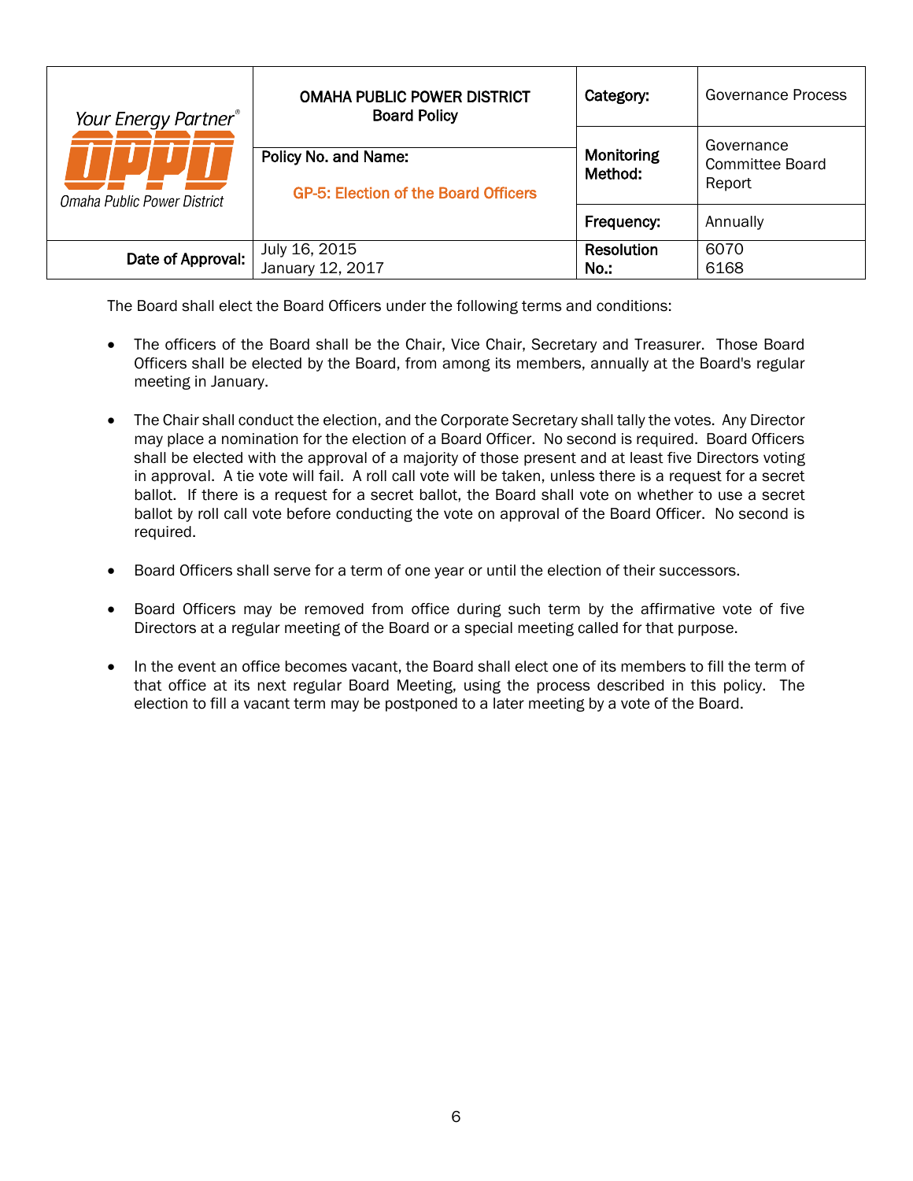| Your Energy Partner® OPPD Omaha Public Power District | OMAHA PUBLIC POWER DISTRICT Board Policy | Category: | Governance Process |
|---|---|---|---|
| | Policy No. and Name: GP-5: Election of the Board Officers | Monitoring Method: | Governance Committee Board Report |
| | | Frequency: | Annually |
| Date of Approval: | July 16, 2015 January 12, 2017 | Resolution No.: | 6070 6168 |

The Board shall elect the Board Officers under the following terms and conditions:

- The officers of the Board shall be the Chair, Vice Chair, Secretary and Treasurer. Those Board Officers shall be elected by the Board, from among its members, annually at the Board's regular meeting in January.

- The Chair shall conduct the election, and the Corporate Secretary shall tally the votes. Any Director may place a nomination for the election of a Board Officer. No second is required. Board Officers shall be elected with the approval of a majority of those present and at least five Directors voting in approval. A tie vote will fail. A roll call vote will be taken, unless there is a request for a secret ballot. If there is a request for a secret ballot, the Board shall vote on whether to use a secret ballot by roll call vote before conducting the vote on approval of the Board Officer. No second is required.

- Board Officers shall serve for a term of one year or until the election of their successors.

- Board Officers may be removed from office during such term by the affirmative vote of five Directors at a regular meeting of the Board or a special meeting called for that purpose.

- In the event an office becomes vacant, the Board shall elect one of its members to fill the term of that office at its next regular Board Meeting, using the process described in this policy. The election to fill a vacant term may be postponed to a later meeting by a vote of the Board.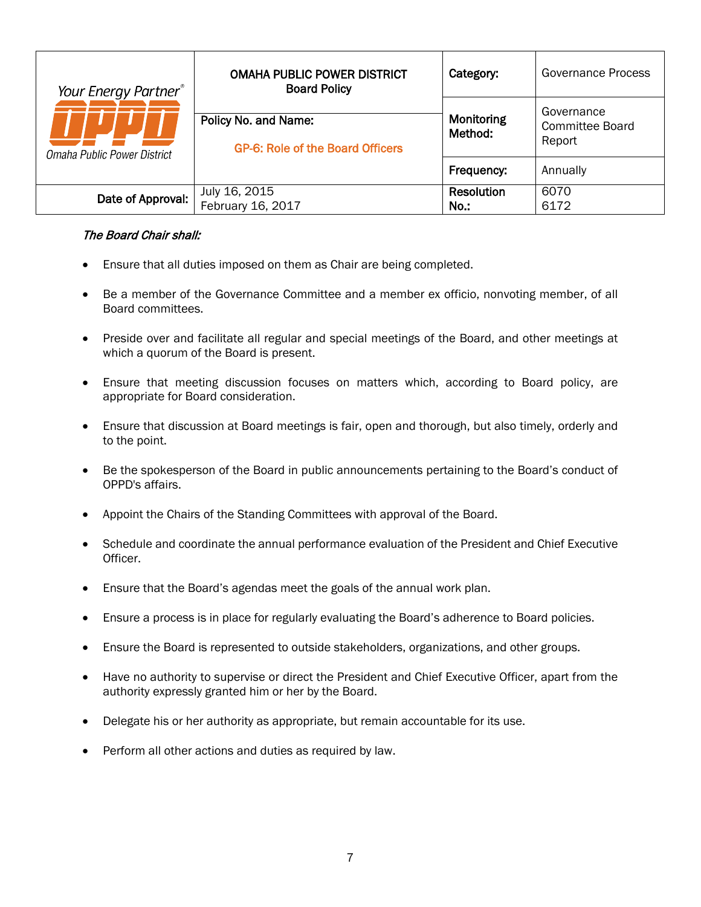| Your Energy Partner® OPPD Omaha Public Power District | OMAHA PUBLIC POWER DISTRICT **Board Policy** | **Category:** | Governance Process |
|---|---|---|---|
| | **Policy No. and Name:** GP-6: Role of the Board Officers | **Monitoring Method:** | Governance Committee Board Report |
| | | **Frequency:** | Annually |
| **Date of Approval:** | July 16, 2015<br>February 16, 2017 | **Resolution No.:** | 6070<br>6172 |

***The Board Chair shall:***

- Ensure that all duties imposed on them as Chair are being completed.
- Be a member of the Governance Committee and a member ex officio, nonvoting member, of all Board committees.
- Preside over and facilitate all regular and special meetings of the Board, and other meetings at which a quorum of the Board is present.
- Ensure that meeting discussion focuses on matters which, according to Board policy, are appropriate for Board consideration.
- Ensure that discussion at Board meetings is fair, open and thorough, but also timely, orderly and to the point.
- Be the spokesperson of the Board in public announcements pertaining to the Board's conduct of OPPD's affairs.
- Appoint the Chairs of the Standing Committees with approval of the Board.
- Schedule and coordinate the annual performance evaluation of the President and Chief Executive Officer.
- Ensure that the Board's agendas meet the goals of the annual work plan.
- Ensure a process is in place for regularly evaluating the Board's adherence to Board policies.
- Ensure the Board is represented to outside stakeholders, organizations, and other groups.
- Have no authority to supervise or direct the President and Chief Executive Officer, apart from the authority expressly granted him or her by the Board.
- Delegate his or her authority as appropriate, but remain accountable for its use.
- Perform all other actions and duties as required by law.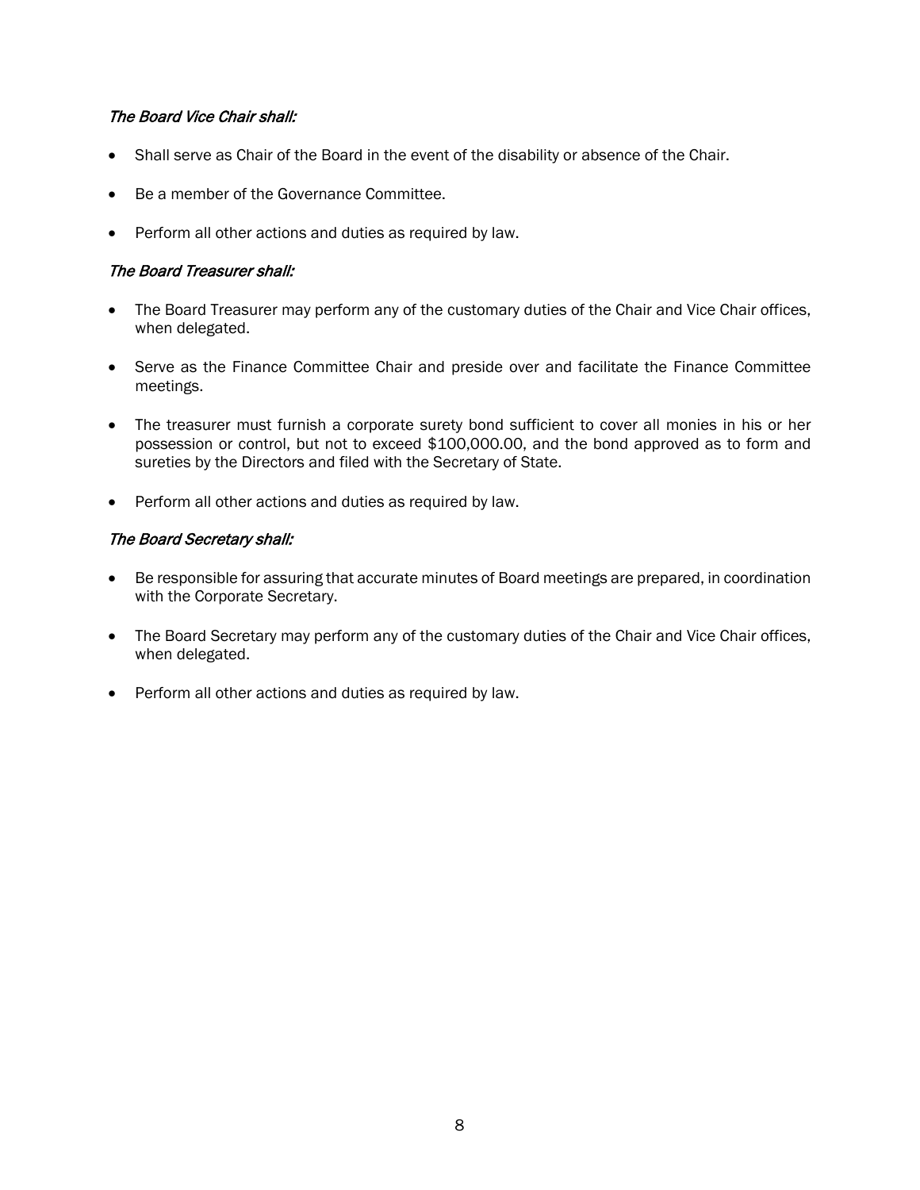*The Board Vice Chair shall:*

- Shall serve as Chair of the Board in the event of the disability or absence of the Chair.
- Be a member of the Governance Committee.
- Perform all other actions and duties as required by law.

*The Board Treasurer shall:*

- The Board Treasurer may perform any of the customary duties of the Chair and Vice Chair offices, when delegated.
- Serve as the Finance Committee Chair and preside over and facilitate the Finance Committee meetings.
- The treasurer must furnish a corporate surety bond sufficient to cover all monies in his or her possession or control, but not to exceed $100,000.00, and the bond approved as to form and sureties by the Directors and filed with the Secretary of State.
- Perform all other actions and duties as required by law.

*The Board Secretary shall:*

- Be responsible for assuring that accurate minutes of Board meetings are prepared, in coordination with the Corporate Secretary.
- The Board Secretary may perform any of the customary duties of the Chair and Vice Chair offices, when delegated.
- Perform all other actions and duties as required by law.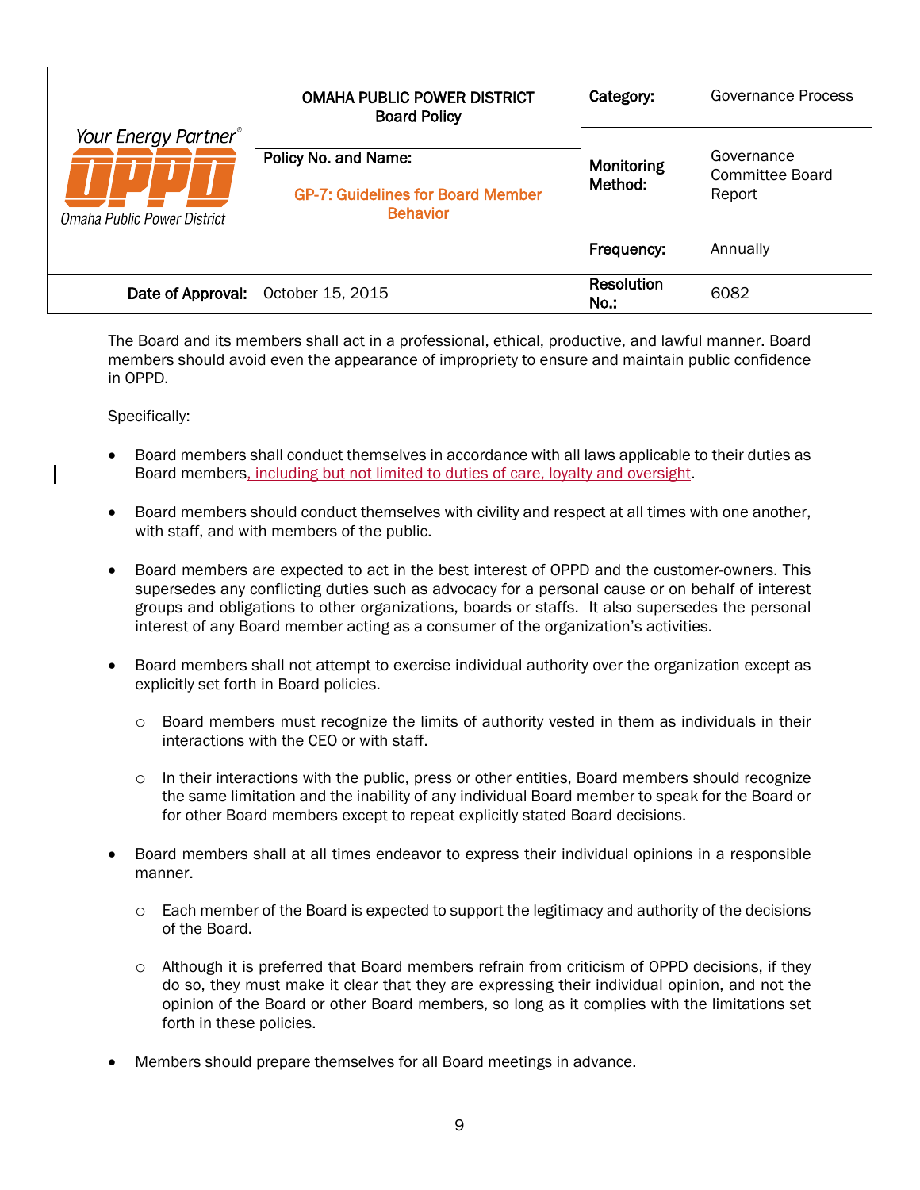| Your Energy Partner® OPPD Omaha Public Power District | OMAHA PUBLIC POWER DISTRICT Board Policy | Category: | Governance Process |
|---|---|---|---|
| | Policy No. and Name: GP-7: Guidelines for Board Member Behavior | Monitoring Method: | Governance Committee Board Report |
| | | Frequency: | Annually |
| Date of Approval: | October 15, 2015 | Resolution No.: | 6082 |

The Board and its members shall act in a professional, ethical, productive, and lawful manner. Board members should avoid even the appearance of impropriety to ensure and maintain public confidence in OPPD.

Specifically:

- Board members shall conduct themselves in accordance with all laws applicable to their duties as Board members, including but not limited to duties of care, loyalty and oversight.

- Board members should conduct themselves with civility and respect at all times with one another, with staff, and with members of the public.

- Board members are expected to act in the best interest of OPPD and the customer-owners. This supersedes any conflicting duties such as advocacy for a personal cause or on behalf of interest groups and obligations to other organizations, boards or staffs. It also supersedes the personal interest of any Board member acting as a consumer of the organization's activities.

- Board members shall not attempt to exercise individual authority over the organization except as explicitly set forth in Board policies.

  - Board members must recognize the limits of authority vested in them as individuals in their interactions with the CEO or with staff.

  - In their interactions with the public, press or other entities, Board members should recognize the same limitation and the inability of any individual Board member to speak for the Board or for other Board members except to repeat explicitly stated Board decisions.

- Board members shall at all times endeavor to express their individual opinions in a responsible manner.

  - Each member of the Board is expected to support the legitimacy and authority of the decisions of the Board.

  - Although it is preferred that Board members refrain from criticism of OPPD decisions, if they do so, they must make it clear that they are expressing their individual opinion, and not the opinion of the Board or other Board members, so long as it complies with the limitations set forth in these policies.

- Members should prepare themselves for all Board meetings in advance.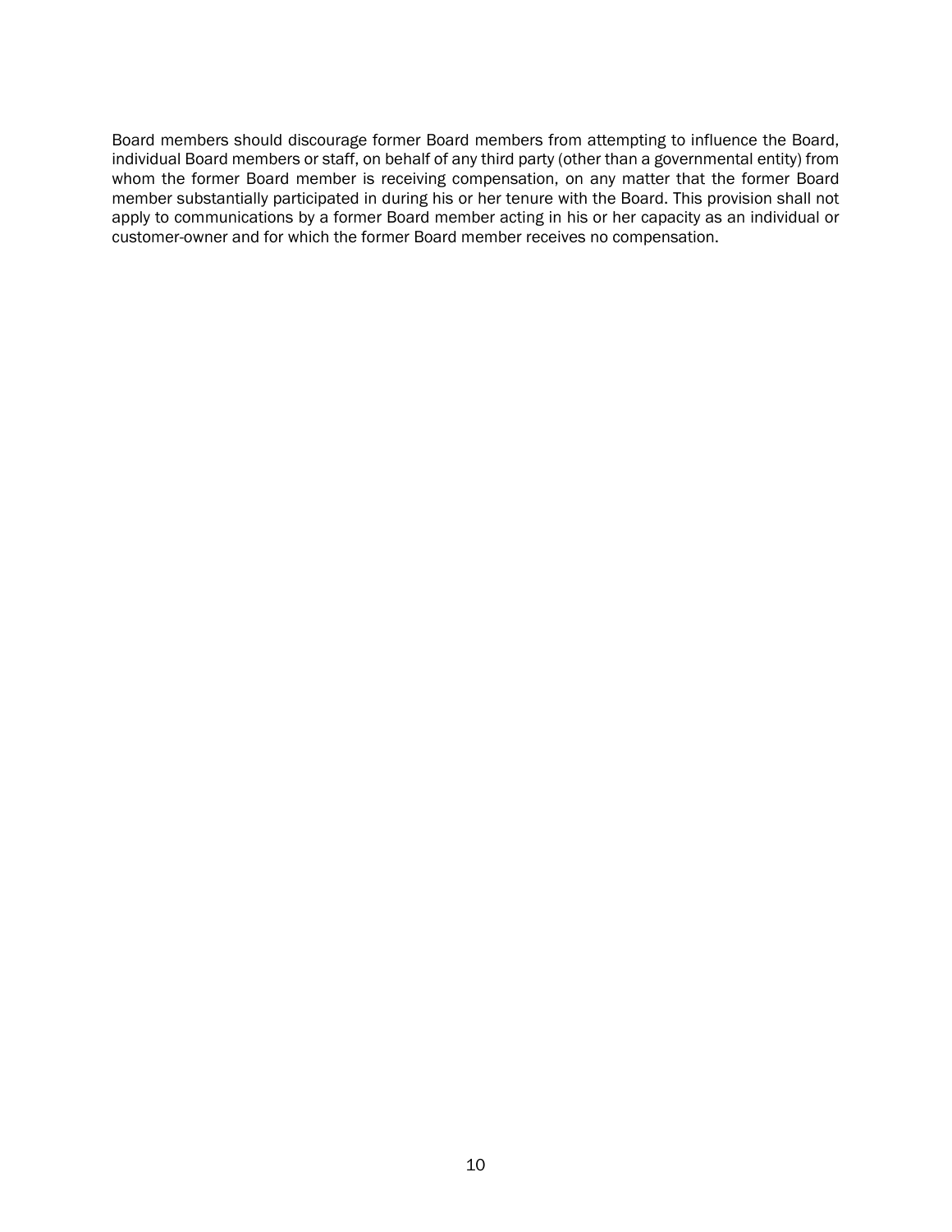Board members should discourage former Board members from attempting to influence the Board, individual Board members or staff, on behalf of any third party (other than a governmental entity) from whom the former Board member is receiving compensation, on any matter that the former Board member substantially participated in during his or her tenure with the Board. This provision shall not apply to communications by a former Board member acting in his or her capacity as an individual or customer-owner and for which the former Board member receives no compensation.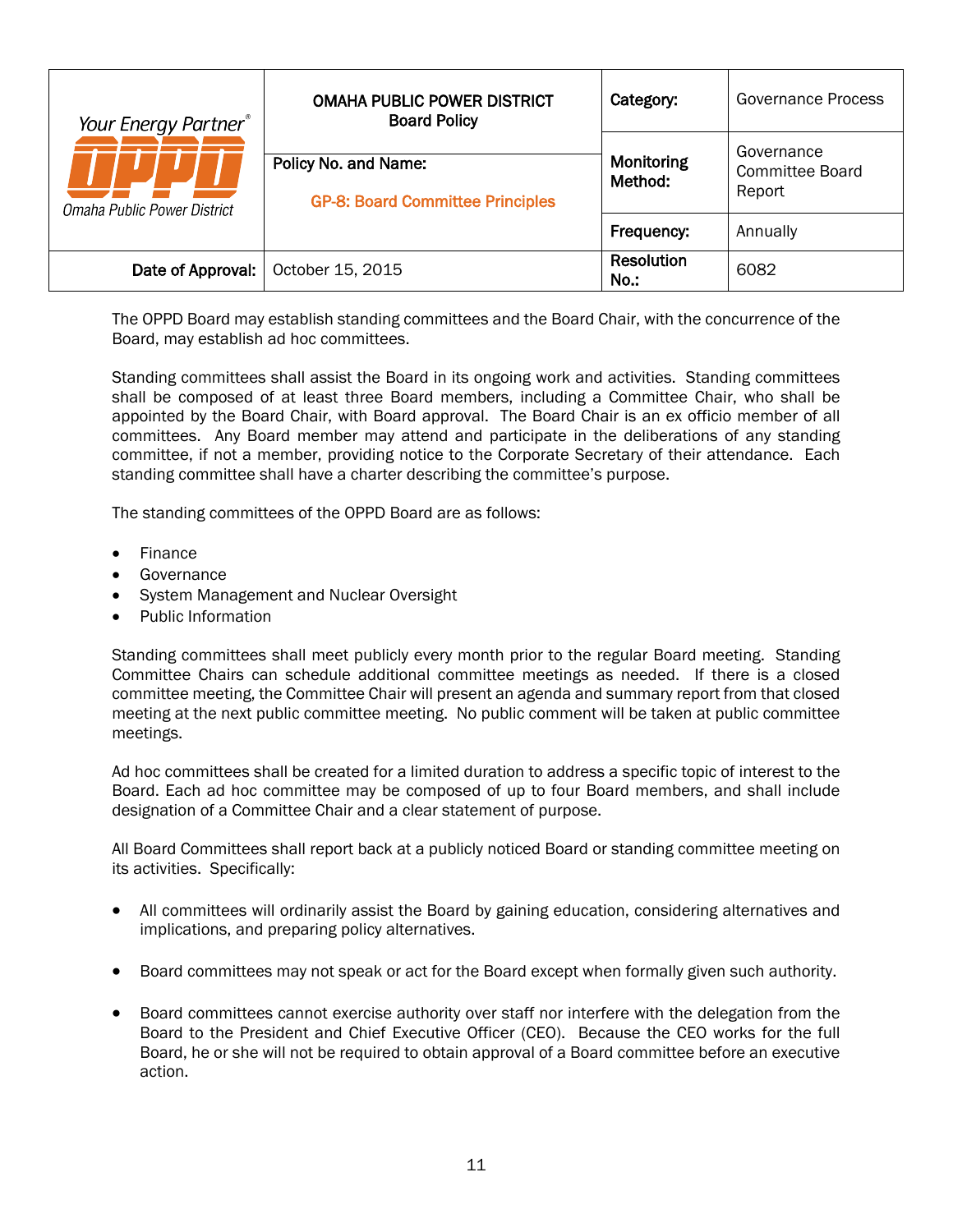| Your Energy Partner® OPPD Omaha Public Power District | OMAHA PUBLIC POWER DISTRICT Board Policy | Category: | Governance Process |
|---|---|---|---|
| | Policy No. and Name: GP-8: Board Committee Principles | Monitoring Method: | Governance Committee Board Report |
| | | Frequency: | Annually |
| Date of Approval: | October 15, 2015 | Resolution No.: | 6082 |

The OPPD Board may establish standing committees and the Board Chair, with the concurrence of the Board, may establish ad hoc committees.

Standing committees shall assist the Board in its ongoing work and activities. Standing committees shall be composed of at least three Board members, including a Committee Chair, who shall be appointed by the Board Chair, with Board approval. The Board Chair is an ex officio member of all committees. Any Board member may attend and participate in the deliberations of any standing committee, if not a member, providing notice to the Corporate Secretary of their attendance. Each standing committee shall have a charter describing the committee's purpose.

The standing committees of the OPPD Board are as follows:

- Finance
- Governance
- System Management and Nuclear Oversight
- Public Information

Standing committees shall meet publicly every month prior to the regular Board meeting. Standing Committee Chairs can schedule additional committee meetings as needed. If there is a closed committee meeting, the Committee Chair will present an agenda and summary report from that closed meeting at the next public committee meeting. No public comment will be taken at public committee meetings.

Ad hoc committees shall be created for a limited duration to address a specific topic of interest to the Board. Each ad hoc committee may be composed of up to four Board members, and shall include designation of a Committee Chair and a clear statement of purpose.

All Board Committees shall report back at a publicly noticed Board or standing committee meeting on its activities. Specifically:

- All committees will ordinarily assist the Board by gaining education, considering alternatives and implications, and preparing policy alternatives.
- Board committees may not speak or act for the Board except when formally given such authority.
- Board committees cannot exercise authority over staff nor interfere with the delegation from the Board to the President and Chief Executive Officer (CEO). Because the CEO works for the full Board, he or she will not be required to obtain approval of a Board committee before an executive action.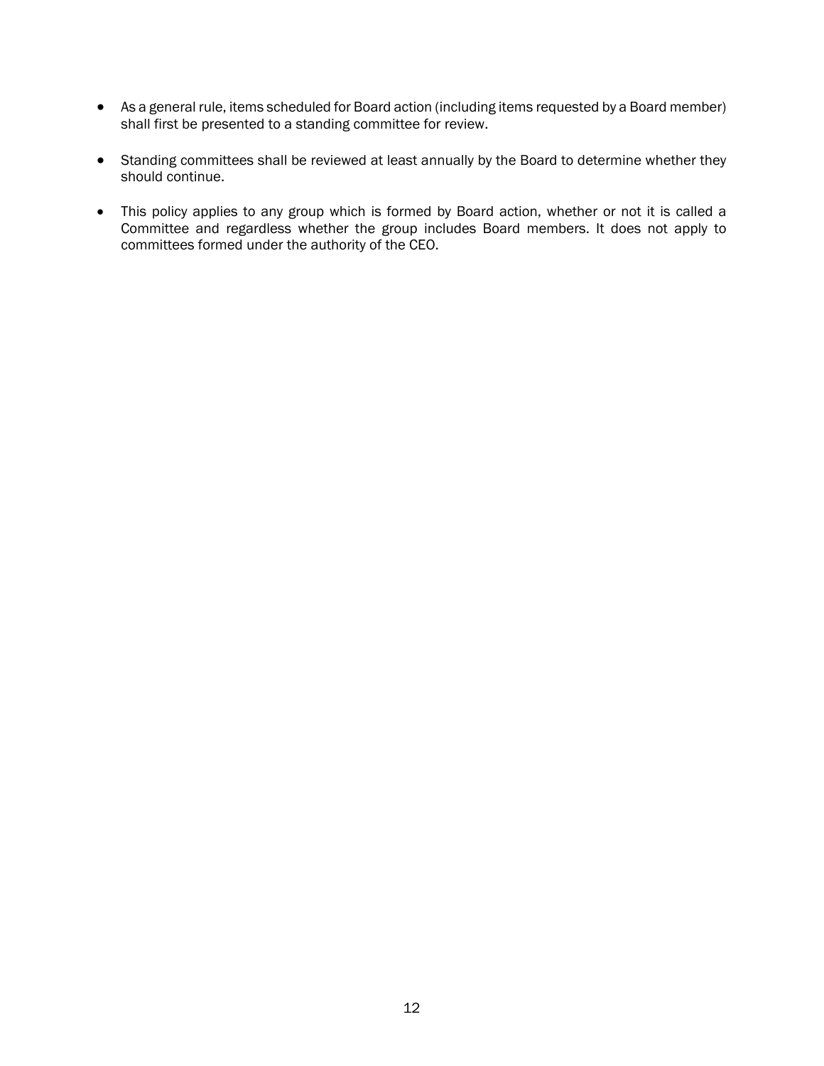- As a general rule, items scheduled for Board action (including items requested by a Board member) shall first be presented to a standing committee for review.

- Standing committees shall be reviewed at least annually by the Board to determine whether they should continue.

- This policy applies to any group which is formed by Board action, whether or not it is called a Committee and regardless whether the group includes Board members. It does not apply to committees formed under the authority of the CEO.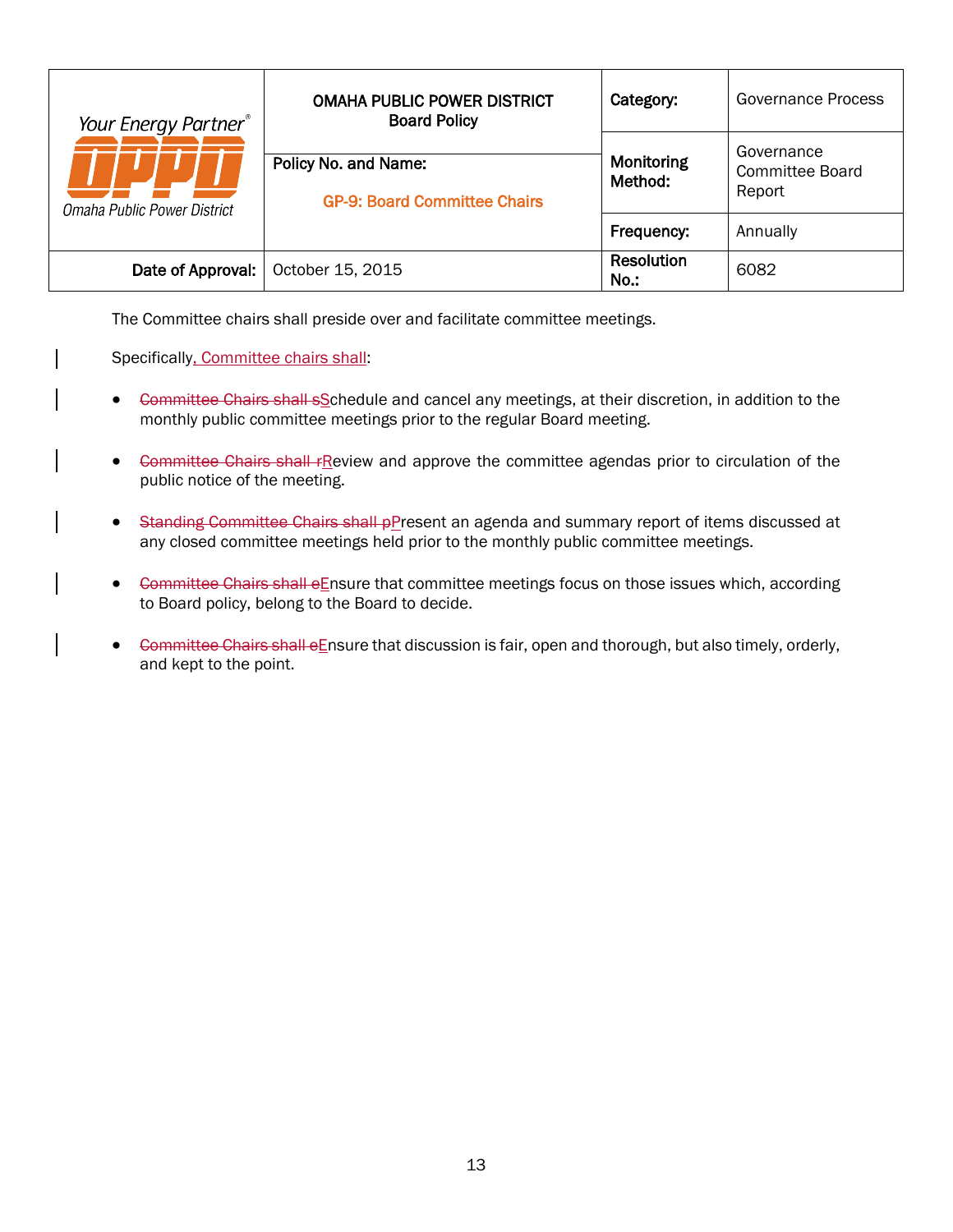| Your Energy Partner® OPPD Omaha Public Power District | OMAHA PUBLIC POWER DISTRICT Board Policy | Category: | Governance Process |
|---|---|---|---|
| | Policy No. and Name: GP-9: Board Committee Chairs | Monitoring Method: | Governance Committee Board Report |
| | | Frequency: | Annually |
| Date of Approval: | October 15, 2015 | Resolution No.: | 6082 |

The Committee chairs shall preside over and facilitate committee meetings.

Specifically, Committee chairs shall:

- ~~Committee Chairs shall s~~Schedule and cancel any meetings, at their discretion, in addition to the monthly public committee meetings prior to the regular Board meeting.
- ~~Committee Chairs shall r~~Review and approve the committee agendas prior to circulation of the public notice of the meeting.
- ~~Standing Committee Chairs shall p~~Present an agenda and summary report of items discussed at any closed committee meetings held prior to the monthly public committee meetings.
- ~~Committee Chairs shall e~~Ensure that committee meetings focus on those issues which, according to Board policy, belong to the Board to decide.
- ~~Committee Chairs shall e~~Ensure that discussion is fair, open and thorough, but also timely, orderly, and kept to the point.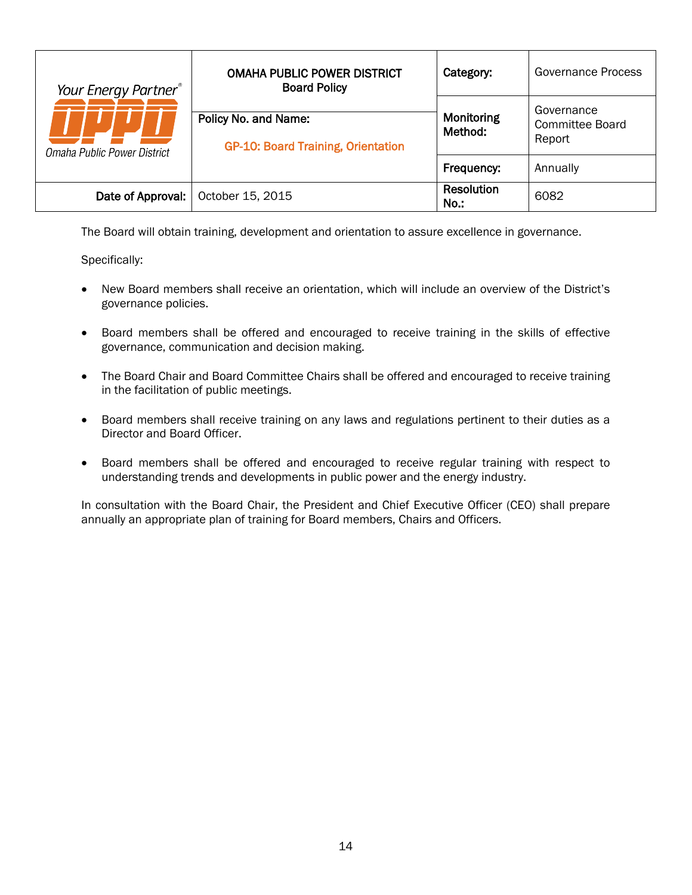| Your Energy Partner® OPPD Omaha Public Power District | OMAHA PUBLIC POWER DISTRICT Board Policy | Category: | Governance Process |
|---|---|---|---|
| | Policy No. and Name: GP-10: Board Training, Orientation | Monitoring Method: | Governance Committee Board Report |
| | | Frequency: | Annually |
| Date of Approval: | October 15, 2015 | Resolution No.: | 6082 |

The Board will obtain training, development and orientation to assure excellence in governance.

Specifically:

- New Board members shall receive an orientation, which will include an overview of the District's governance policies.
- Board members shall be offered and encouraged to receive training in the skills of effective governance, communication and decision making.
- The Board Chair and Board Committee Chairs shall be offered and encouraged to receive training in the facilitation of public meetings.
- Board members shall receive training on any laws and regulations pertinent to their duties as a Director and Board Officer.
- Board members shall be offered and encouraged to receive regular training with respect to understanding trends and developments in public power and the energy industry.

In consultation with the Board Chair, the President and Chief Executive Officer (CEO) shall prepare annually an appropriate plan of training for Board members, Chairs and Officers.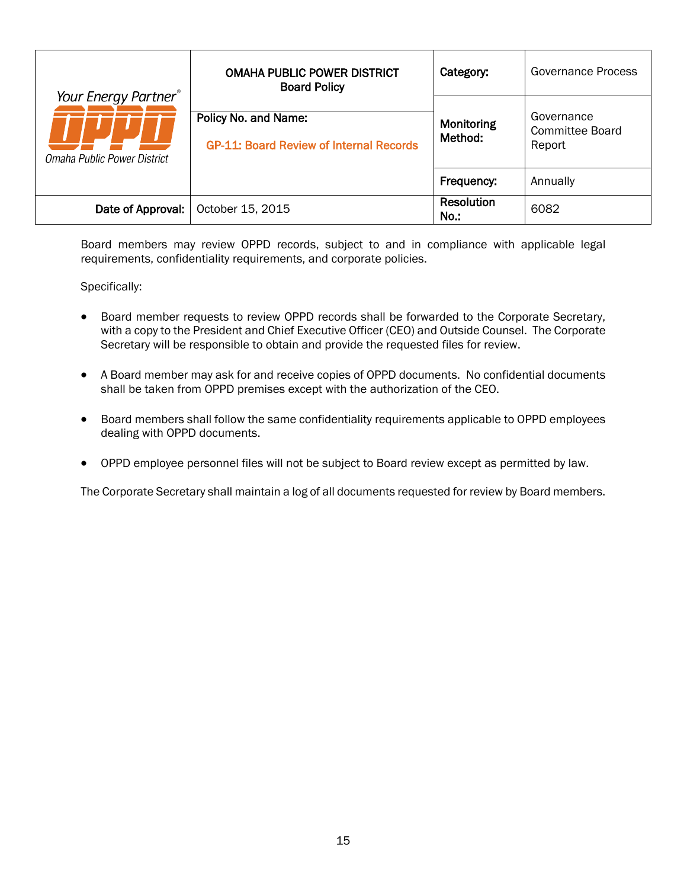| Your Energy Partner® OPPD Omaha Public Power District | OMAHA PUBLIC POWER DISTRICT Board Policy | Category: | Governance Process |
|---|---|---|---|
| | Policy No. and Name: GP-11: Board Review of Internal Records | Monitoring Method: | Governance Committee Board Report |
| | | Frequency: | Annually |
| Date of Approval: | October 15, 2015 | Resolution No.: | 6082 |

Board members may review OPPD records, subject to and in compliance with applicable legal requirements, confidentiality requirements, and corporate policies.

Specifically:

- Board member requests to review OPPD records shall be forwarded to the Corporate Secretary, with a copy to the President and Chief Executive Officer (CEO) and Outside Counsel. The Corporate Secretary will be responsible to obtain and provide the requested files for review.
- A Board member may ask for and receive copies of OPPD documents. No confidential documents shall be taken from OPPD premises except with the authorization of the CEO.
- Board members shall follow the same confidentiality requirements applicable to OPPD employees dealing with OPPD documents.
- OPPD employee personnel files will not be subject to Board review except as permitted by law.

The Corporate Secretary shall maintain a log of all documents requested for review by Board members.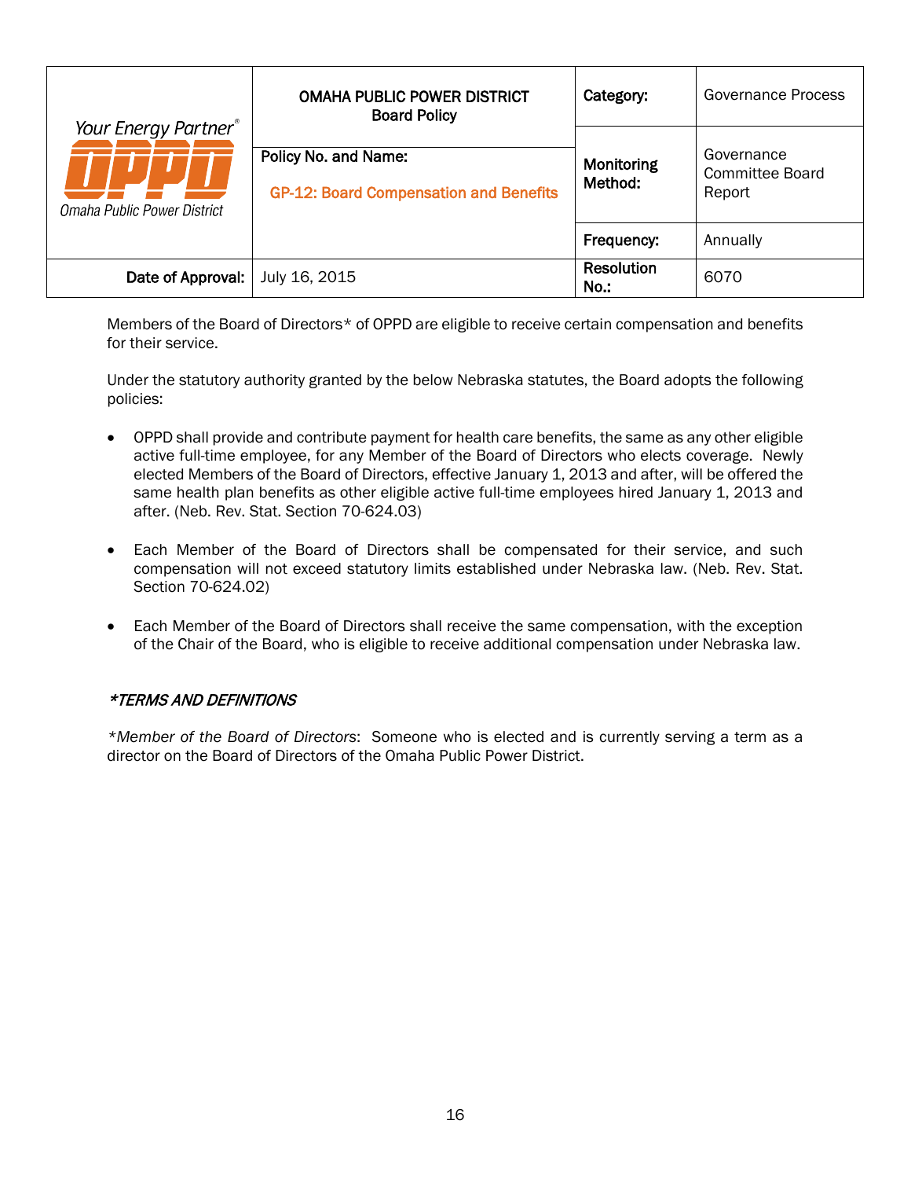| Your Energy Partner® OPPD Omaha Public Power District | OMAHA PUBLIC POWER DISTRICT Board Policy | Category: | Governance Process |
|---|---|---|---|
| | Policy No. and Name: GP-12: Board Compensation and Benefits | Monitoring Method: | Governance Committee Board Report |
| | | Frequency: | Annually |
| Date of Approval: | July 16, 2015 | Resolution No.: | 6070 |

Members of the Board of Directors* of OPPD are eligible to receive certain compensation and benefits for their service.

Under the statutory authority granted by the below Nebraska statutes, the Board adopts the following policies:

- OPPD shall provide and contribute payment for health care benefits, the same as any other eligible active full-time employee, for any Member of the Board of Directors who elects coverage. Newly elected Members of the Board of Directors, effective January 1, 2013 and after, will be offered the same health plan benefits as other eligible active full-time employees hired January 1, 2013 and after. (Neb. Rev. Stat. Section 70-624.03)

- Each Member of the Board of Directors shall be compensated for their service, and such compensation will not exceed statutory limits established under Nebraska law. (Neb. Rev. Stat. Section 70-624.02)

- Each Member of the Board of Directors shall receive the same compensation, with the exception of the Chair of the Board, who is eligible to receive additional compensation under Nebraska law.

***TERMS AND DEFINITIONS***

*\*Member of the Board of Directors*: Someone who is elected and is currently serving a term as a director on the Board of Directors of the Omaha Public Power District.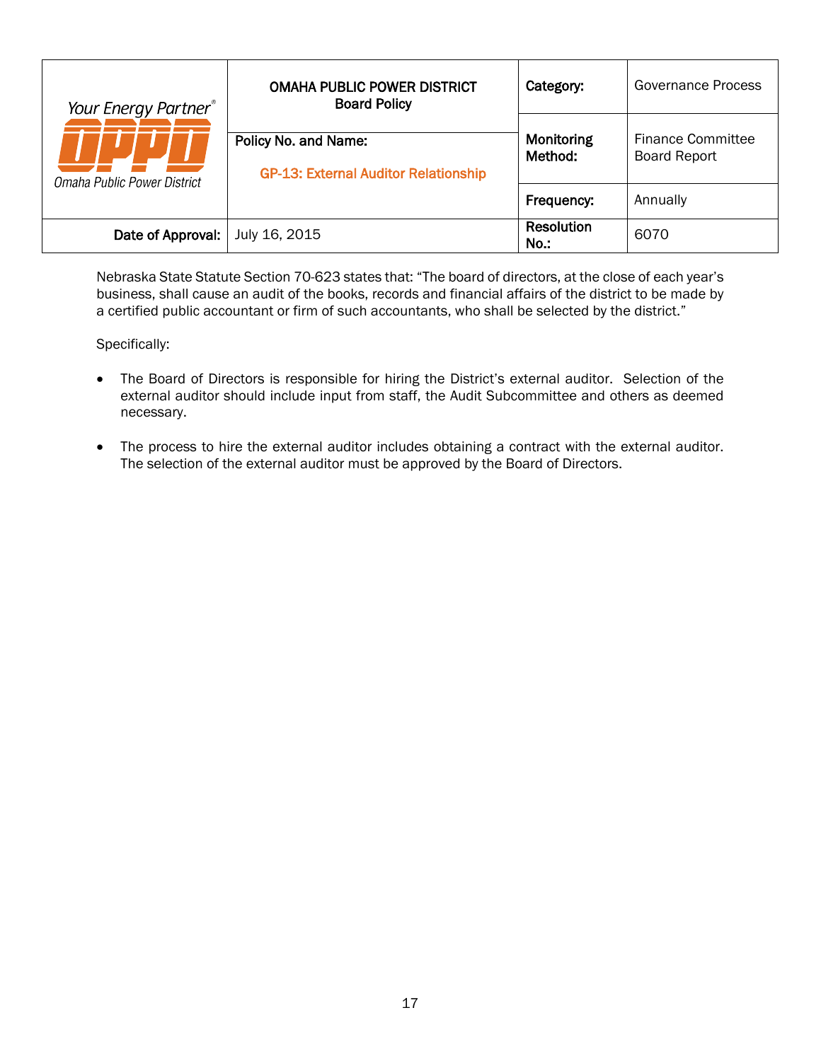| Your Energy Partner® OPPD Omaha Public Power District | OMAHA PUBLIC POWER DISTRICT Board Policy | Category: | Governance Process |
|---|---|---|---|
| | Policy No. and Name: GP-13: External Auditor Relationship | Monitoring Method: | Finance Committee Board Report |
| | | Frequency: | Annually |
| Date of Approval: | July 16, 2015 | Resolution No.: | 6070 |

Nebraska State Statute Section 70-623 states that: "The board of directors, at the close of each year's business, shall cause an audit of the books, records and financial affairs of the district to be made by a certified public accountant or firm of such accountants, who shall be selected by the district."

Specifically:

- The Board of Directors is responsible for hiring the District's external auditor. Selection of the external auditor should include input from staff, the Audit Subcommittee and others as deemed necessary.
- The process to hire the external auditor includes obtaining a contract with the external auditor. The selection of the external auditor must be approved by the Board of Directors.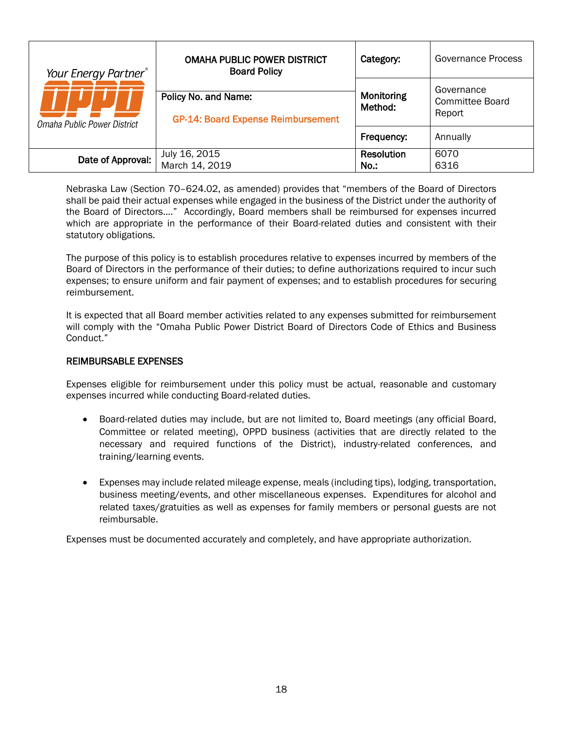| Your Energy Partner® OPPD Omaha Public Power District | OMAHA PUBLIC POWER DISTRICT Board Policy | Category: | Governance Process |
|---|---|---|---|
| | Policy No. and Name: GP-14: Board Expense Reimbursement | Monitoring Method: | Governance Committee Board Report |
| | | Frequency: | Annually |
| Date of Approval: | July 16, 2015 March 14, 2019 | Resolution No.: | 6070 6316 |

Nebraska Law (Section 70–624.02, as amended) provides that "members of the Board of Directors shall be paid their actual expenses while engaged in the business of the District under the authority of the Board of Directors…." Accordingly, Board members shall be reimbursed for expenses incurred which are appropriate in the performance of their Board-related duties and consistent with their statutory obligations.

The purpose of this policy is to establish procedures relative to expenses incurred by members of the Board of Directors in the performance of their duties; to define authorizations required to incur such expenses; to ensure uniform and fair payment of expenses; and to establish procedures for securing reimbursement.

It is expected that all Board member activities related to any expenses submitted for reimbursement will comply with the "Omaha Public Power District Board of Directors Code of Ethics and Business Conduct."

## REIMBURSABLE EXPENSES

Expenses eligible for reimbursement under this policy must be actual, reasonable and customary expenses incurred while conducting Board-related duties.

- Board-related duties may include, but are not limited to, Board meetings (any official Board, Committee or related meeting), OPPD business (activities that are directly related to the necessary and required functions of the District), industry-related conferences, and training/learning events.

- Expenses may include related mileage expense, meals (including tips), lodging, transportation, business meeting/events, and other miscellaneous expenses. Expenditures for alcohol and related taxes/gratuities as well as expenses for family members or personal guests are not reimbursable.

Expenses must be documented accurately and completely, and have appropriate authorization.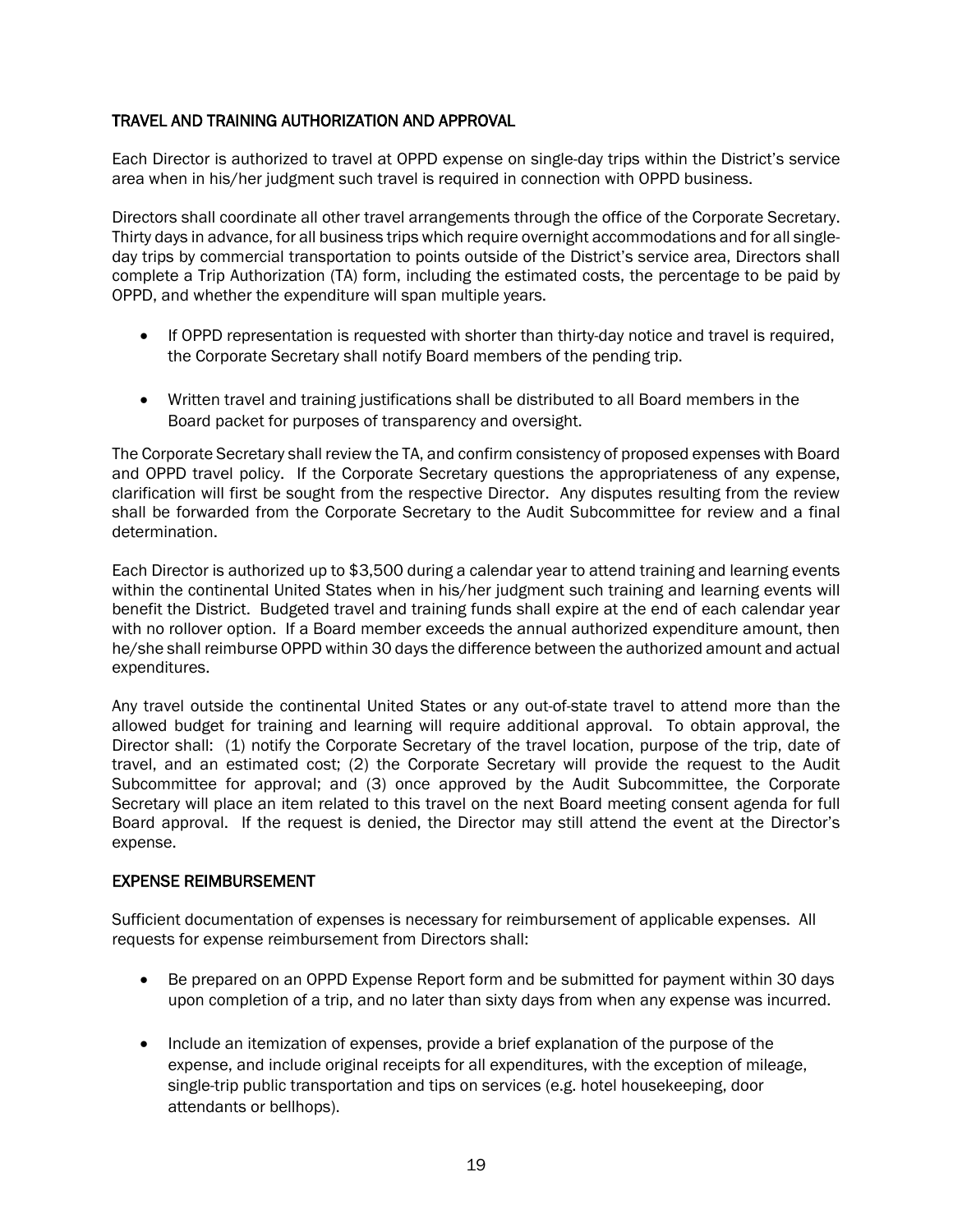## TRAVEL AND TRAINING AUTHORIZATION AND APPROVAL

Each Director is authorized to travel at OPPD expense on single-day trips within the District's service area when in his/her judgment such travel is required in connection with OPPD business.

Directors shall coordinate all other travel arrangements through the office of the Corporate Secretary. Thirty days in advance, for all business trips which require overnight accommodations and for all single-day trips by commercial transportation to points outside of the District's service area, Directors shall complete a Trip Authorization (TA) form, including the estimated costs, the percentage to be paid by OPPD, and whether the expenditure will span multiple years.

- If OPPD representation is requested with shorter than thirty-day notice and travel is required, the Corporate Secretary shall notify Board members of the pending trip.
- Written travel and training justifications shall be distributed to all Board members in the Board packet for purposes of transparency and oversight.

The Corporate Secretary shall review the TA, and confirm consistency of proposed expenses with Board and OPPD travel policy. If the Corporate Secretary questions the appropriateness of any expense, clarification will first be sought from the respective Director. Any disputes resulting from the review shall be forwarded from the Corporate Secretary to the Audit Subcommittee for review and a final determination.

Each Director is authorized up to $3,500 during a calendar year to attend training and learning events within the continental United States when in his/her judgment such training and learning events will benefit the District. Budgeted travel and training funds shall expire at the end of each calendar year with no rollover option. If a Board member exceeds the annual authorized expenditure amount, then he/she shall reimburse OPPD within 30 days the difference between the authorized amount and actual expenditures.

Any travel outside the continental United States or any out-of-state travel to attend more than the allowed budget for training and learning will require additional approval. To obtain approval, the Director shall: (1) notify the Corporate Secretary of the travel location, purpose of the trip, date of travel, and an estimated cost; (2) the Corporate Secretary will provide the request to the Audit Subcommittee for approval; and (3) once approved by the Audit Subcommittee, the Corporate Secretary will place an item related to this travel on the next Board meeting consent agenda for full Board approval. If the request is denied, the Director may still attend the event at the Director's expense.

## EXPENSE REIMBURSEMENT

Sufficient documentation of expenses is necessary for reimbursement of applicable expenses. All requests for expense reimbursement from Directors shall:

- Be prepared on an OPPD Expense Report form and be submitted for payment within 30 days upon completion of a trip, and no later than sixty days from when any expense was incurred.
- Include an itemization of expenses, provide a brief explanation of the purpose of the expense, and include original receipts for all expenditures, with the exception of mileage, single-trip public transportation and tips on services (e.g. hotel housekeeping, door attendants or bellhops).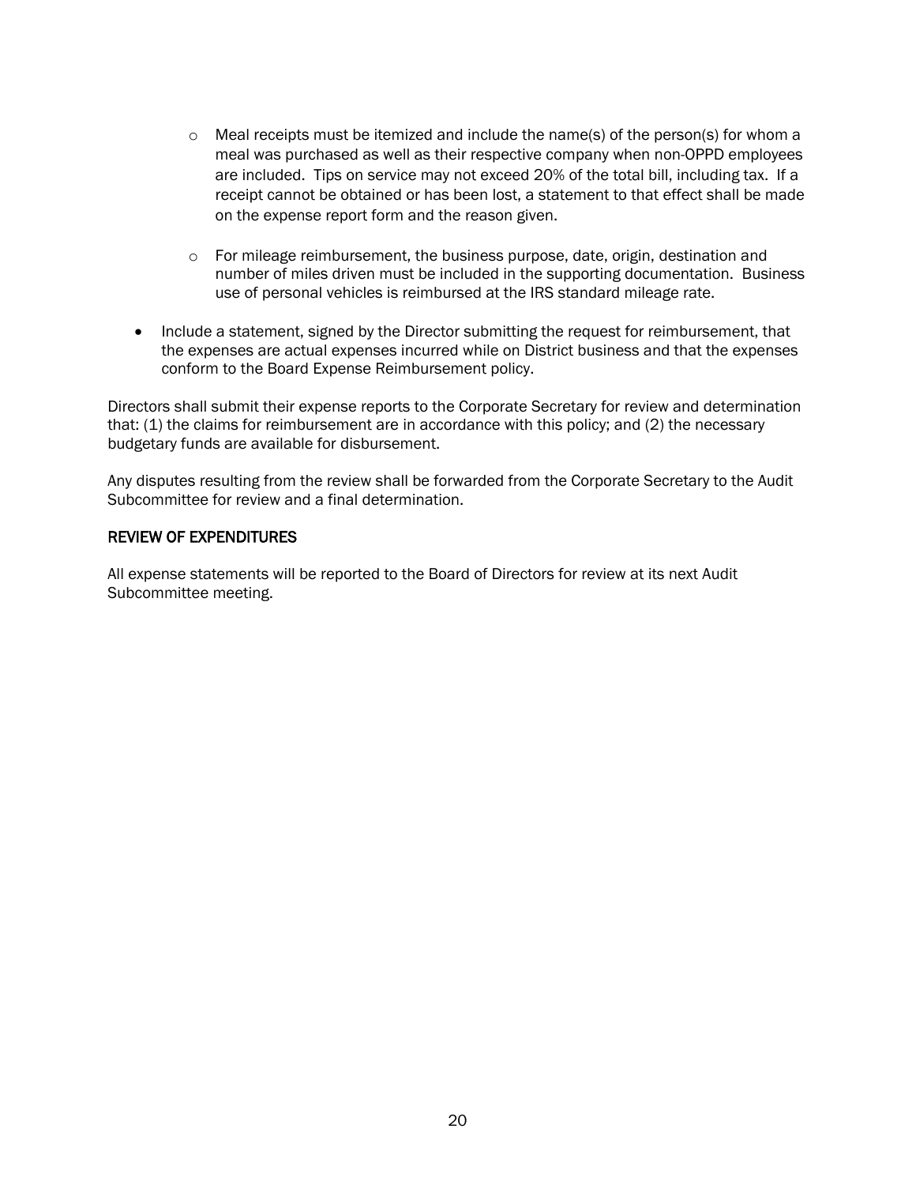- Meal receipts must be itemized and include the name(s) of the person(s) for whom a meal was purchased as well as their respective company when non-OPPD employees are included. Tips on service may not exceed 20% of the total bill, including tax. If a receipt cannot be obtained or has been lost, a statement to that effect shall be made on the expense report form and the reason given.

  - For mileage reimbursement, the business purpose, date, origin, destination and number of miles driven must be included in the supporting documentation. Business use of personal vehicles is reimbursed at the IRS standard mileage rate.

- Include a statement, signed by the Director submitting the request for reimbursement, that the expenses are actual expenses incurred while on District business and that the expenses conform to the Board Expense Reimbursement policy.

Directors shall submit their expense reports to the Corporate Secretary for review and determination that: (1) the claims for reimbursement are in accordance with this policy; and (2) the necessary budgetary funds are available for disbursement.

Any disputes resulting from the review shall be forwarded from the Corporate Secretary to the Audit Subcommittee for review and a final determination.

## REVIEW OF EXPENDITURES

All expense statements will be reported to the Board of Directors for review at its next Audit Subcommittee meeting.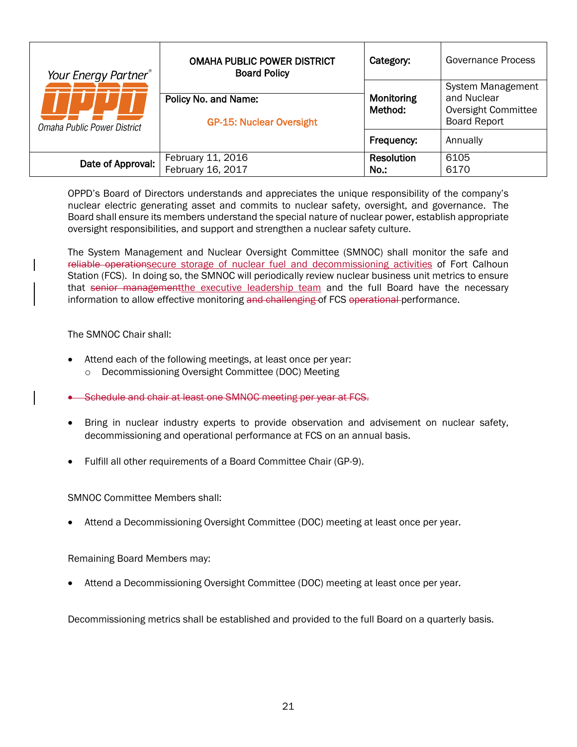| Your Energy Partner® OPPD Omaha Public Power District | OMAHA PUBLIC POWER DISTRICT<br>Board Policy | Category: | Governance Process |
|---|---|---|---|
| | Policy No. and Name:<br><br>GP-15: Nuclear Oversight | Monitoring Method: | System Management and Nuclear Oversight Committee Board Report |
| | | Frequency: | Annually |
| Date of Approval: | February 11, 2016<br>February 16, 2017 | Resolution No.: | 6105<br>6170 |

OPPD's Board of Directors understands and appreciates the unique responsibility of the company's nuclear electric generating asset and commits to nuclear safety, oversight, and governance. The Board shall ensure its members understand the special nature of nuclear power, establish appropriate oversight responsibilities, and support and strengthen a nuclear safety culture.

The System Management and Nuclear Oversight Committee (SMNOC) shall monitor the safe and ~~reliable operation~~<u>secure storage of nuclear fuel and decommissioning activities</u> of Fort Calhoun Station (FCS). In doing so, the SMNOC will periodically review nuclear business unit metrics to ensure that ~~senior management~~<u>the executive leadership team</u> and the full Board have the necessary information to allow effective monitoring ~~and challenging~~ of FCS ~~operational~~ performance.

The SMNOC Chair shall:

- Attend each of the following meetings, at least once per year:
  - Decommissioning Oversight Committee (DOC) Meeting

- ~~Schedule and chair at least one SMNOC meeting per year at FCS.~~

- Bring in nuclear industry experts to provide observation and advisement on nuclear safety, decommissioning and operational performance at FCS on an annual basis.

- Fulfill all other requirements of a Board Committee Chair (GP-9).

SMNOC Committee Members shall:

- Attend a Decommissioning Oversight Committee (DOC) meeting at least once per year.

Remaining Board Members may:

- Attend a Decommissioning Oversight Committee (DOC) meeting at least once per year.

Decommissioning metrics shall be established and provided to the full Board on a quarterly basis.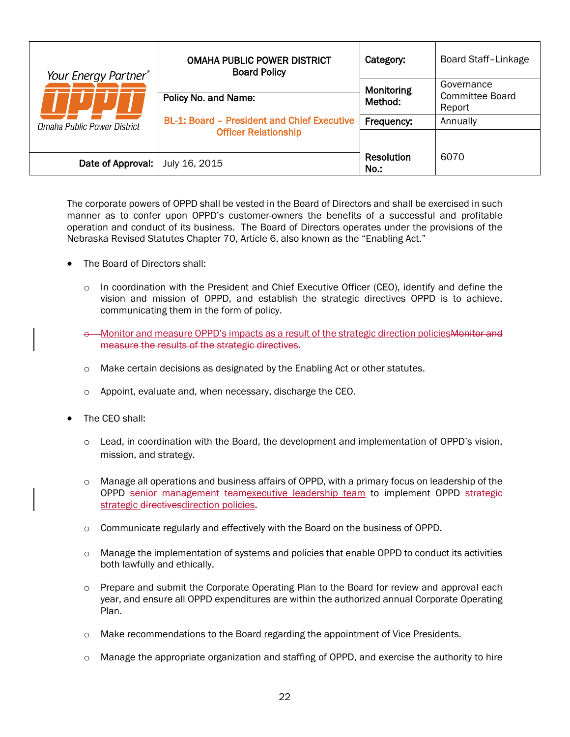| Your Energy Partner® OPPD Omaha Public Power District | OMAHA PUBLIC POWER DISTRICT<br>Board Policy | Category: | Board Staff–Linkage |
|---|---|---|---|
| | Policy No. and Name:<br>BL-1: Board – President and Chief Executive Officer Relationship | Monitoring Method: | Governance Committee Board Report |
| | | Frequency: | Annually |
| Date of Approval: | July 16, 2015 | Resolution No.: | 6070 |

The corporate powers of OPPD shall be vested in the Board of Directors and shall be exercised in such manner as to confer upon OPPD's customer-owners the benefits of a successful and profitable operation and conduct of its business. The Board of Directors operates under the provisions of the Nebraska Revised Statutes Chapter 70, Article 6, also known as the "Enabling Act."

- The Board of Directors shall:
  - In coordination with the President and Chief Executive Officer (CEO), identify and define the vision and mission of OPPD, and establish the strategic directives OPPD is to achieve, communicating them in the form of policy.
  - Monitor and measure OPPD's impacts as a result of the strategic direction policies~~Monitor and measure the results of the strategic directives.~~
  - Make certain decisions as designated by the Enabling Act or other statutes.
  - Appoint, evaluate and, when necessary, discharge the CEO.
- The CEO shall:
  - Lead, in coordination with the Board, the development and implementation of OPPD's vision, mission, and strategy.
  - Manage all operations and business affairs of OPPD, with a primary focus on leadership of the OPPD ~~senior management team~~executive leadership team to implement OPPD ~~strategic~~ strategic ~~directives~~direction policies.
  - Communicate regularly and effectively with the Board on the business of OPPD.
  - Manage the implementation of systems and policies that enable OPPD to conduct its activities both lawfully and ethically.
  - Prepare and submit the Corporate Operating Plan to the Board for review and approval each year, and ensure all OPPD expenditures are within the authorized annual Corporate Operating Plan.
  - Make recommendations to the Board regarding the appointment of Vice Presidents.
  - Manage the appropriate organization and staffing of OPPD, and exercise the authority to hire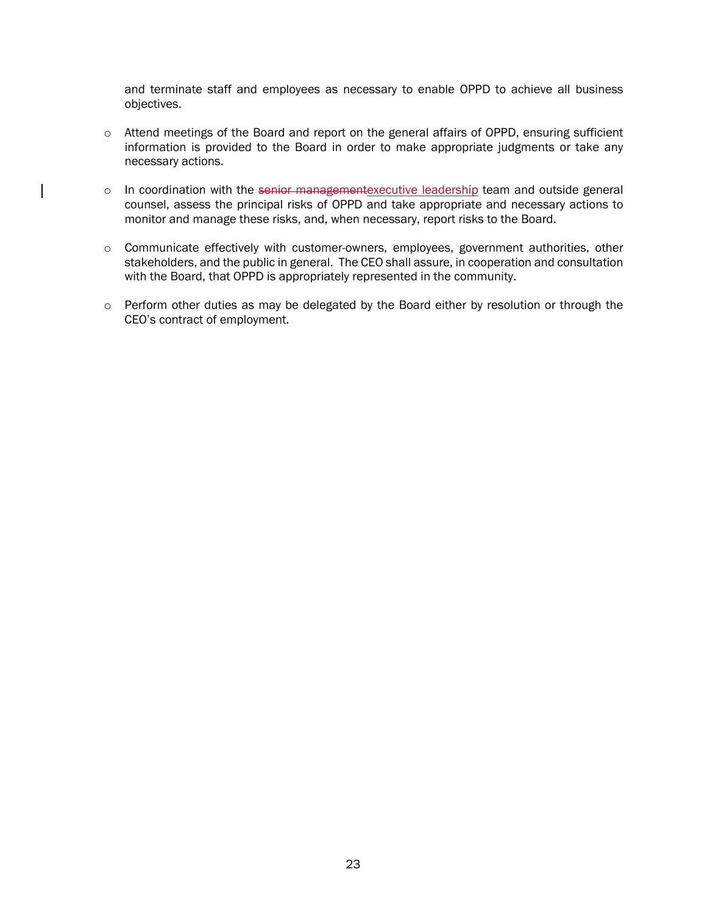and terminate staff and employees as necessary to enable OPPD to achieve all business objectives.

- Attend meetings of the Board and report on the general affairs of OPPD, ensuring sufficient information is provided to the Board in order to make appropriate judgments or take any necessary actions.

- In coordination with the ~~senior management~~executive leadership team and outside general counsel, assess the principal risks of OPPD and take appropriate and necessary actions to monitor and manage these risks, and, when necessary, report risks to the Board.

- Communicate effectively with customer-owners, employees, government authorities, other stakeholders, and the public in general. The CEO shall assure, in cooperation and consultation with the Board, that OPPD is appropriately represented in the community.

- Perform other duties as may be delegated by the Board either by resolution or through the CEO's contract of employment.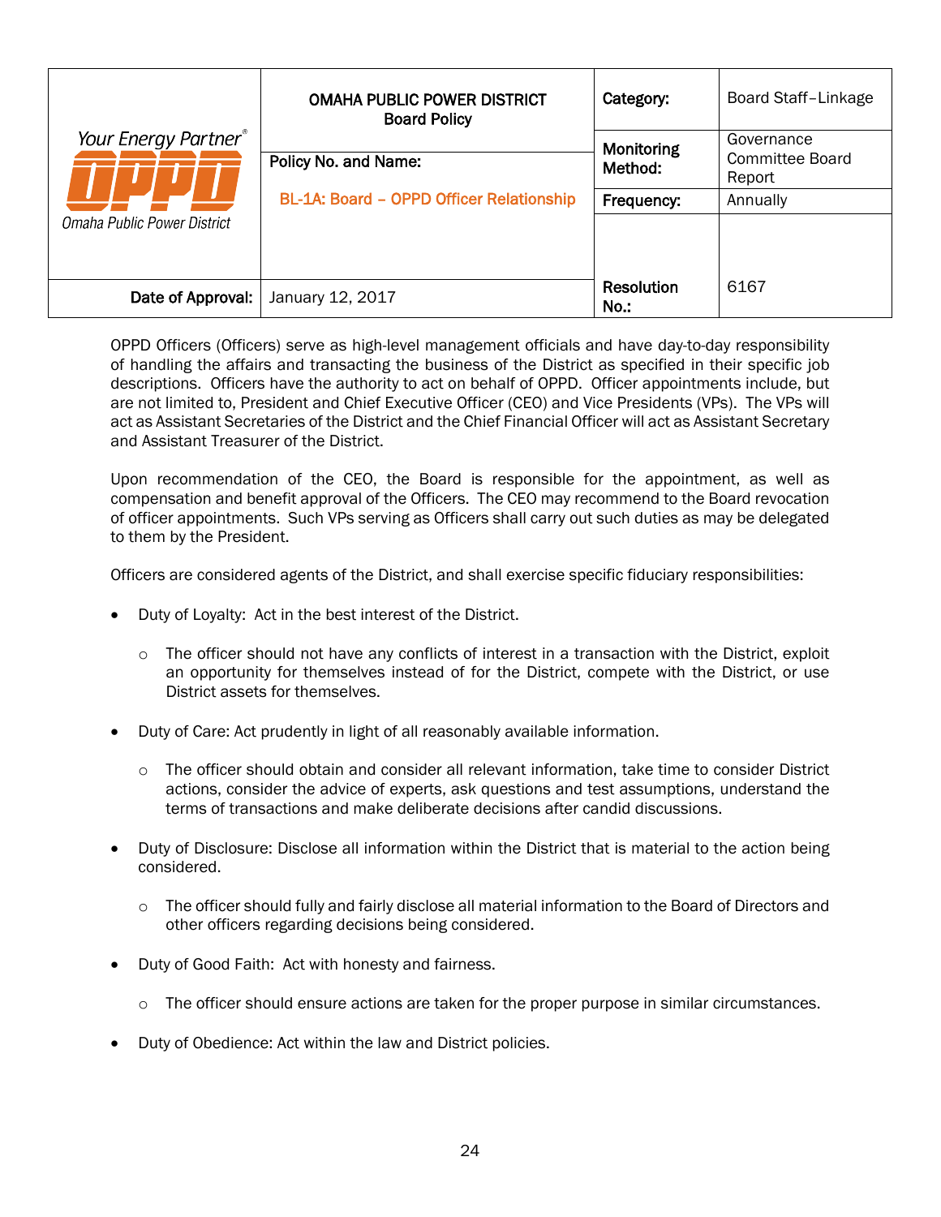| Your Energy Partner® OPPD Omaha Public Power District | OMAHA PUBLIC POWER DISTRICT Board Policy | Category: | Board Staff–Linkage |
|---|---|---|---|
| | Policy No. and Name: BL-1A: Board – OPPD Officer Relationship | Monitoring Method: | Governance Committee Board Report |
| | | Frequency: | Annually |
| Date of Approval: | January 12, 2017 | Resolution No.: | 6167 |

OPPD Officers (Officers) serve as high-level management officials and have day-to-day responsibility of handling the affairs and transacting the business of the District as specified in their specific job descriptions. Officers have the authority to act on behalf of OPPD. Officer appointments include, but are not limited to, President and Chief Executive Officer (CEO) and Vice Presidents (VPs). The VPs will act as Assistant Secretaries of the District and the Chief Financial Officer will act as Assistant Secretary and Assistant Treasurer of the District.

Upon recommendation of the CEO, the Board is responsible for the appointment, as well as compensation and benefit approval of the Officers. The CEO may recommend to the Board revocation of officer appointments. Such VPs serving as Officers shall carry out such duties as may be delegated to them by the President.

Officers are considered agents of the District, and shall exercise specific fiduciary responsibilities:

- Duty of Loyalty: Act in the best interest of the District.
  - The officer should not have any conflicts of interest in a transaction with the District, exploit an opportunity for themselves instead of for the District, compete with the District, or use District assets for themselves.
- Duty of Care: Act prudently in light of all reasonably available information.
  - The officer should obtain and consider all relevant information, take time to consider District actions, consider the advice of experts, ask questions and test assumptions, understand the terms of transactions and make deliberate decisions after candid discussions.
- Duty of Disclosure: Disclose all information within the District that is material to the action being considered.
  - The officer should fully and fairly disclose all material information to the Board of Directors and other officers regarding decisions being considered.
- Duty of Good Faith: Act with honesty and fairness.
  - The officer should ensure actions are taken for the proper purpose in similar circumstances.
- Duty of Obedience: Act within the law and District policies.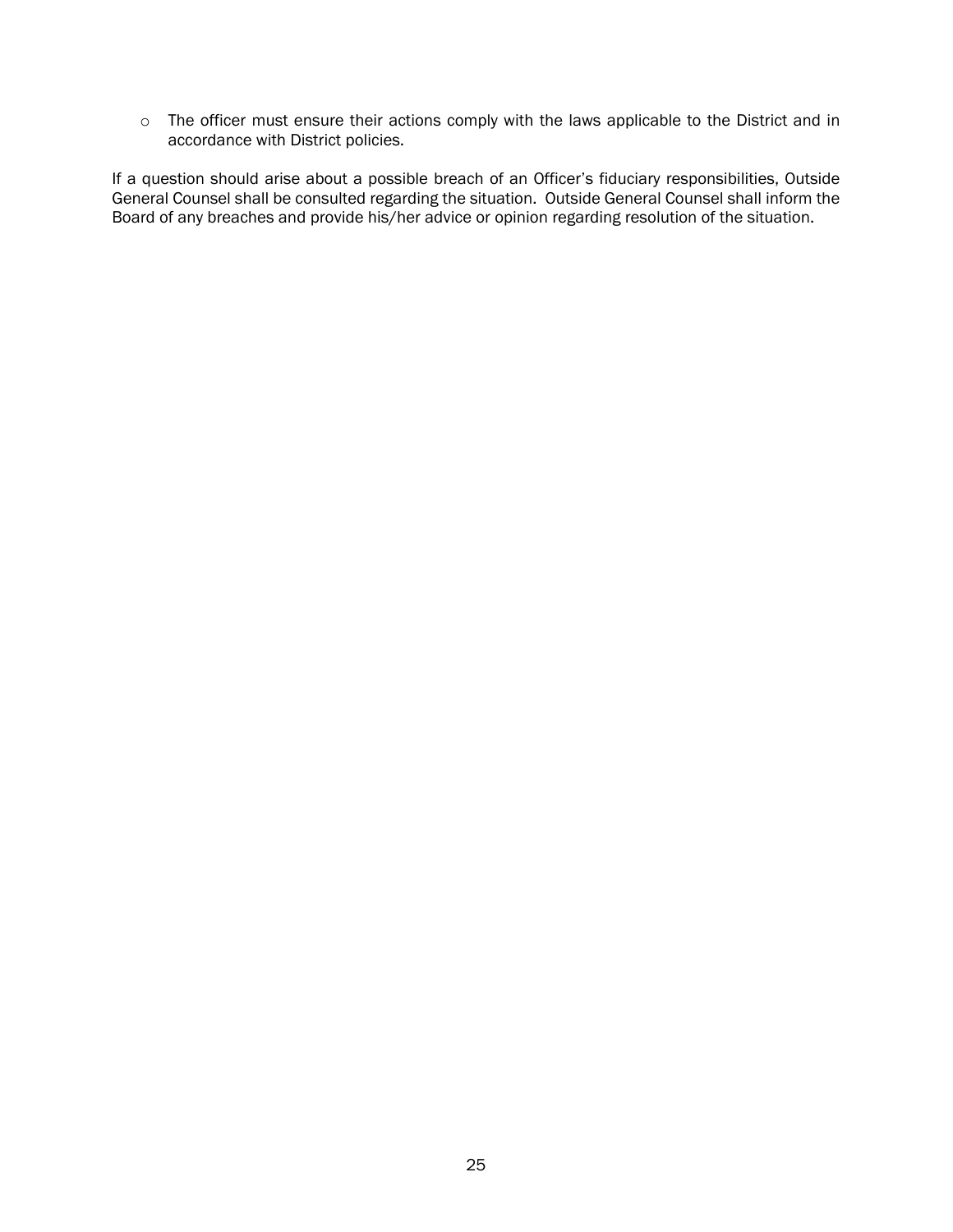- The officer must ensure their actions comply with the laws applicable to the District and in accordance with District policies.

If a question should arise about a possible breach of an Officer's fiduciary responsibilities, Outside General Counsel shall be consulted regarding the situation. Outside General Counsel shall inform the Board of any breaches and provide his/her advice or opinion regarding resolution of the situation.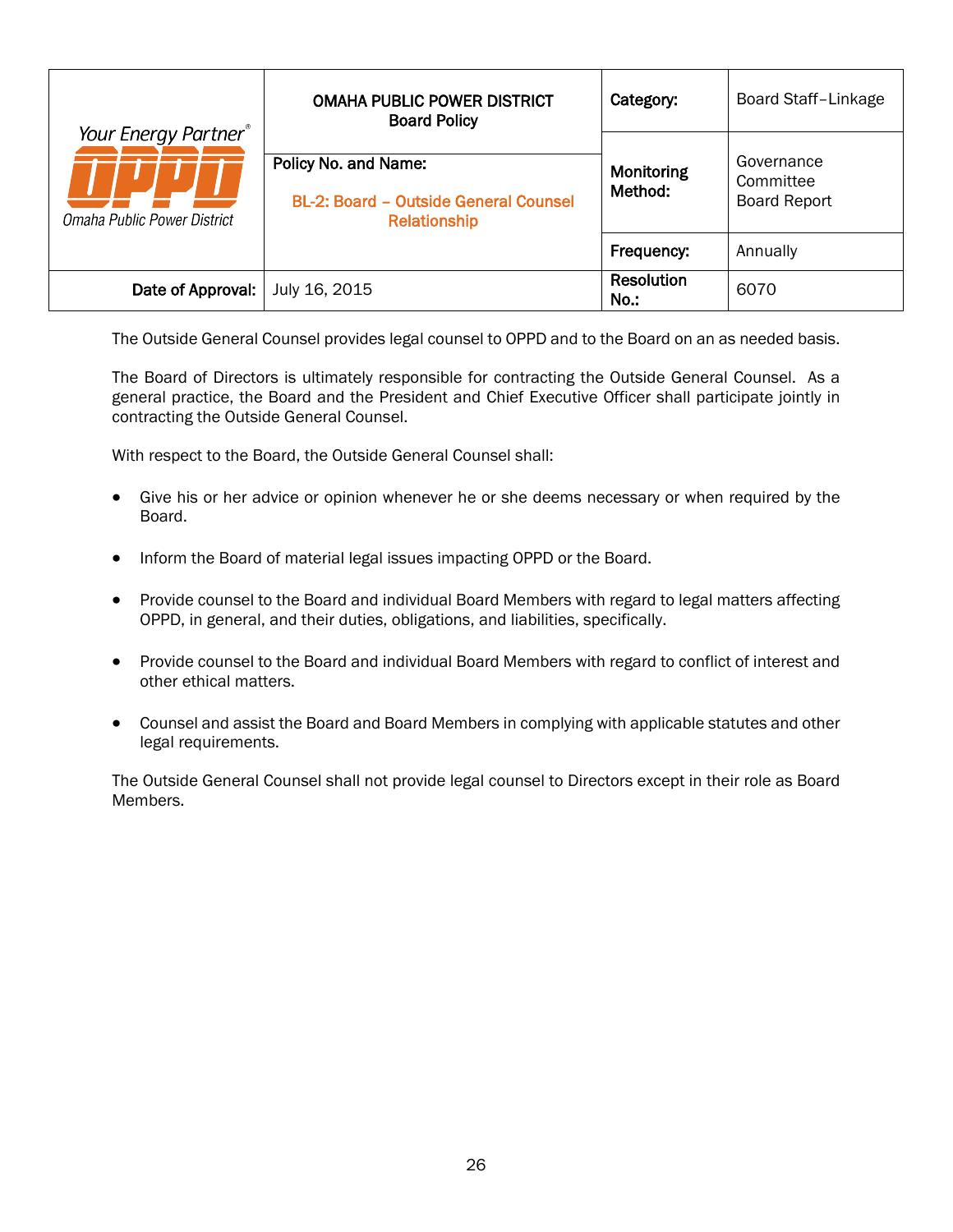| Your Energy Partner® OPPD Omaha Public Power District | OMAHA PUBLIC POWER DISTRICT Board Policy | Category: | Board Staff–Linkage |
|---|---|---|---|
| | Policy No. and Name: BL-2: Board – Outside General Counsel Relationship | Monitoring Method: | Governance Committee Board Report |
| | | Frequency: | Annually |
| Date of Approval: | July 16, 2015 | Resolution No.: | 6070 |

The Outside General Counsel provides legal counsel to OPPD and to the Board on an as needed basis.

The Board of Directors is ultimately responsible for contracting the Outside General Counsel. As a general practice, the Board and the President and Chief Executive Officer shall participate jointly in contracting the Outside General Counsel.

With respect to the Board, the Outside General Counsel shall:

- Give his or her advice or opinion whenever he or she deems necessary or when required by the Board.
- Inform the Board of material legal issues impacting OPPD or the Board.
- Provide counsel to the Board and individual Board Members with regard to legal matters affecting OPPD, in general, and their duties, obligations, and liabilities, specifically.
- Provide counsel to the Board and individual Board Members with regard to conflict of interest and other ethical matters.
- Counsel and assist the Board and Board Members in complying with applicable statutes and other legal requirements.

The Outside General Counsel shall not provide legal counsel to Directors except in their role as Board Members.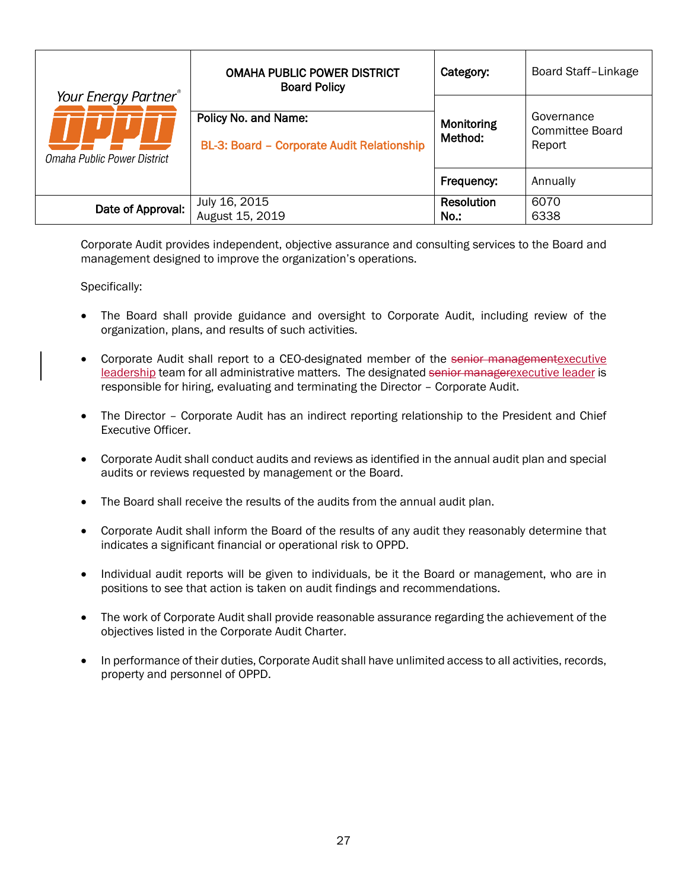| Your Energy Partner® OPPD Omaha Public Power District | OMAHA PUBLIC POWER DISTRICT Board Policy | Category: | Board Staff–Linkage |
|---|---|---|---|
| | Policy No. and Name: BL-3: Board – Corporate Audit Relationship | Monitoring Method: | Governance Committee Board Report |
| | | Frequency: | Annually |
| Date of Approval: | July 16, 2015<br>August 15, 2019 | Resolution No.: | 6070<br>6338 |

Corporate Audit provides independent, objective assurance and consulting services to the Board and management designed to improve the organization's operations.

Specifically:

- The Board shall provide guidance and oversight to Corporate Audit, including review of the organization, plans, and results of such activities.
- Corporate Audit shall report to a CEO-designated member of the ~~senior management~~executive leadership team for all administrative matters. The designated ~~senior manager~~executive leader is responsible for hiring, evaluating and terminating the Director – Corporate Audit.
- The Director – Corporate Audit has an indirect reporting relationship to the President and Chief Executive Officer.
- Corporate Audit shall conduct audits and reviews as identified in the annual audit plan and special audits or reviews requested by management or the Board.
- The Board shall receive the results of the audits from the annual audit plan.
- Corporate Audit shall inform the Board of the results of any audit they reasonably determine that indicates a significant financial or operational risk to OPPD.
- Individual audit reports will be given to individuals, be it the Board or management, who are in positions to see that action is taken on audit findings and recommendations.
- The work of Corporate Audit shall provide reasonable assurance regarding the achievement of the objectives listed in the Corporate Audit Charter.
- In performance of their duties, Corporate Audit shall have unlimited access to all activities, records, property and personnel of OPPD.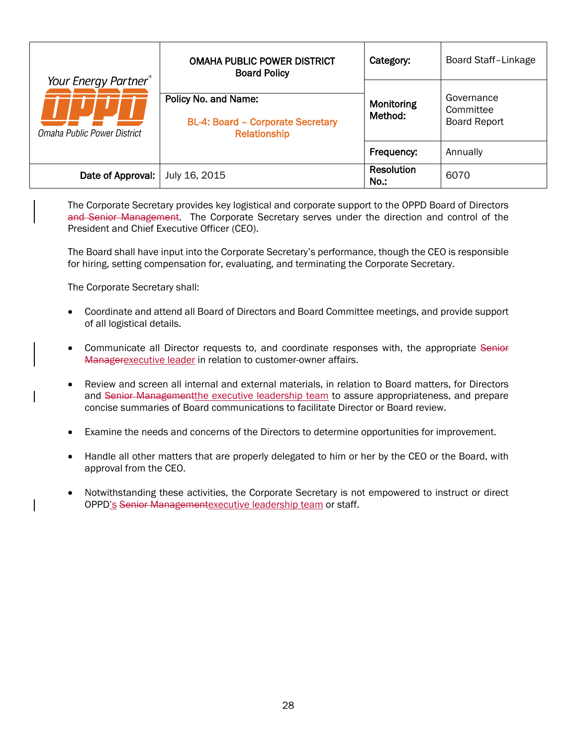| Your Energy Partner® OPPD Omaha Public Power District | OMAHA PUBLIC POWER DISTRICT **Board Policy** | **Category:** | Board Staff–Linkage |
|---|---|---|---|
| | **Policy No. and Name:** BL-4: Board – Corporate Secretary Relationship | **Monitoring Method:** | Governance Committee Board Report |
| | | **Frequency:** | Annually |
| **Date of Approval:** | July 16, 2015 | **Resolution No.:** | 6070 |

The Corporate Secretary provides key logistical and corporate support to the OPPD Board of Directors ~~and Senior Management~~. The Corporate Secretary serves under the direction and control of the President and Chief Executive Officer (CEO).

The Board shall have input into the Corporate Secretary's performance, though the CEO is responsible for hiring, setting compensation for, evaluating, and terminating the Corporate Secretary.

The Corporate Secretary shall:

- Coordinate and attend all Board of Directors and Board Committee meetings, and provide support of all logistical details.
- Communicate all Director requests to, and coordinate responses with, the appropriate ~~Senior Manager~~executive leader in relation to customer-owner affairs.
- Review and screen all internal and external materials, in relation to Board matters, for Directors and ~~Senior Management~~the executive leadership team to assure appropriateness, and prepare concise summaries of Board communications to facilitate Director or Board review.
- Examine the needs and concerns of the Directors to determine opportunities for improvement.
- Handle all other matters that are properly delegated to him or her by the CEO or the Board, with approval from the CEO.
- Notwithstanding these activities, the Corporate Secretary is not empowered to instruct or direct OPPD's ~~Senior Management~~executive leadership team or staff.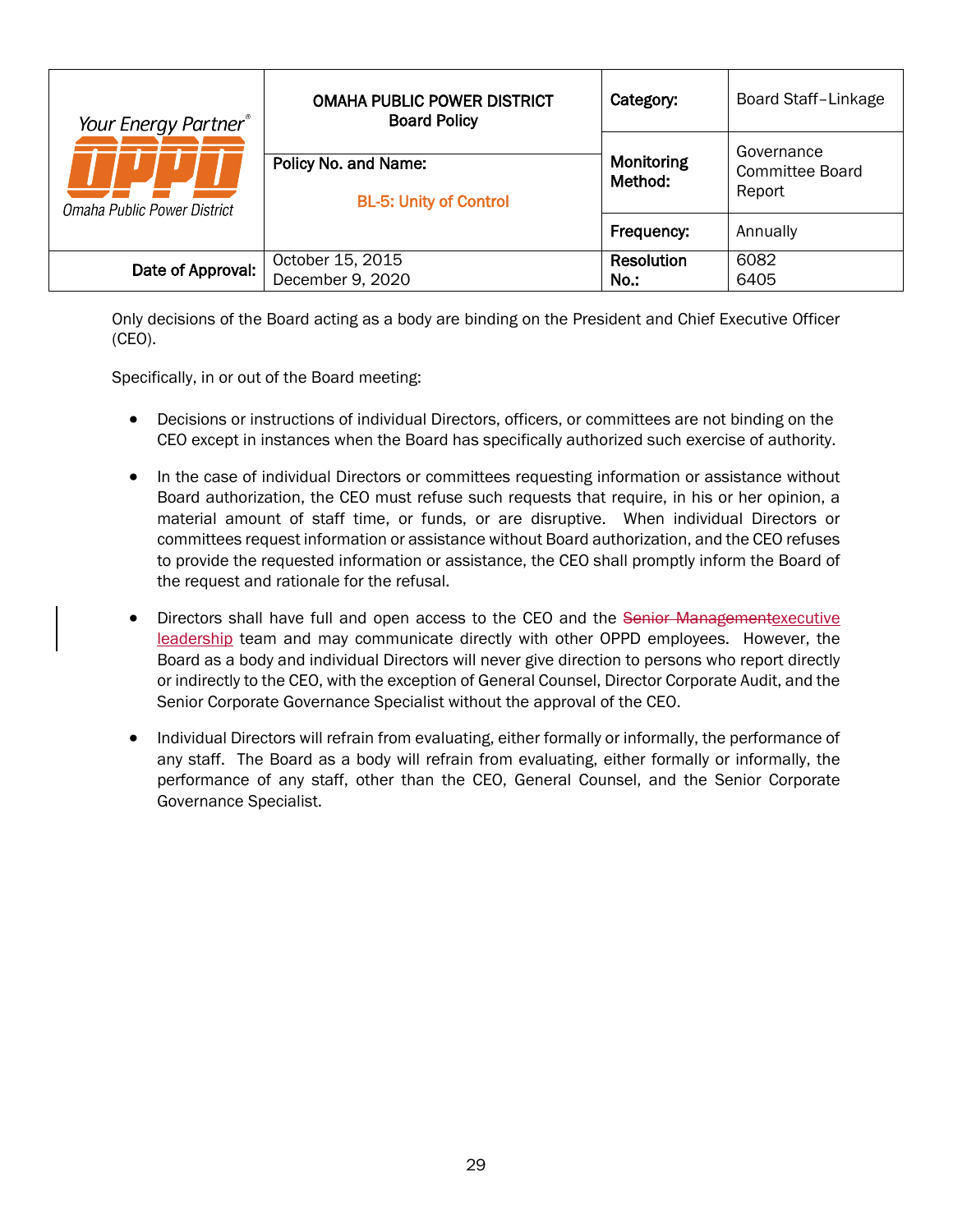| Your Energy Partner® OPPD Omaha Public Power District | OMAHA PUBLIC POWER DISTRICT Board Policy | Category: | Board Staff–Linkage |
|---|---|---|---|
| | Policy No. and Name: BL-5: Unity of Control | Monitoring Method: | Governance Committee Board Report |
| | | Frequency: | Annually |
| Date of Approval: | October 15, 2015 December 9, 2020 | Resolution No.: | 6082 6405 |

Only decisions of the Board acting as a body are binding on the President and Chief Executive Officer (CEO).

Specifically, in or out of the Board meeting:

- Decisions or instructions of individual Directors, officers, or committees are not binding on the CEO except in instances when the Board has specifically authorized such exercise of authority.
- In the case of individual Directors or committees requesting information or assistance without Board authorization, the CEO must refuse such requests that require, in his or her opinion, a material amount of staff time, or funds, or are disruptive. When individual Directors or committees request information or assistance without Board authorization, and the CEO refuses to provide the requested information or assistance, the CEO shall promptly inform the Board of the request and rationale for the refusal.
- Directors shall have full and open access to the CEO and the ~~Senior Management~~executive leadership team and may communicate directly with other OPPD employees. However, the Board as a body and individual Directors will never give direction to persons who report directly or indirectly to the CEO, with the exception of General Counsel, Director Corporate Audit, and the Senior Corporate Governance Specialist without the approval of the CEO.
- Individual Directors will refrain from evaluating, either formally or informally, the performance of any staff. The Board as a body will refrain from evaluating, either formally or informally, the performance of any staff, other than the CEO, General Counsel, and the Senior Corporate Governance Specialist.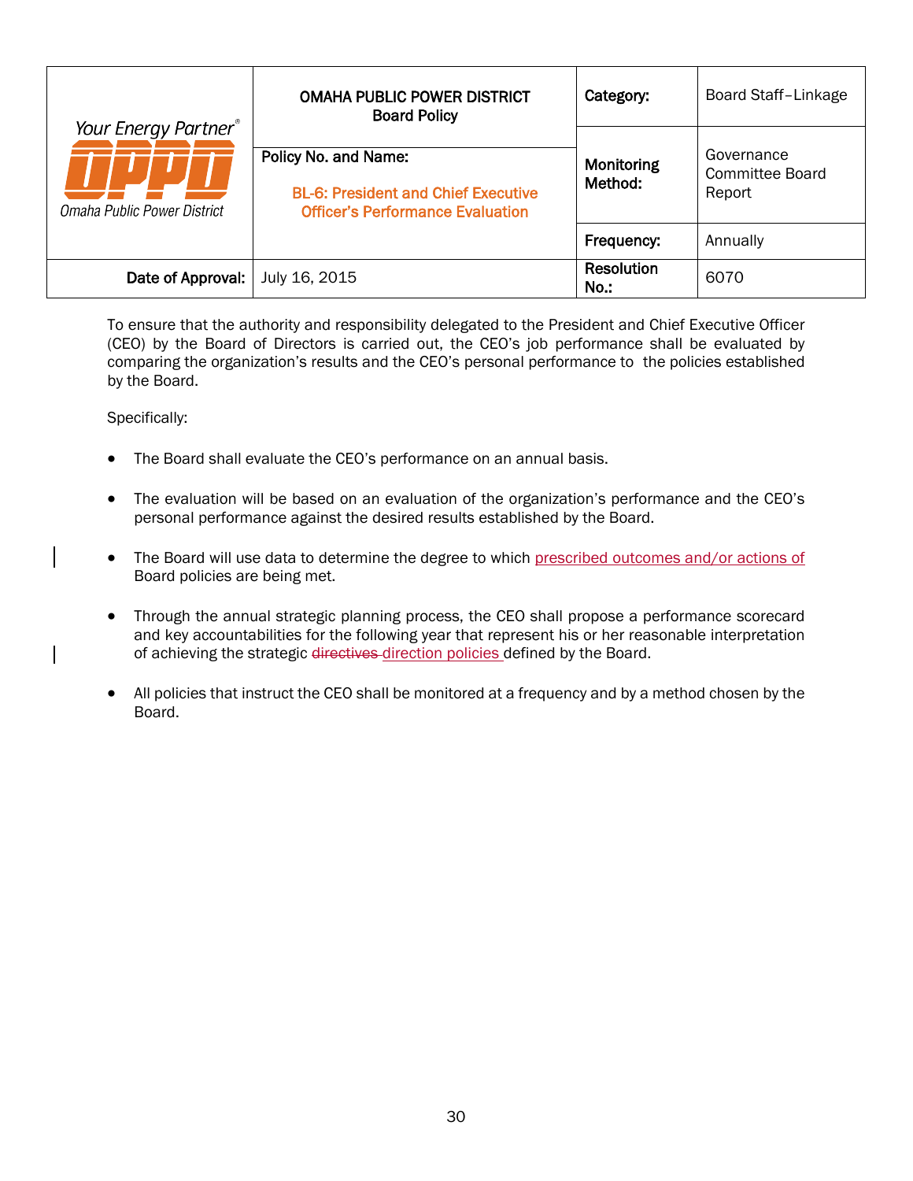| Your Energy Partner® OPPD Omaha Public Power District | OMAHA PUBLIC POWER DISTRICT Board Policy | Category: | Board Staff–Linkage |
|---|---|---|---|
| | Policy No. and Name: BL-6: President and Chief Executive Officer's Performance Evaluation | Monitoring Method: | Governance Committee Board Report |
| | | Frequency: | Annually |
| Date of Approval: | July 16, 2015 | Resolution No.: | 6070 |

To ensure that the authority and responsibility delegated to the President and Chief Executive Officer (CEO) by the Board of Directors is carried out, the CEO's job performance shall be evaluated by comparing the organization's results and the CEO's personal performance to the policies established by the Board.

Specifically:

- The Board shall evaluate the CEO's performance on an annual basis.
- The evaluation will be based on an evaluation of the organization's performance and the CEO's personal performance against the desired results established by the Board.
- The Board will use data to determine the degree to which prescribed outcomes and/or actions of Board policies are being met.
- Through the annual strategic planning process, the CEO shall propose a performance scorecard and key accountabilities for the following year that represent his or her reasonable interpretation of achieving the strategic ~~directives~~ direction policies defined by the Board.
- All policies that instruct the CEO shall be monitored at a frequency and by a method chosen by the Board.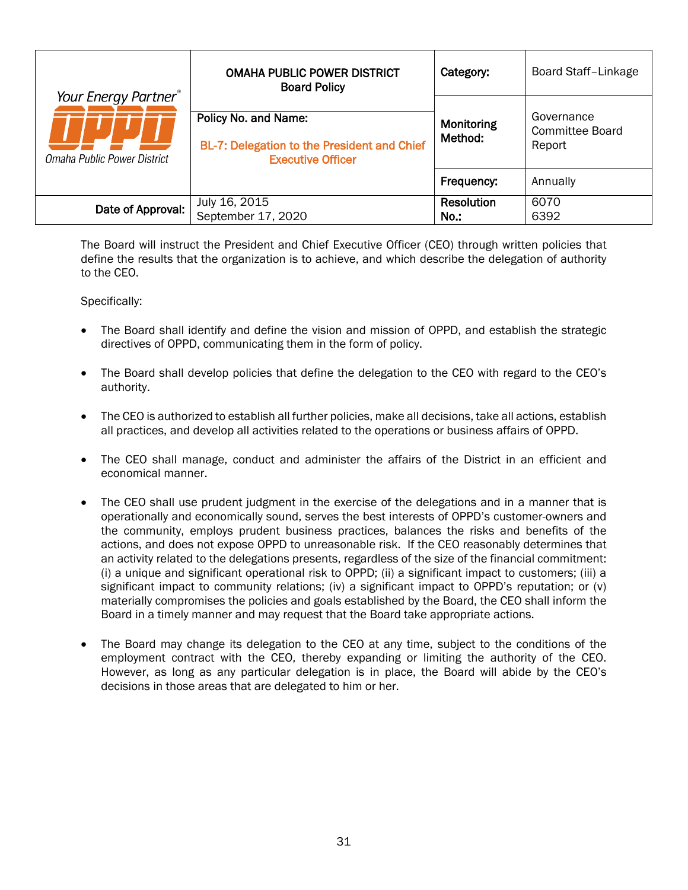| Your Energy Partner® OPPD Omaha Public Power District | OMAHA PUBLIC POWER DISTRICT<br>Board Policy | Category: | Board Staff–Linkage |
|---|---|---|---|
| | Policy No. and Name:<br>BL-7: Delegation to the President and Chief Executive Officer | Monitoring Method: | Governance Committee Board Report |
| | | Frequency: | Annually |
| Date of Approval: | July 16, 2015<br>September 17, 2020 | Resolution No.: | 6070<br>6392 |

The Board will instruct the President and Chief Executive Officer (CEO) through written policies that define the results that the organization is to achieve, and which describe the delegation of authority to the CEO.

Specifically:

- The Board shall identify and define the vision and mission of OPPD, and establish the strategic directives of OPPD, communicating them in the form of policy.

- The Board shall develop policies that define the delegation to the CEO with regard to the CEO's authority.

- The CEO is authorized to establish all further policies, make all decisions, take all actions, establish all practices, and develop all activities related to the operations or business affairs of OPPD.

- The CEO shall manage, conduct and administer the affairs of the District in an efficient and economical manner.

- The CEO shall use prudent judgment in the exercise of the delegations and in a manner that is operationally and economically sound, serves the best interests of OPPD's customer-owners and the community, employs prudent business practices, balances the risks and benefits of the actions, and does not expose OPPD to unreasonable risk. If the CEO reasonably determines that an activity related to the delegations presents, regardless of the size of the financial commitment: (i) a unique and significant operational risk to OPPD; (ii) a significant impact to customers; (iii) a significant impact to community relations; (iv) a significant impact to OPPD's reputation; or (v) materially compromises the policies and goals established by the Board, the CEO shall inform the Board in a timely manner and may request that the Board take appropriate actions.

- The Board may change its delegation to the CEO at any time, subject to the conditions of the employment contract with the CEO, thereby expanding or limiting the authority of the CEO. However, as long as any particular delegation is in place, the Board will abide by the CEO's decisions in those areas that are delegated to him or her.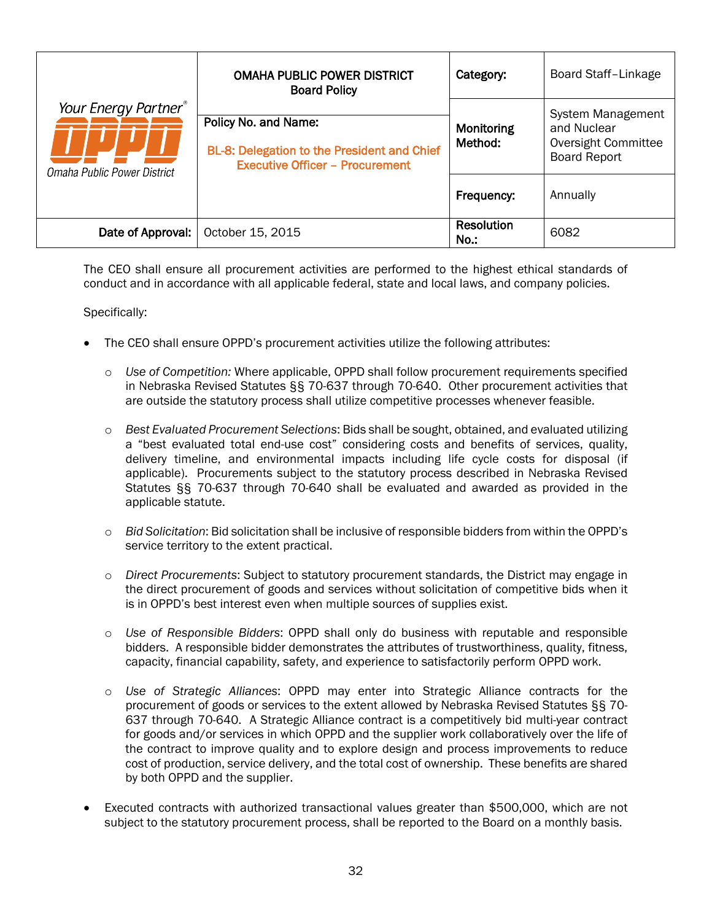| Your Energy Partner® OPPD Omaha Public Power District | OMAHA PUBLIC POWER DISTRICT Board Policy | Category: | Board Staff–Linkage |
|---|---|---|---|
| | Policy No. and Name: BL-8: Delegation to the President and Chief Executive Officer – Procurement | Monitoring Method: | System Management and Nuclear Oversight Committee Board Report |
| | | Frequency: | Annually |
| Date of Approval: | October 15, 2015 | Resolution No.: | 6082 |

The CEO shall ensure all procurement activities are performed to the highest ethical standards of conduct and in accordance with all applicable federal, state and local laws, and company policies.

Specifically:

- The CEO shall ensure OPPD's procurement activities utilize the following attributes:
  - *Use of Competition:* Where applicable, OPPD shall follow procurement requirements specified in Nebraska Revised Statutes §§ 70-637 through 70-640. Other procurement activities that are outside the statutory process shall utilize competitive processes whenever feasible.
  - *Best Evaluated Procurement Selections*: Bids shall be sought, obtained, and evaluated utilizing a "best evaluated total end-use cost" considering costs and benefits of services, quality, delivery timeline, and environmental impacts including life cycle costs for disposal (if applicable). Procurements subject to the statutory process described in Nebraska Revised Statutes §§ 70-637 through 70-640 shall be evaluated and awarded as provided in the applicable statute.
  - *Bid Solicitation*: Bid solicitation shall be inclusive of responsible bidders from within the OPPD's service territory to the extent practical.
  - *Direct Procurements*: Subject to statutory procurement standards, the District may engage in the direct procurement of goods and services without solicitation of competitive bids when it is in OPPD's best interest even when multiple sources of supplies exist.
  - *Use of Responsible Bidders*: OPPD shall only do business with reputable and responsible bidders. A responsible bidder demonstrates the attributes of trustworthiness, quality, fitness, capacity, financial capability, safety, and experience to satisfactorily perform OPPD work.
  - *Use of Strategic Alliances*: OPPD may enter into Strategic Alliance contracts for the procurement of goods or services to the extent allowed by Nebraska Revised Statutes §§ 70-637 through 70-640. A Strategic Alliance contract is a competitively bid multi-year contract for goods and/or services in which OPPD and the supplier work collaboratively over the life of the contract to improve quality and to explore design and process improvements to reduce cost of production, service delivery, and the total cost of ownership. These benefits are shared by both OPPD and the supplier.
- Executed contracts with authorized transactional values greater than $500,000, which are not subject to the statutory procurement process, shall be reported to the Board on a monthly basis.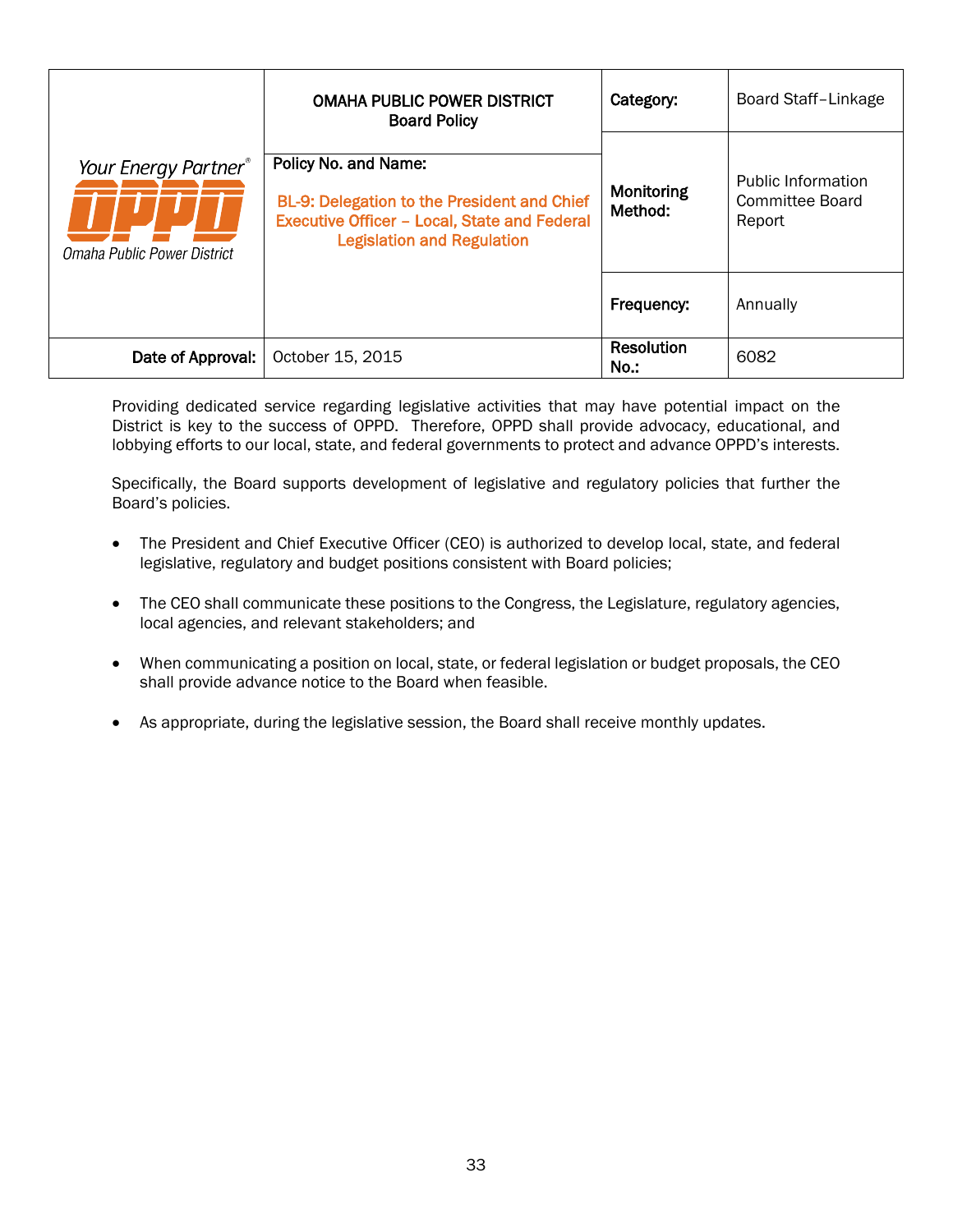| Your Energy Partner® OPPD Omaha Public Power District | OMAHA PUBLIC POWER DISTRICT Board Policy | Category: | Board Staff–Linkage |
|---|---|---|---|
| | Policy No. and Name: BL-9: Delegation to the President and Chief Executive Officer – Local, State and Federal Legislation and Regulation | Monitoring Method: | Public Information Committee Board Report |
| | | Frequency: | Annually |
| Date of Approval: | October 15, 2015 | Resolution No.: | 6082 |

Providing dedicated service regarding legislative activities that may have potential impact on the District is key to the success of OPPD. Therefore, OPPD shall provide advocacy, educational, and lobbying efforts to our local, state, and federal governments to protect and advance OPPD's interests.

Specifically, the Board supports development of legislative and regulatory policies that further the Board's policies.

- The President and Chief Executive Officer (CEO) is authorized to develop local, state, and federal legislative, regulatory and budget positions consistent with Board policies;

- The CEO shall communicate these positions to the Congress, the Legislature, regulatory agencies, local agencies, and relevant stakeholders; and

- When communicating a position on local, state, or federal legislation or budget proposals, the CEO shall provide advance notice to the Board when feasible.

- As appropriate, during the legislative session, the Board shall receive monthly updates.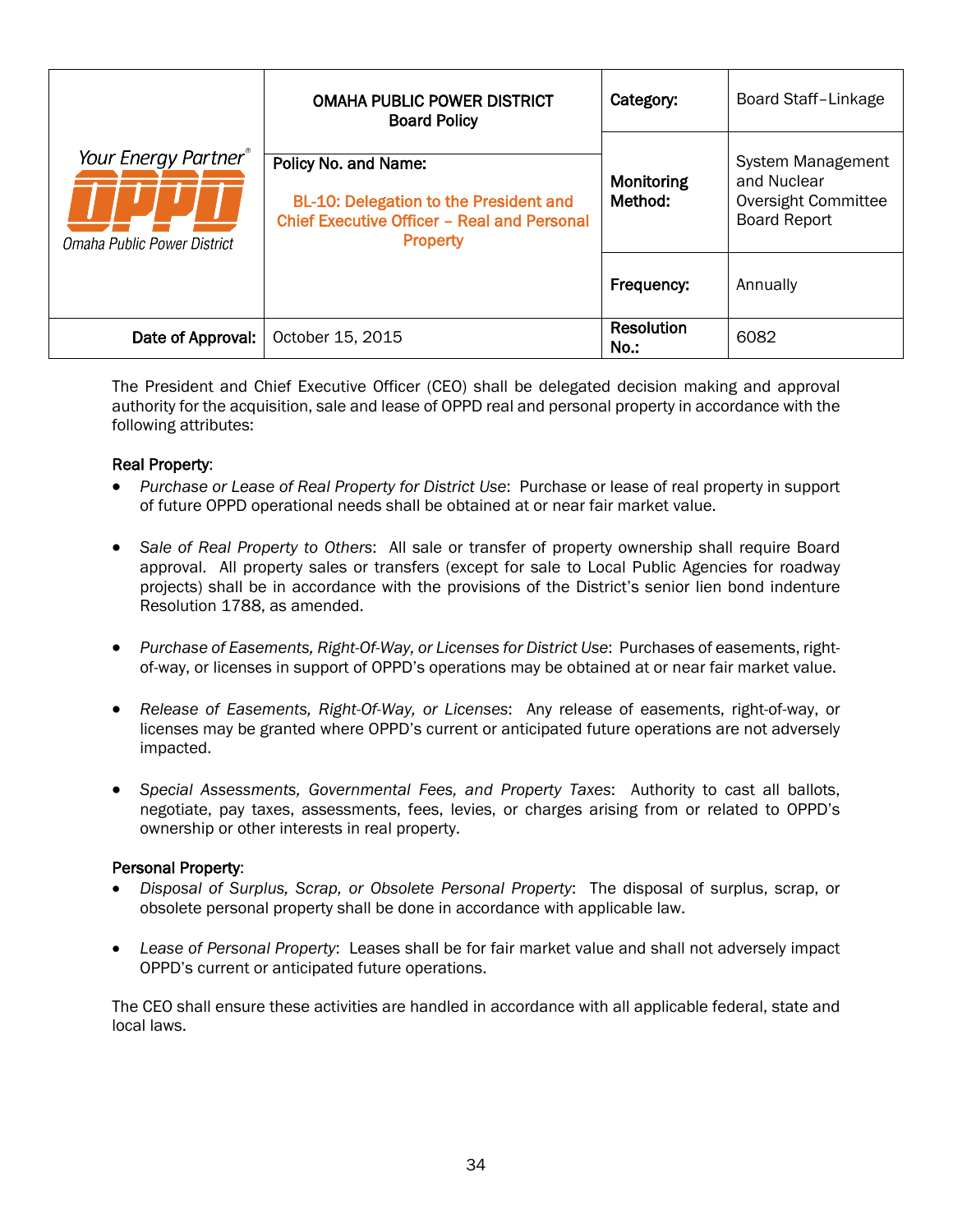| Your Energy Partner® OPPD Omaha Public Power District | OMAHA PUBLIC POWER DISTRICT Board Policy | Category: | Board Staff–Linkage |
|---|---|---|---|
| | Policy No. and Name: BL-10: Delegation to the President and Chief Executive Officer – Real and Personal Property | Monitoring Method: | System Management and Nuclear Oversight Committee Board Report |
| | | Frequency: | Annually |
| Date of Approval: | October 15, 2015 | Resolution No.: | 6082 |

The President and Chief Executive Officer (CEO) shall be delegated decision making and approval authority for the acquisition, sale and lease of OPPD real and personal property in accordance with the following attributes:

**Real Property**:

- *Purchase or Lease of Real Property for District Use*: Purchase or lease of real property in support of future OPPD operational needs shall be obtained at or near fair market value.

- *Sale of Real Property to Others*: All sale or transfer of property ownership shall require Board approval. All property sales or transfers (except for sale to Local Public Agencies for roadway projects) shall be in accordance with the provisions of the District's senior lien bond indenture Resolution 1788, as amended.

- *Purchase of Easements, Right-Of-Way, or Licenses for District Use*: Purchases of easements, right-of-way, or licenses in support of OPPD's operations may be obtained at or near fair market value.

- *Release of Easements, Right-Of-Way, or Licenses*: Any release of easements, right-of-way, or licenses may be granted where OPPD's current or anticipated future operations are not adversely impacted.

- *Special Assessments, Governmental Fees, and Property Taxes*: Authority to cast all ballots, negotiate, pay taxes, assessments, fees, levies, or charges arising from or related to OPPD's ownership or other interests in real property.

**Personal Property**:

- *Disposal of Surplus, Scrap, or Obsolete Personal Property*: The disposal of surplus, scrap, or obsolete personal property shall be done in accordance with applicable law.

- *Lease of Personal Property*: Leases shall be for fair market value and shall not adversely impact OPPD's current or anticipated future operations.

The CEO shall ensure these activities are handled in accordance with all applicable federal, state and local laws.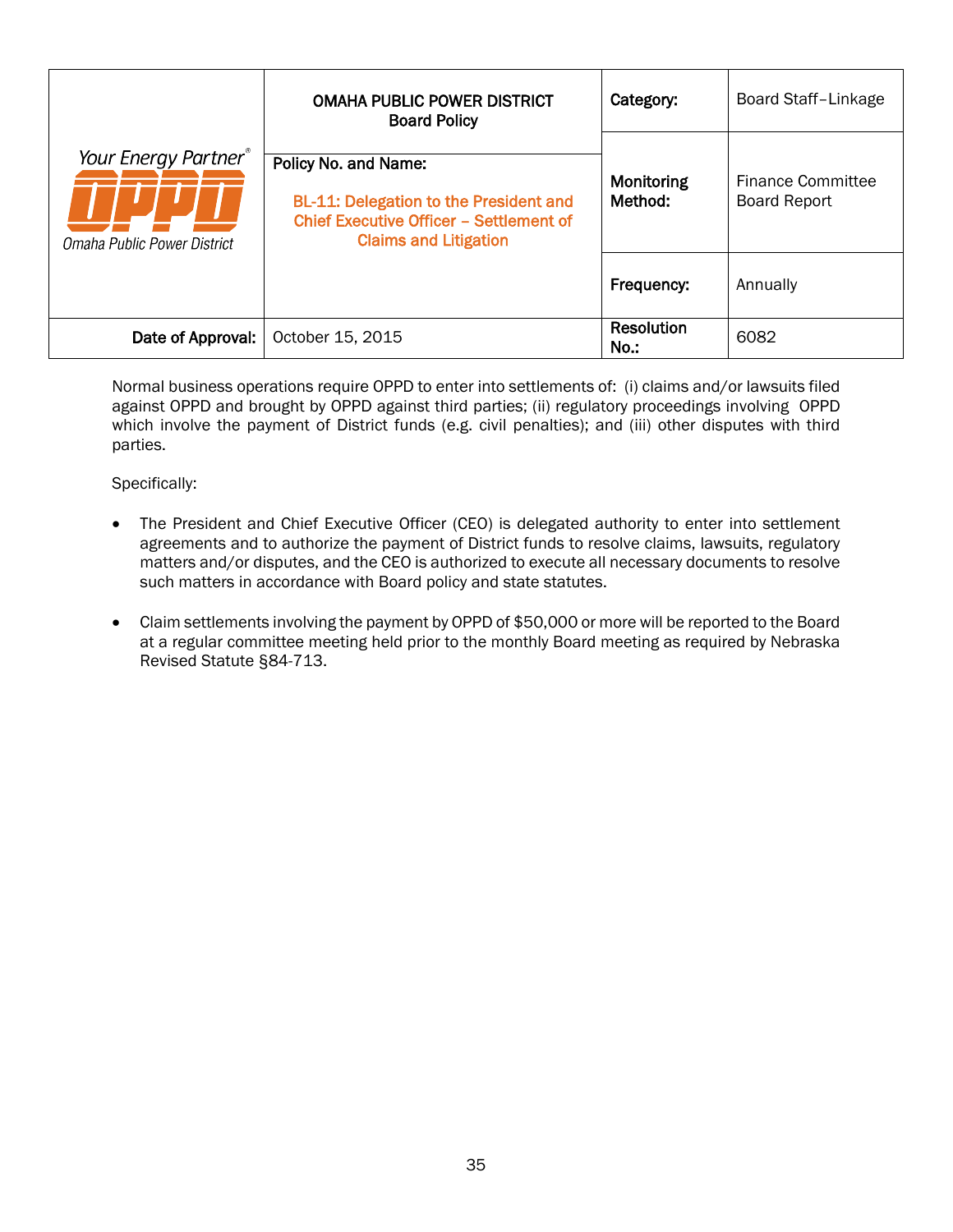| Your Energy Partner® OPPD Omaha Public Power District | OMAHA PUBLIC POWER DISTRICT Board Policy | Category: | Board Staff–Linkage |
|---|---|---|---|
| | Policy No. and Name: BL-11: Delegation to the President and Chief Executive Officer – Settlement of Claims and Litigation | Monitoring Method: | Finance Committee Board Report |
| | | Frequency: | Annually |
| Date of Approval: | October 15, 2015 | Resolution No.: | 6082 |

Normal business operations require OPPD to enter into settlements of: (i) claims and/or lawsuits filed against OPPD and brought by OPPD against third parties; (ii) regulatory proceedings involving OPPD which involve the payment of District funds (e.g. civil penalties); and (iii) other disputes with third parties.

Specifically:

- The President and Chief Executive Officer (CEO) is delegated authority to enter into settlement agreements and to authorize the payment of District funds to resolve claims, lawsuits, regulatory matters and/or disputes, and the CEO is authorized to execute all necessary documents to resolve such matters in accordance with Board policy and state statutes.

- Claim settlements involving the payment by OPPD of $50,000 or more will be reported to the Board at a regular committee meeting held prior to the monthly Board meeting as required by Nebraska Revised Statute §84-713.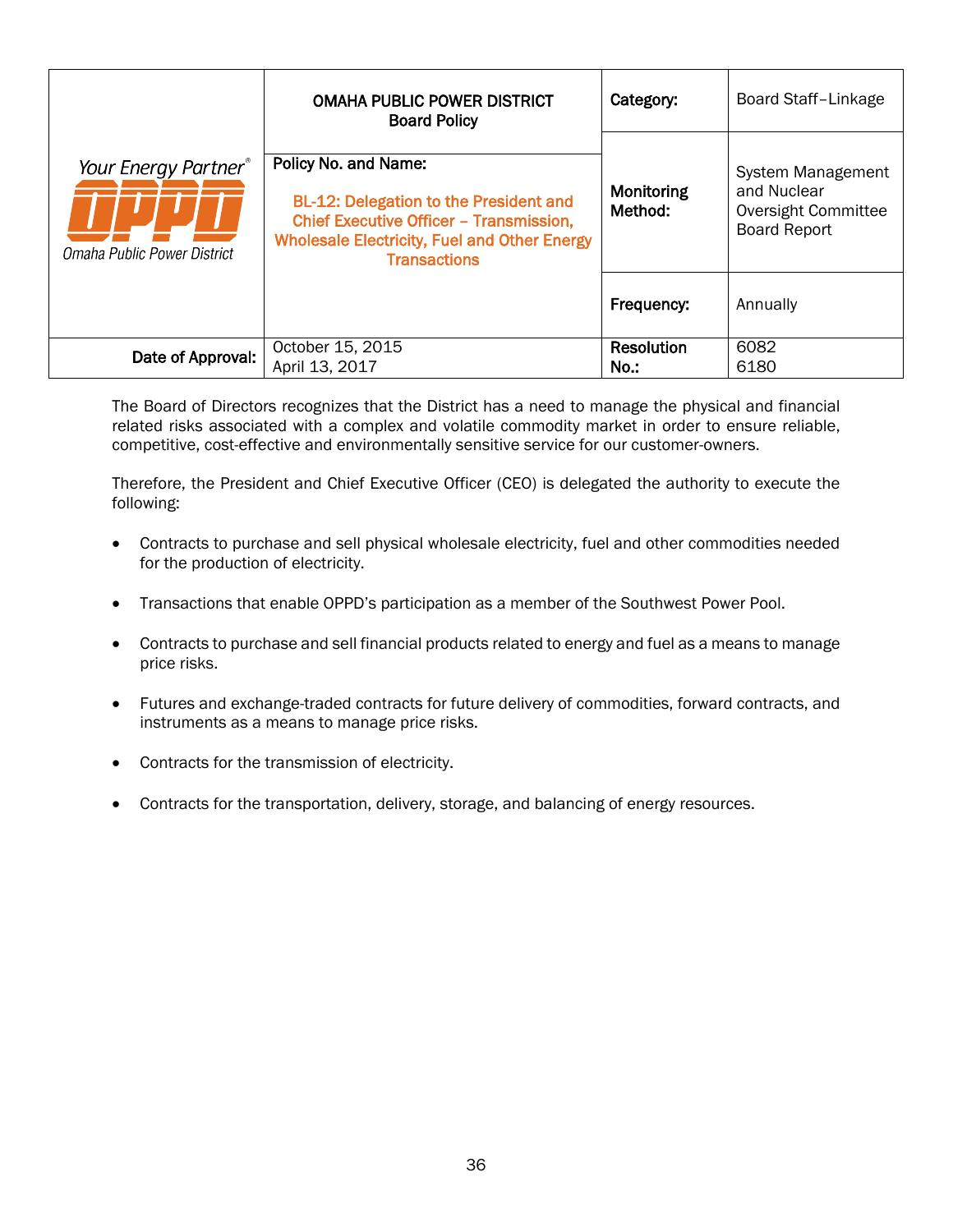| Your Energy Partner® OPPD Omaha Public Power District | OMAHA PUBLIC POWER DISTRICT Board Policy | Category: | Board Staff–Linkage |
|---|---|---|---|
| | Policy No. and Name: BL-12: Delegation to the President and Chief Executive Officer – Transmission, Wholesale Electricity, Fuel and Other Energy Transactions | Monitoring Method: | System Management and Nuclear Oversight Committee Board Report |
| | | Frequency: | Annually |
| Date of Approval: | October 15, 2015<br>April 13, 2017 | Resolution No.: | 6082<br>6180 |

The Board of Directors recognizes that the District has a need to manage the physical and financial related risks associated with a complex and volatile commodity market in order to ensure reliable, competitive, cost-effective and environmentally sensitive service for our customer-owners.

Therefore, the President and Chief Executive Officer (CEO) is delegated the authority to execute the following:

- Contracts to purchase and sell physical wholesale electricity, fuel and other commodities needed for the production of electricity.
- Transactions that enable OPPD's participation as a member of the Southwest Power Pool.
- Contracts to purchase and sell financial products related to energy and fuel as a means to manage price risks.
- Futures and exchange-traded contracts for future delivery of commodities, forward contracts, and instruments as a means to manage price risks.
- Contracts for the transmission of electricity.
- Contracts for the transportation, delivery, storage, and balancing of energy resources.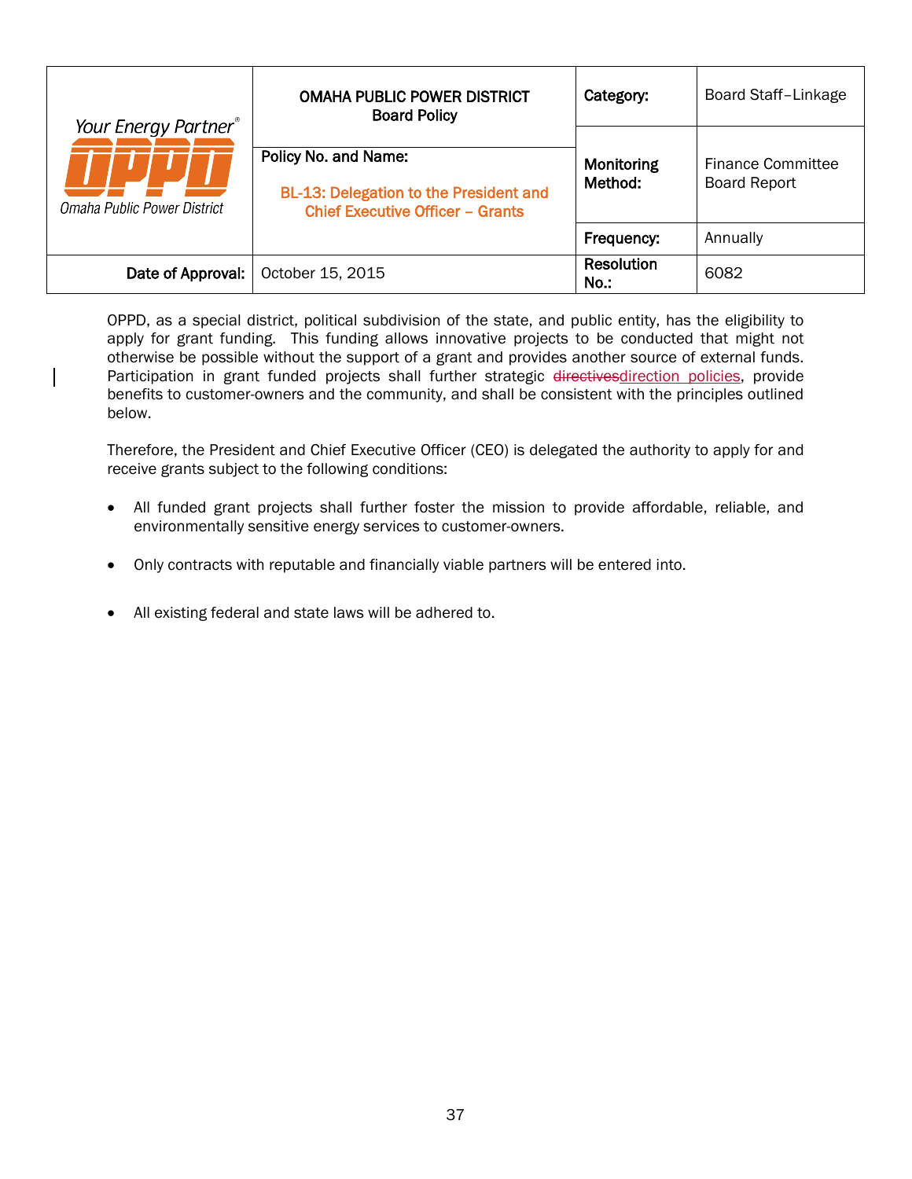| Your Energy Partner® OPPD Omaha Public Power District | OMAHA PUBLIC POWER DISTRICT Board Policy | Category: | Board Staff–Linkage |
|---|---|---|---|
| | Policy No. and Name: BL-13: Delegation to the President and Chief Executive Officer – Grants | Monitoring Method: | Finance Committee Board Report |
| | | Frequency: | Annually |
| Date of Approval: | October 15, 2015 | Resolution No.: | 6082 |

OPPD, as a special district, political subdivision of the state, and public entity, has the eligibility to apply for grant funding. This funding allows innovative projects to be conducted that might not otherwise be possible without the support of a grant and provides another source of external funds. Participation in grant funded projects shall further strategic ~~directives~~direction policies, provide benefits to customer-owners and the community, and shall be consistent with the principles outlined below.

Therefore, the President and Chief Executive Officer (CEO) is delegated the authority to apply for and receive grants subject to the following conditions:

- All funded grant projects shall further foster the mission to provide affordable, reliable, and environmentally sensitive energy services to customer-owners.
- Only contracts with reputable and financially viable partners will be entered into.
- All existing federal and state laws will be adhered to.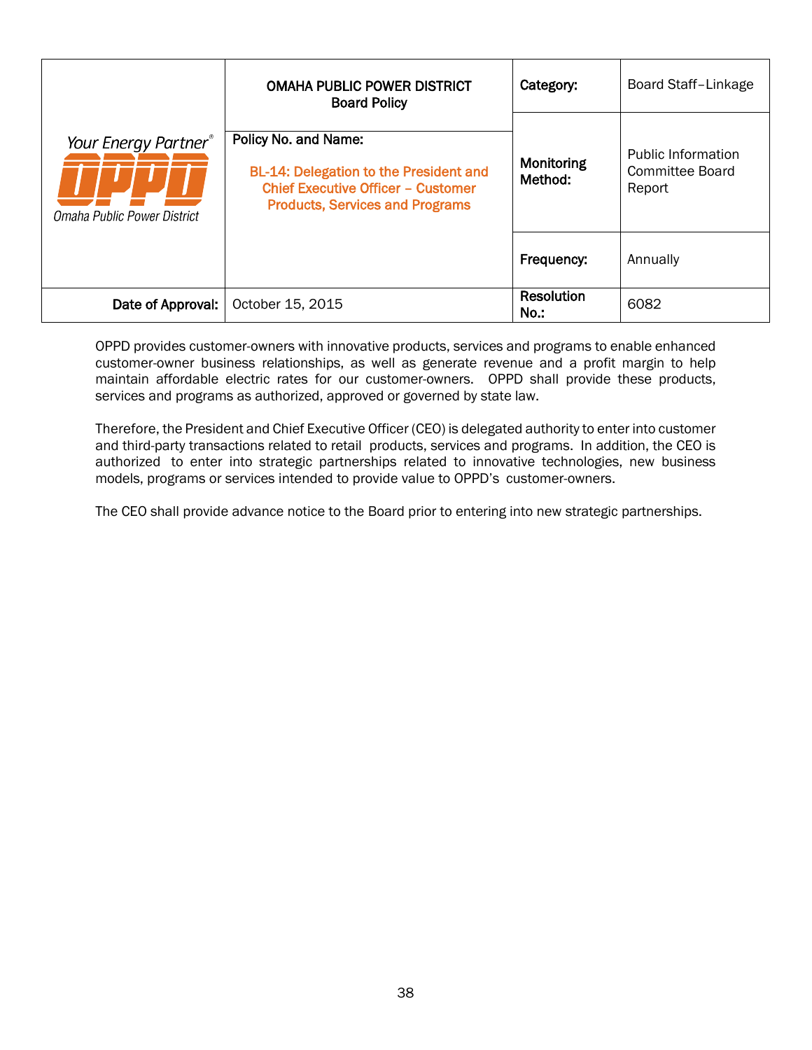| Your Energy Partner® OPPD Omaha Public Power District | OMAHA PUBLIC POWER DISTRICT Board Policy | Category: | Board Staff–Linkage |
|---|---|---|---|
| | Policy No. and Name: BL-14: Delegation to the President and Chief Executive Officer – Customer Products, Services and Programs | Monitoring Method: | Public Information Committee Board Report |
| | | Frequency: | Annually |
| Date of Approval: | October 15, 2015 | Resolution No.: | 6082 |

OPPD provides customer-owners with innovative products, services and programs to enable enhanced customer-owner business relationships, as well as generate revenue and a profit margin to help maintain affordable electric rates for our customer-owners. OPPD shall provide these products, services and programs as authorized, approved or governed by state law.

Therefore, the President and Chief Executive Officer (CEO) is delegated authority to enter into customer and third-party transactions related to retail products, services and programs. In addition, the CEO is authorized to enter into strategic partnerships related to innovative technologies, new business models, programs or services intended to provide value to OPPD's customer-owners.

The CEO shall provide advance notice to the Board prior to entering into new strategic partnerships.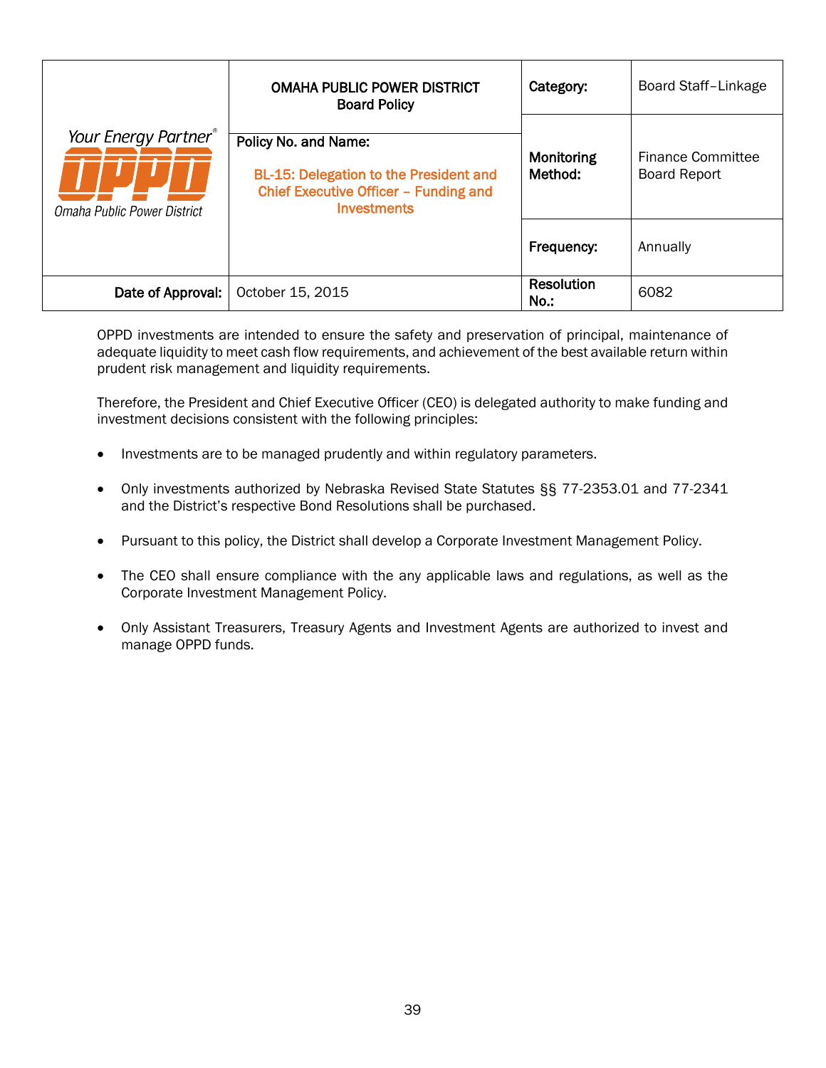| Your Energy Partner® OPPD Omaha Public Power District | OMAHA PUBLIC POWER DISTRICT Board Policy | Category: | Board Staff–Linkage |
|---|---|---|---|
| | Policy No. and Name: BL-15: Delegation to the President and Chief Executive Officer – Funding and Investments | Monitoring Method: | Finance Committee Board Report |
| | | Frequency: | Annually |
| Date of Approval: | October 15, 2015 | Resolution No.: | 6082 |

OPPD investments are intended to ensure the safety and preservation of principal, maintenance of adequate liquidity to meet cash flow requirements, and achievement of the best available return within prudent risk management and liquidity requirements.

Therefore, the President and Chief Executive Officer (CEO) is delegated authority to make funding and investment decisions consistent with the following principles:

- Investments are to be managed prudently and within regulatory parameters.
- Only investments authorized by Nebraska Revised State Statutes §§ 77-2353.01 and 77-2341 and the District's respective Bond Resolutions shall be purchased.
- Pursuant to this policy, the District shall develop a Corporate Investment Management Policy.
- The CEO shall ensure compliance with the any applicable laws and regulations, as well as the Corporate Investment Management Policy.
- Only Assistant Treasurers, Treasury Agents and Investment Agents are authorized to invest and manage OPPD funds.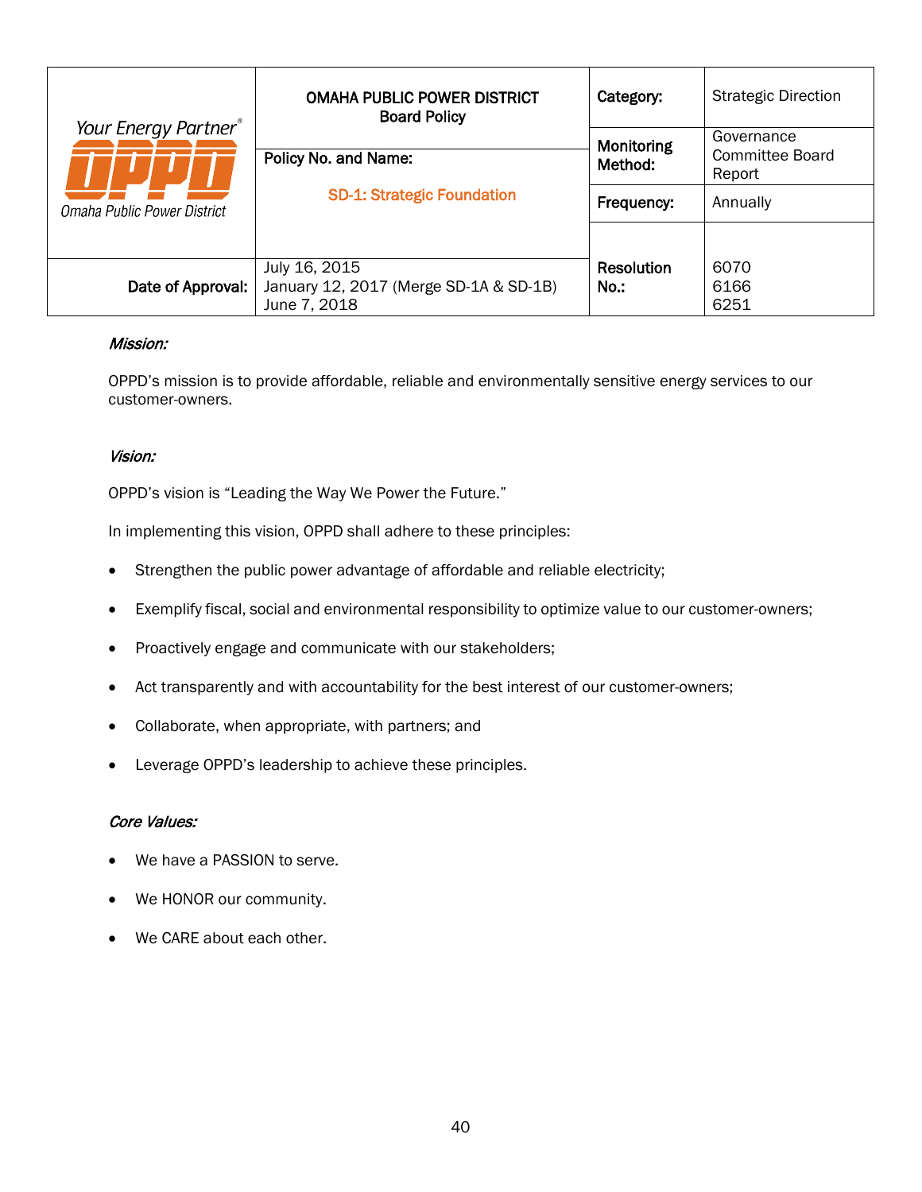| Your Energy Partner® OPPD Omaha Public Power District | OMAHA PUBLIC POWER DISTRICT Board Policy | Category: | Strategic Direction |
|---|---|---|---|
| | Policy No. and Name: SD-1: Strategic Foundation | Monitoring Method: | Governance Committee Board Report |
| | | Frequency: | Annually |
| Date of Approval: | July 16, 2015 January 12, 2017 (Merge SD-1A & SD-1B) June 7, 2018 | Resolution No.: | 6070 6166 6251 |

***Mission:***

OPPD's mission is to provide affordable, reliable and environmentally sensitive energy services to our customer-owners.

***Vision:***

OPPD's vision is "Leading the Way We Power the Future."

In implementing this vision, OPPD shall adhere to these principles:

- Strengthen the public power advantage of affordable and reliable electricity;
- Exemplify fiscal, social and environmental responsibility to optimize value to our customer-owners;
- Proactively engage and communicate with our stakeholders;
- Act transparently and with accountability for the best interest of our customer-owners;
- Collaborate, when appropriate, with partners; and
- Leverage OPPD's leadership to achieve these principles.

***Core Values:***

- We have a PASSION to serve.
- We HONOR our community.
- We CARE about each other.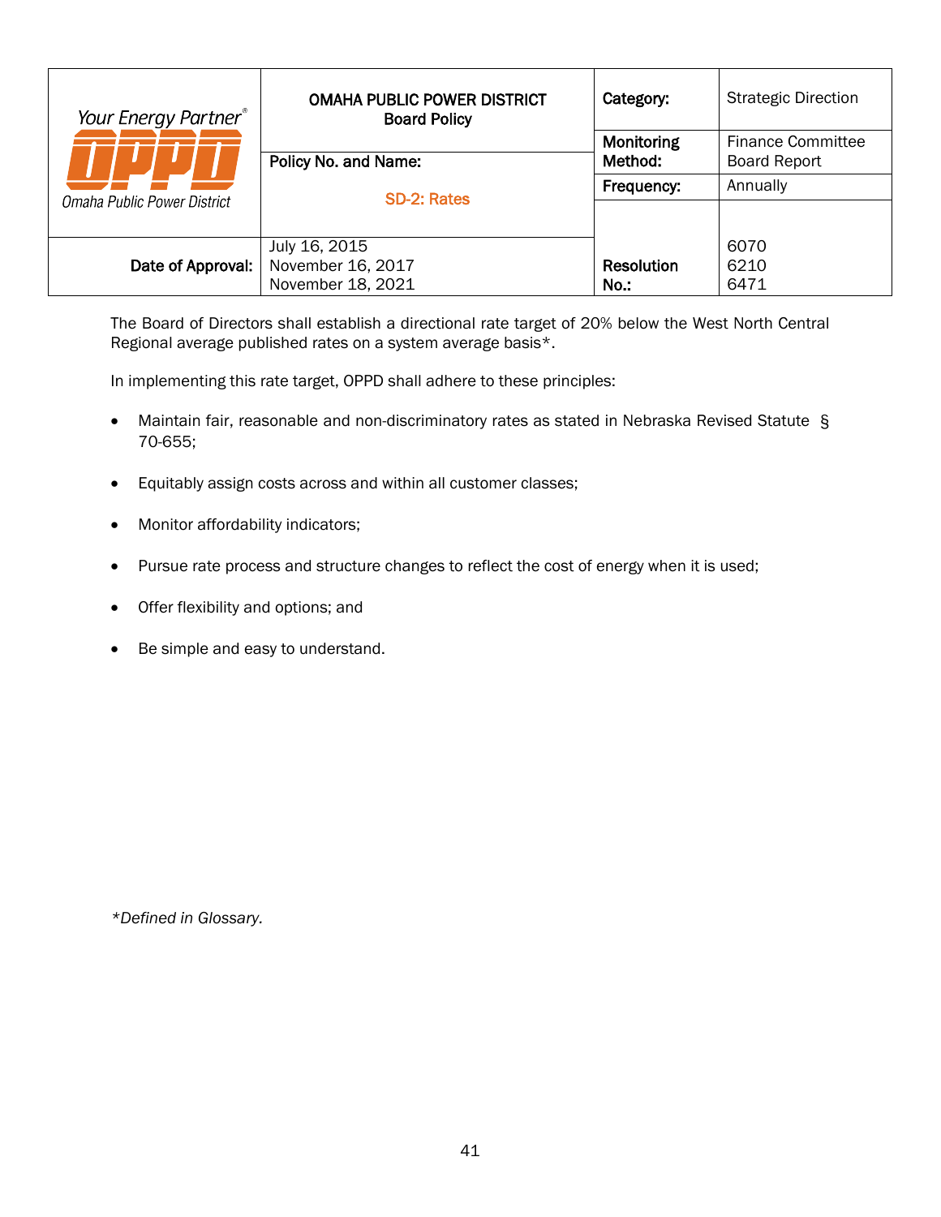| Your Energy Partner® OPPD Omaha Public Power District | OMAHA PUBLIC POWER DISTRICT Board Policy | Category: | Strategic Direction |
|---|---|---|---|
| | Policy No. and Name: SD-2: Rates | Monitoring Method: | Finance Committee Board Report |
| | | Frequency: | Annually |
| Date of Approval: | July 16, 2015 November 16, 2017 November 18, 2021 | Resolution No.: | 6070 6210 6471 |

The Board of Directors shall establish a directional rate target of 20% below the West North Central Regional average published rates on a system average basis*.

In implementing this rate target, OPPD shall adhere to these principles:

- Maintain fair, reasonable and non-discriminatory rates as stated in Nebraska Revised Statute § 70-655;
- Equitably assign costs across and within all customer classes;
- Monitor affordability indicators;
- Pursue rate process and structure changes to reflect the cost of energy when it is used;
- Offer flexibility and options; and
- Be simple and easy to understand.

*\*Defined in Glossary.*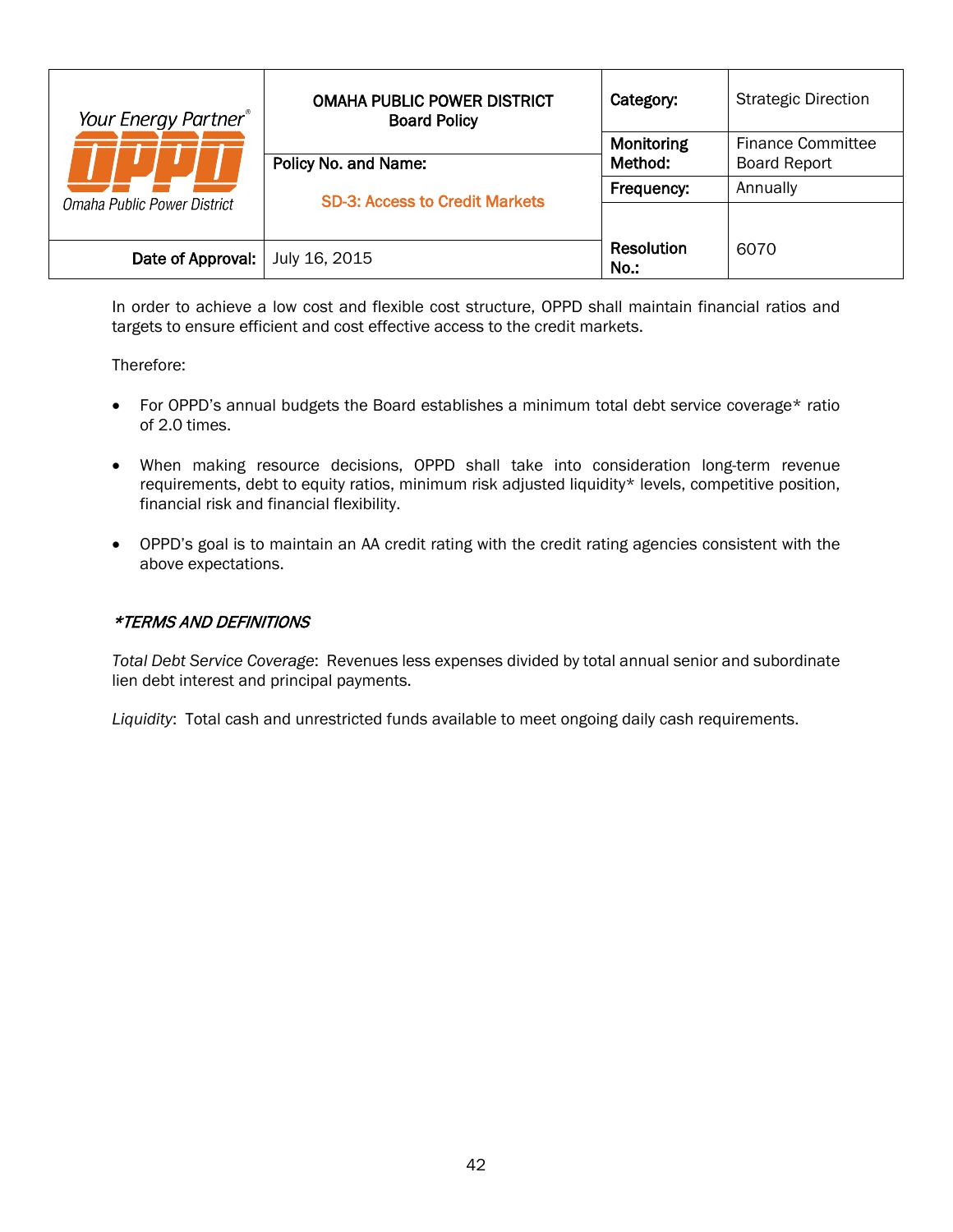| Your Energy Partner® OPPD Omaha Public Power District | OMAHA PUBLIC POWER DISTRICT Board Policy | Category: | Strategic Direction |
|---|---|---|---|
| | Policy No. and Name: SD-3: Access to Credit Markets | Monitoring Method: | Finance Committee Board Report |
| | | Frequency: | Annually |
| Date of Approval: | July 16, 2015 | Resolution No.: | 6070 |

In order to achieve a low cost and flexible cost structure, OPPD shall maintain financial ratios and targets to ensure efficient and cost effective access to the credit markets.

Therefore:

- For OPPD's annual budgets the Board establishes a minimum total debt service coverage* ratio of 2.0 times.
- When making resource decisions, OPPD shall take into consideration long-term revenue requirements, debt to equity ratios, minimum risk adjusted liquidity* levels, competitive position, financial risk and financial flexibility.
- OPPD's goal is to maintain an AA credit rating with the credit rating agencies consistent with the above expectations.

***TERMS AND DEFINITIONS***

*Total Debt Service Coverage*: Revenues less expenses divided by total annual senior and subordinate lien debt interest and principal payments.

*Liquidity*: Total cash and unrestricted funds available to meet ongoing daily cash requirements.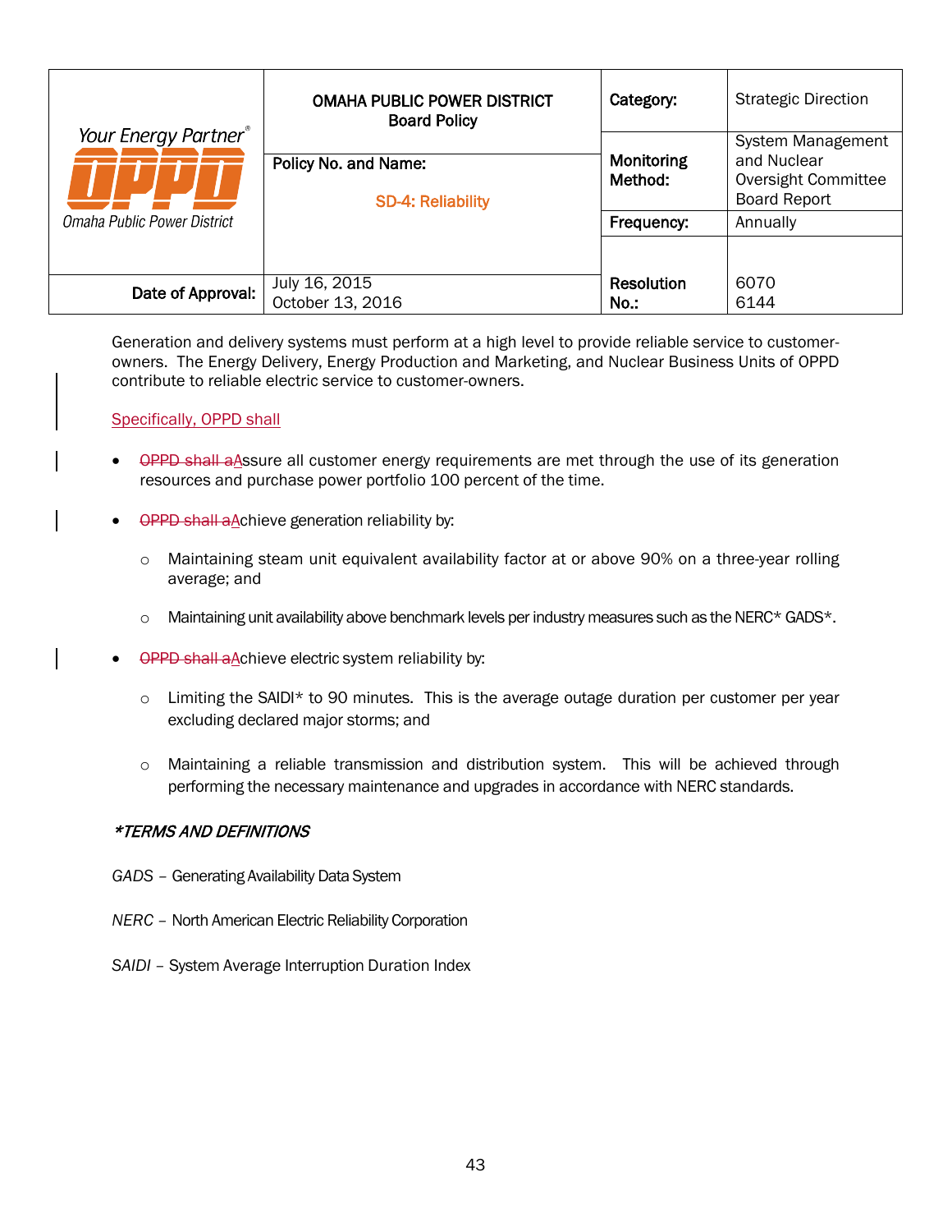| Your Energy Partner® OPPD Omaha Public Power District | OMAHA PUBLIC POWER DISTRICT Board Policy | Category: | Strategic Direction |
|---|---|---|---|
| | Policy No. and Name: SD-4: Reliability | Monitoring Method: | System Management and Nuclear Oversight Committee Board Report |
| | | Frequency: | Annually |
| Date of Approval: | July 16, 2015 October 13, 2016 | Resolution No.: | 6070 6144 |

Generation and delivery systems must perform at a high level to provide reliable service to customer-owners. The Energy Delivery, Energy Production and Marketing, and Nuclear Business Units of OPPD contribute to reliable electric service to customer-owners.

Specifically, OPPD shall

- ~~OPPD shall a~~Assure all customer energy requirements are met through the use of its generation resources and purchase power portfolio 100 percent of the time.
- ~~OPPD shall a~~Achieve generation reliability by:
  - Maintaining steam unit equivalent availability factor at or above 90% on a three-year rolling average; and
  - Maintaining unit availability above benchmark levels per industry measures such as the NERC* GADS*.
- ~~OPPD shall a~~Achieve electric system reliability by:
  - Limiting the SAIDI* to 90 minutes. This is the average outage duration per customer per year excluding declared major storms; and
  - Maintaining a reliable transmission and distribution system. This will be achieved through performing the necessary maintenance and upgrades in accordance with NERC standards.

***TERMS AND DEFINITIONS***

*GADS* – Generating Availability Data System

*NERC* – North American Electric Reliability Corporation

*SAIDI* – System Average Interruption Duration Index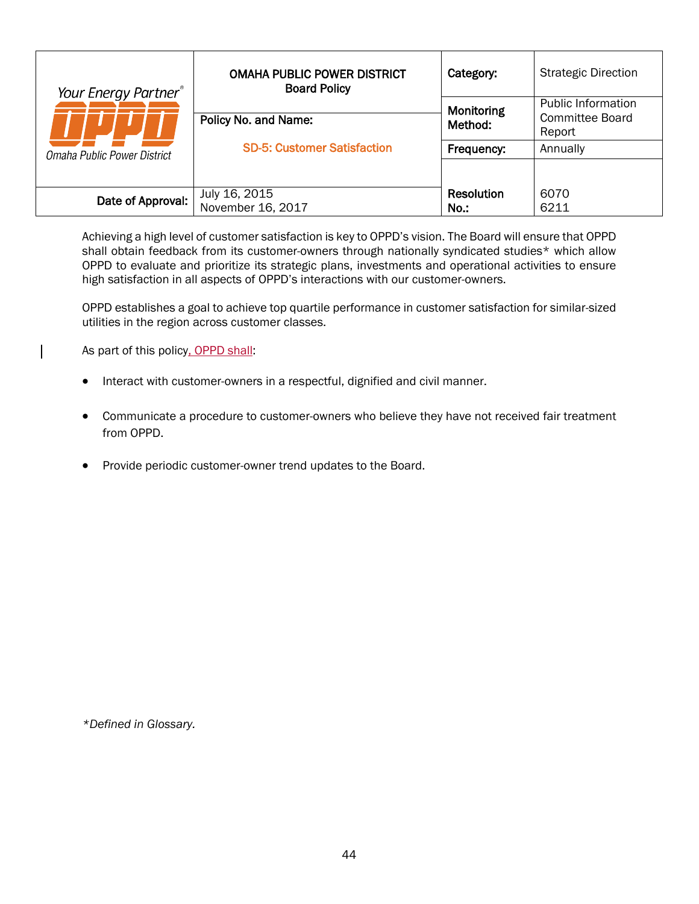| Your Energy Partner® OPPD Omaha Public Power District | OMAHA PUBLIC POWER DISTRICT Board Policy | Category: | Strategic Direction |
|---|---|---|---|
| | Policy No. and Name: SD-5: Customer Satisfaction | Monitoring Method: | Public Information Committee Board Report |
| | | Frequency: | Annually |
| Date of Approval: | July 16, 2015 November 16, 2017 | Resolution No.: | 6070 6211 |

Achieving a high level of customer satisfaction is key to OPPD's vision. The Board will ensure that OPPD shall obtain feedback from its customer-owners through nationally syndicated studies* which allow OPPD to evaluate and prioritize its strategic plans, investments and operational activities to ensure high satisfaction in all aspects of OPPD's interactions with our customer-owners.

OPPD establishes a goal to achieve top quartile performance in customer satisfaction for similar-sized utilities in the region across customer classes.

As part of this policy, OPPD shall:

- Interact with customer-owners in a respectful, dignified and civil manner.
- Communicate a procedure to customer-owners who believe they have not received fair treatment from OPPD.
- Provide periodic customer-owner trend updates to the Board.

*Defined in Glossary.*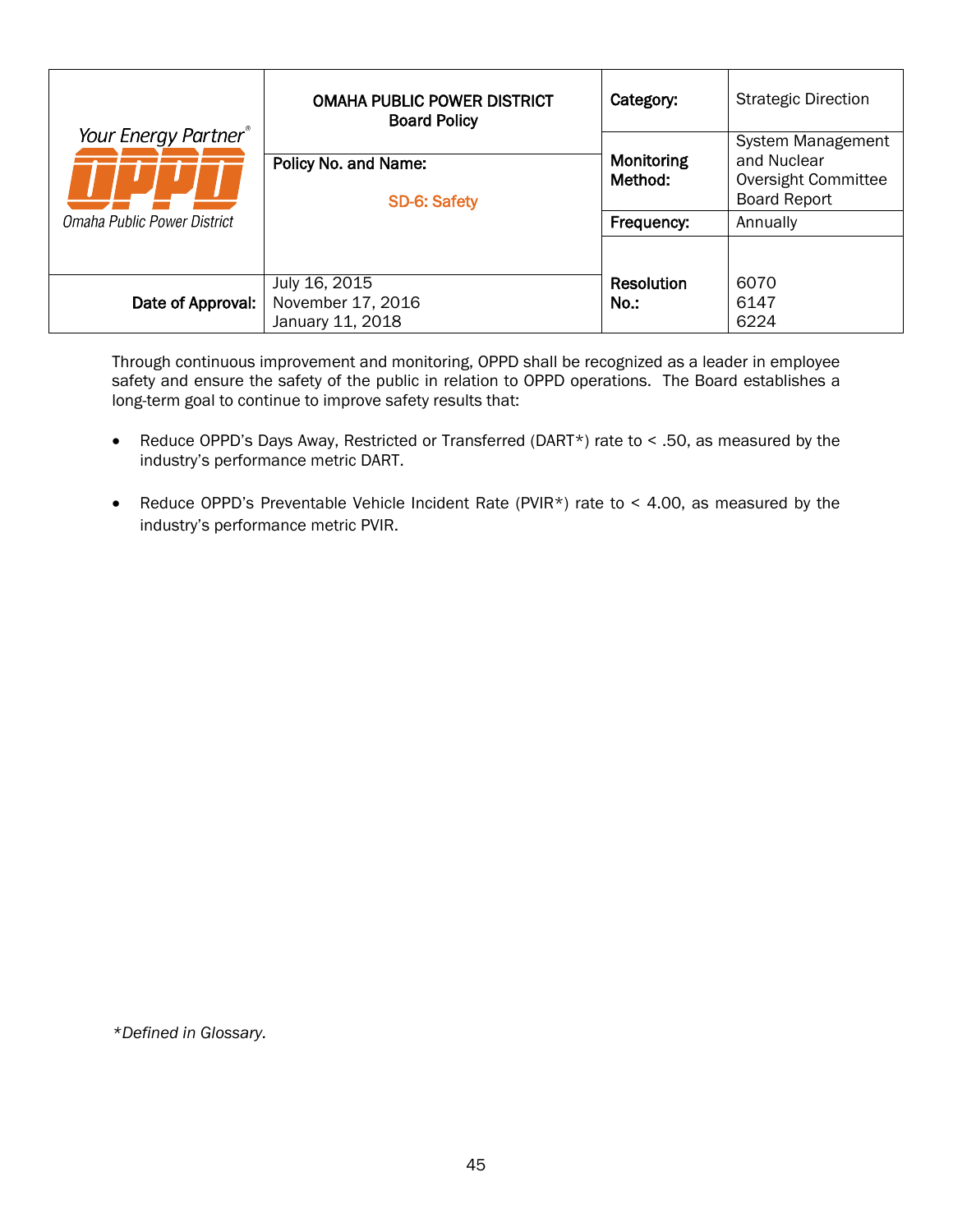| Your Energy Partner® OPPD Omaha Public Power District | OMAHA PUBLIC POWER DISTRICT<br>Board Policy | Category: | Strategic Direction |
|---|---|---|---|
| | Policy No. and Name:<br>SD-6: Safety | Monitoring Method: | System Management and Nuclear Oversight Committee Board Report |
| | | Frequency: | Annually |
| Date of Approval: | July 16, 2015<br>November 17, 2016<br>January 11, 2018 | Resolution No.: | 6070<br>6147<br>6224 |

Through continuous improvement and monitoring, OPPD shall be recognized as a leader in employee safety and ensure the safety of the public in relation to OPPD operations. The Board establishes a long-term goal to continue to improve safety results that:

- Reduce OPPD's Days Away, Restricted or Transferred (DART*) rate to < .50, as measured by the industry's performance metric DART.
- Reduce OPPD's Preventable Vehicle Incident Rate (PVIR*) rate to < 4.00, as measured by the industry's performance metric PVIR.

*\*Defined in Glossary.*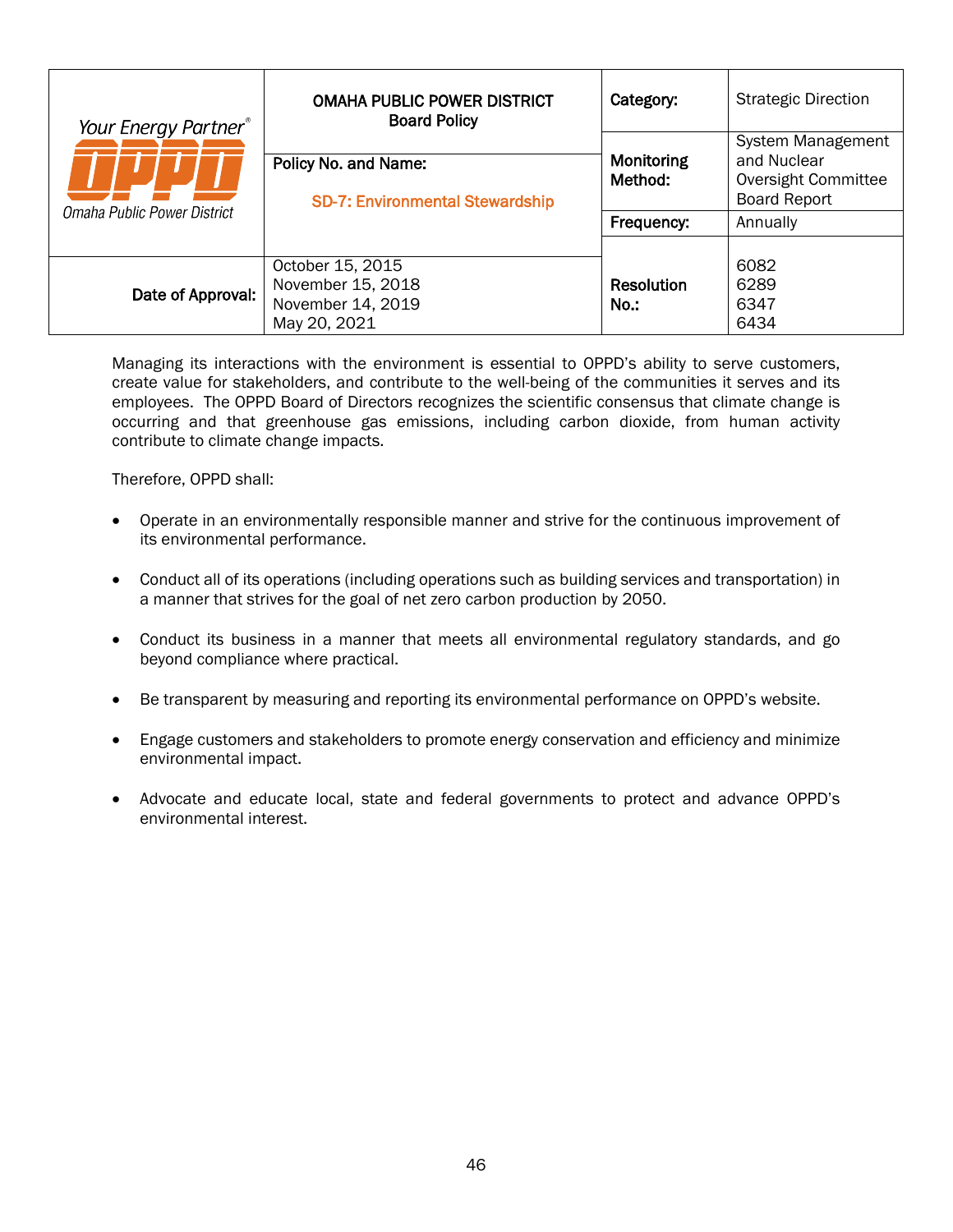| Your Energy Partner® OPPD Omaha Public Power District | OMAHA PUBLIC POWER DISTRICT Board Policy | Category: | Strategic Direction |
|---|---|---|---|
| | Policy No. and Name: SD-7: Environmental Stewardship | Monitoring Method: | System Management and Nuclear Oversight Committee Board Report |
| | | Frequency: | Annually |
| Date of Approval: | October 15, 2015<br>November 15, 2018<br>November 14, 2019<br>May 20, 2021 | Resolution No.: | 6082<br>6289<br>6347<br>6434 |

Managing its interactions with the environment is essential to OPPD's ability to serve customers, create value for stakeholders, and contribute to the well-being of the communities it serves and its employees. The OPPD Board of Directors recognizes the scientific consensus that climate change is occurring and that greenhouse gas emissions, including carbon dioxide, from human activity contribute to climate change impacts.

Therefore, OPPD shall:

- Operate in an environmentally responsible manner and strive for the continuous improvement of its environmental performance.
- Conduct all of its operations (including operations such as building services and transportation) in a manner that strives for the goal of net zero carbon production by 2050.
- Conduct its business in a manner that meets all environmental regulatory standards, and go beyond compliance where practical.
- Be transparent by measuring and reporting its environmental performance on OPPD's website.
- Engage customers and stakeholders to promote energy conservation and efficiency and minimize environmental impact.
- Advocate and educate local, state and federal governments to protect and advance OPPD's environmental interest.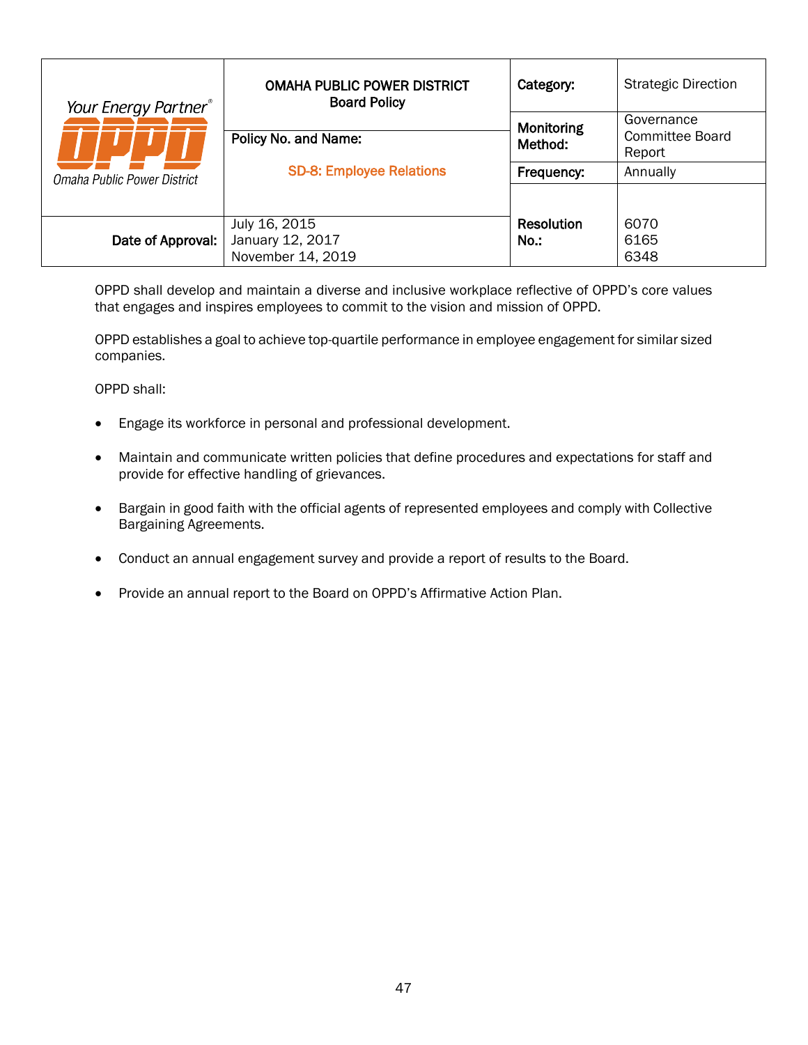| Your Energy Partner® OPPD Omaha Public Power District | OMAHA PUBLIC POWER DISTRICT Board Policy | Category: | Strategic Direction |
|---|---|---|---|
| | Policy No. and Name: SD-8: Employee Relations | Monitoring Method: | Governance Committee Board Report |
| | | Frequency: | Annually |
| Date of Approval: | July 16, 2015<br>January 12, 2017<br>November 14, 2019 | Resolution No.: | 6070<br>6165<br>6348 |

OPPD shall develop and maintain a diverse and inclusive workplace reflective of OPPD's core values that engages and inspires employees to commit to the vision and mission of OPPD.

OPPD establishes a goal to achieve top-quartile performance in employee engagement for similar sized companies.

OPPD shall:

- Engage its workforce in personal and professional development.
- Maintain and communicate written policies that define procedures and expectations for staff and provide for effective handling of grievances.
- Bargain in good faith with the official agents of represented employees and comply with Collective Bargaining Agreements.
- Conduct an annual engagement survey and provide a report of results to the Board.
- Provide an annual report to the Board on OPPD's Affirmative Action Plan.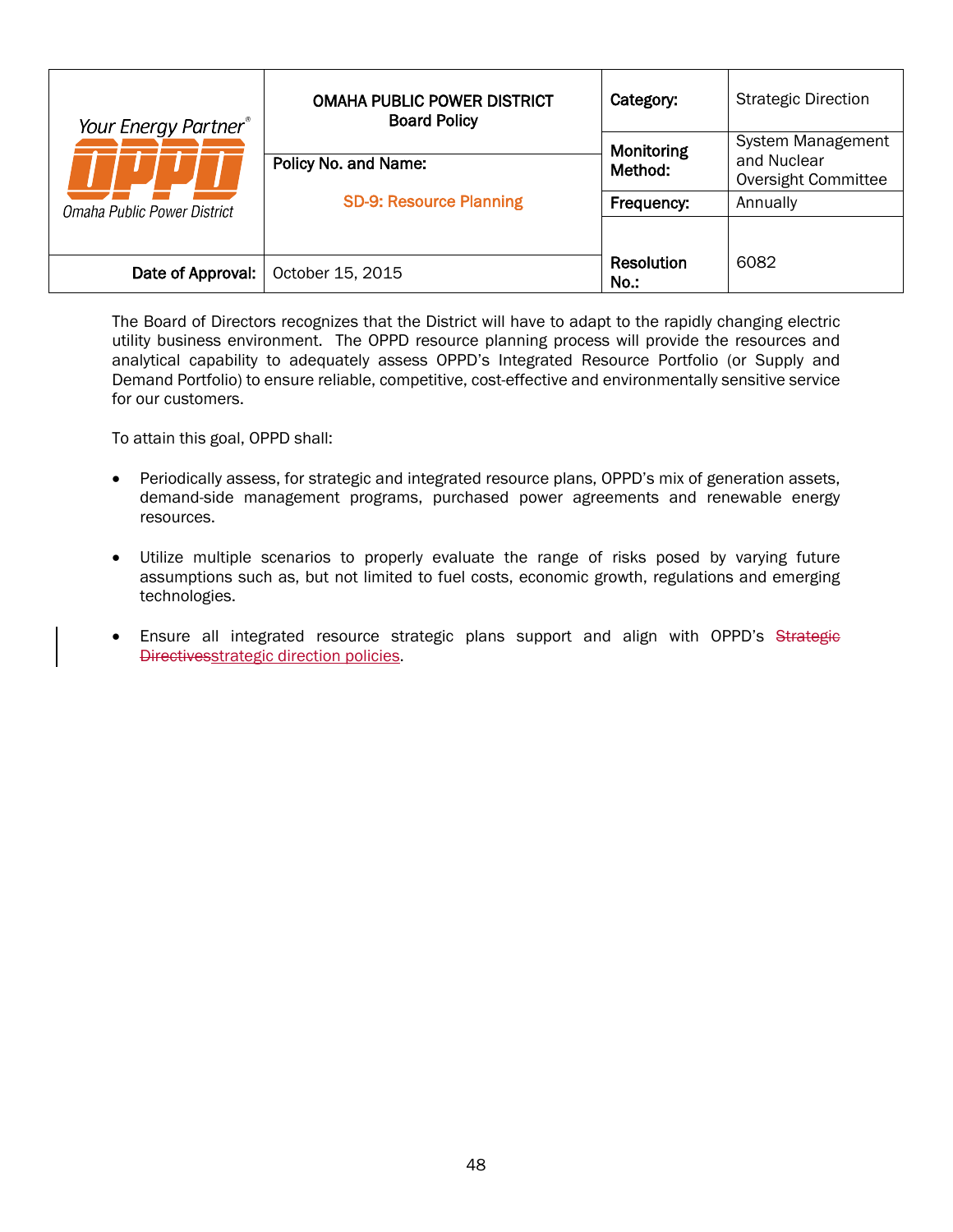| Your Energy Partner® OPPD Omaha Public Power District | OMAHA PUBLIC POWER DISTRICT **Board Policy** | **Category:** | Strategic Direction |
|---|---|---|---|
| | **Policy No. and Name:** SD-9: Resource Planning | **Monitoring Method:** | System Management and Nuclear Oversight Committee |
| | | **Frequency:** | Annually |
| **Date of Approval:** | October 15, 2015 | **Resolution No.:** | 6082 |

The Board of Directors recognizes that the District will have to adapt to the rapidly changing electric utility business environment. The OPPD resource planning process will provide the resources and analytical capability to adequately assess OPPD's Integrated Resource Portfolio (or Supply and Demand Portfolio) to ensure reliable, competitive, cost-effective and environmentally sensitive service for our customers.

To attain this goal, OPPD shall:

- Periodically assess, for strategic and integrated resource plans, OPPD's mix of generation assets, demand-side management programs, purchased power agreements and renewable energy resources.

- Utilize multiple scenarios to properly evaluate the range of risks posed by varying future assumptions such as, but not limited to fuel costs, economic growth, regulations and emerging technologies.

- Ensure all integrated resource strategic plans support and align with OPPD's ~~Strategic Directives~~strategic direction policies.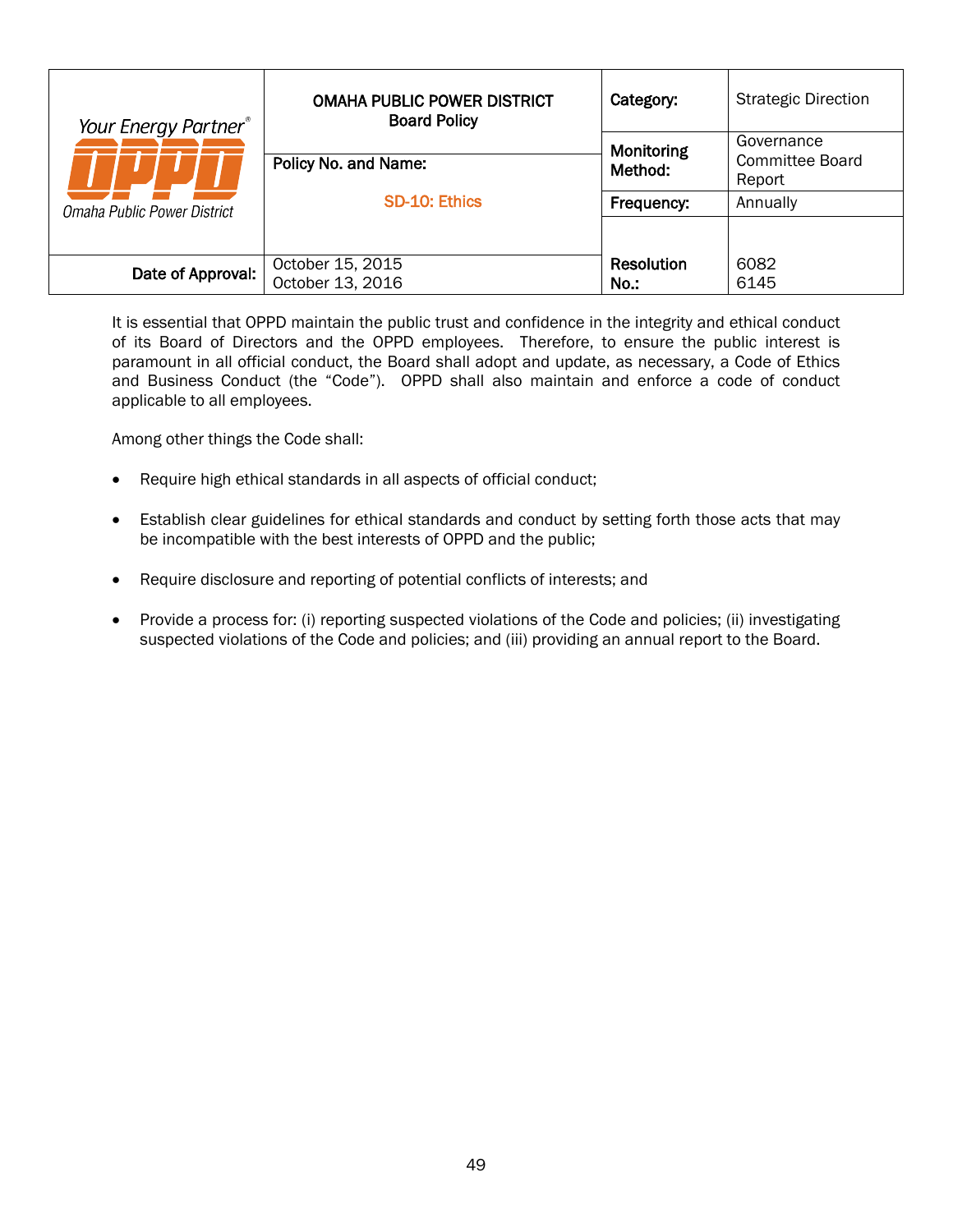| Your Energy Partner® OPPD Omaha Public Power District | OMAHA PUBLIC POWER DISTRICT Board Policy | Category: | Strategic Direction |
|---|---|---|---|
| | Policy No. and Name: SD-10: Ethics | Monitoring Method: | Governance Committee Board Report |
| | | Frequency: | Annually |
| Date of Approval: | October 15, 2015<br>October 13, 2016 | Resolution No.: | 6082<br>6145 |

It is essential that OPPD maintain the public trust and confidence in the integrity and ethical conduct of its Board of Directors and the OPPD employees. Therefore, to ensure the public interest is paramount in all official conduct, the Board shall adopt and update, as necessary, a Code of Ethics and Business Conduct (the "Code"). OPPD shall also maintain and enforce a code of conduct applicable to all employees.

Among other things the Code shall:

- Require high ethical standards in all aspects of official conduct;
- Establish clear guidelines for ethical standards and conduct by setting forth those acts that may be incompatible with the best interests of OPPD and the public;
- Require disclosure and reporting of potential conflicts of interests; and
- Provide a process for: (i) reporting suspected violations of the Code and policies; (ii) investigating suspected violations of the Code and policies; and (iii) providing an annual report to the Board.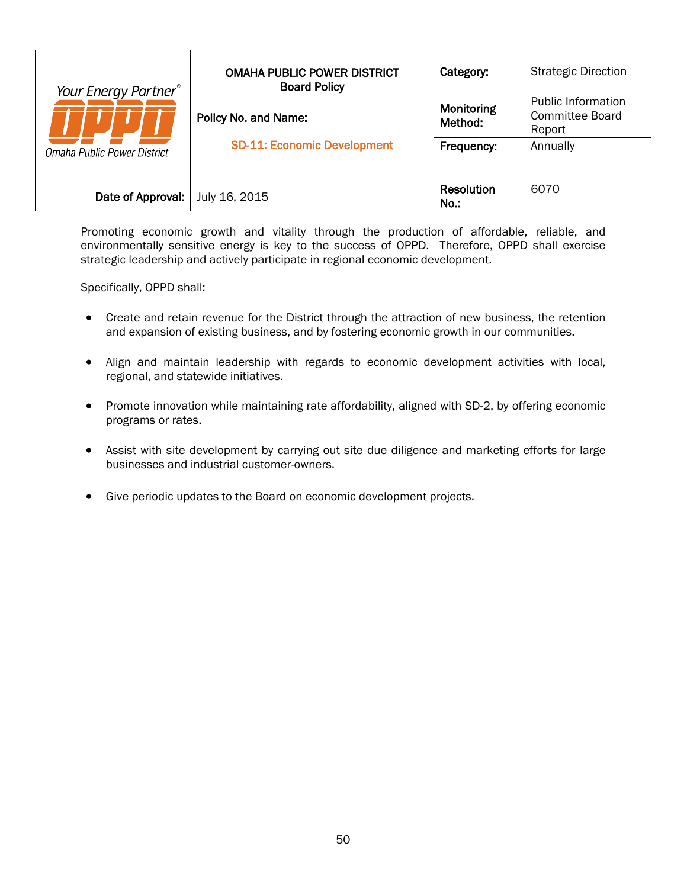| Your Energy Partner® OPPD Omaha Public Power District | OMAHA PUBLIC POWER DISTRICT Board Policy | Category: | Strategic Direction |
|---|---|---|---|
| | Policy No. and Name: SD-11: Economic Development | Monitoring Method: | Public Information Committee Board Report |
| | | Frequency: | Annually |
| Date of Approval: | July 16, 2015 | Resolution No.: | 6070 |

Promoting economic growth and vitality through the production of affordable, reliable, and environmentally sensitive energy is key to the success of OPPD. Therefore, OPPD shall exercise strategic leadership and actively participate in regional economic development.

Specifically, OPPD shall:

- Create and retain revenue for the District through the attraction of new business, the retention and expansion of existing business, and by fostering economic growth in our communities.
- Align and maintain leadership with regards to economic development activities with local, regional, and statewide initiatives.
- Promote innovation while maintaining rate affordability, aligned with SD-2, by offering economic programs or rates.
- Assist with site development by carrying out site due diligence and marketing efforts for large businesses and industrial customer-owners.
- Give periodic updates to the Board on economic development projects.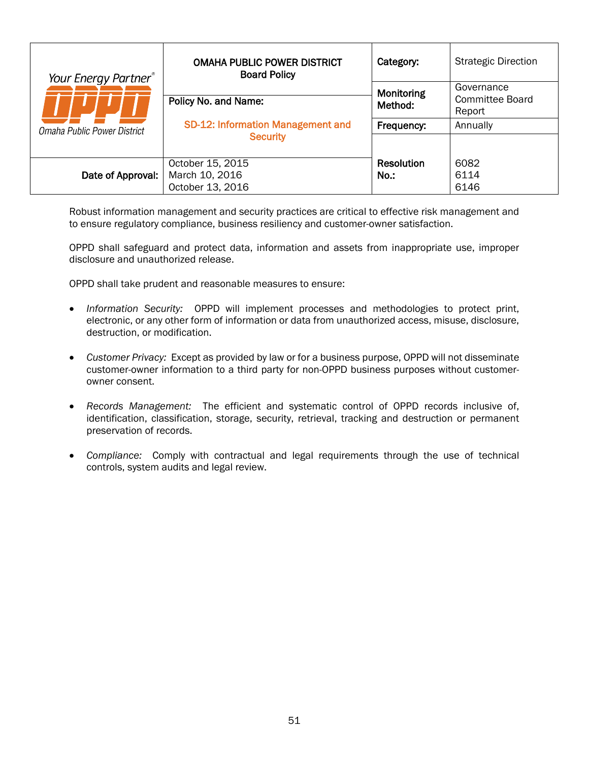| Your Energy Partner® OPPD Omaha Public Power District | **OMAHA PUBLIC POWER DISTRICT** **Board Policy** | **Category:** | Strategic Direction |
|---|---|---|---|
| | **Policy No. and Name:** **SD-12: Information Management and Security** | **Monitoring Method:** | Governance Committee Board Report |
| | | **Frequency:** | Annually |
| **Date of Approval:** | October 15, 2015<br>March 10, 2016<br>October 13, 2016 | **Resolution No.:** | 6082<br>6114<br>6146 |

Robust information management and security practices are critical to effective risk management and to ensure regulatory compliance, business resiliency and customer-owner satisfaction.

OPPD shall safeguard and protect data, information and assets from inappropriate use, improper disclosure and unauthorized release.

OPPD shall take prudent and reasonable measures to ensure:

- *Information Security:* OPPD will implement processes and methodologies to protect print, electronic, or any other form of information or data from unauthorized access, misuse, disclosure, destruction, or modification.

- *Customer Privacy:* Except as provided by law or for a business purpose, OPPD will not disseminate customer-owner information to a third party for non-OPPD business purposes without customer-owner consent.

- *Records Management:* The efficient and systematic control of OPPD records inclusive of, identification, classification, storage, security, retrieval, tracking and destruction or permanent preservation of records.

- *Compliance:* Comply with contractual and legal requirements through the use of technical controls, system audits and legal review.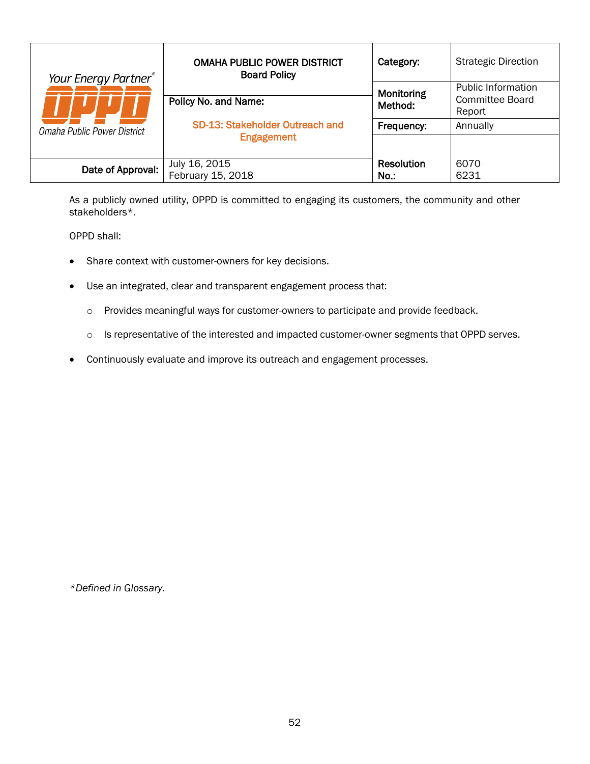| Your Energy Partner® OPPD Omaha Public Power District | OMAHA PUBLIC POWER DISTRICT Board Policy | Category: | Strategic Direction |
|---|---|---|---|
| | Policy No. and Name: SD-13: Stakeholder Outreach and Engagement | Monitoring Method: | Public Information Committee Board Report |
| | | Frequency: | Annually |
| Date of Approval: | July 16, 2015<br>February 15, 2018 | Resolution No.: | 6070<br>6231 |

As a publicly owned utility, OPPD is committed to engaging its customers, the community and other stakeholders*.

OPPD shall:

- Share context with customer-owners for key decisions.
- Use an integrated, clear and transparent engagement process that:
  - Provides meaningful ways for customer-owners to participate and provide feedback.
  - Is representative of the interested and impacted customer-owner segments that OPPD serves.
- Continuously evaluate and improve its outreach and engagement processes.

*\*Defined in Glossary.*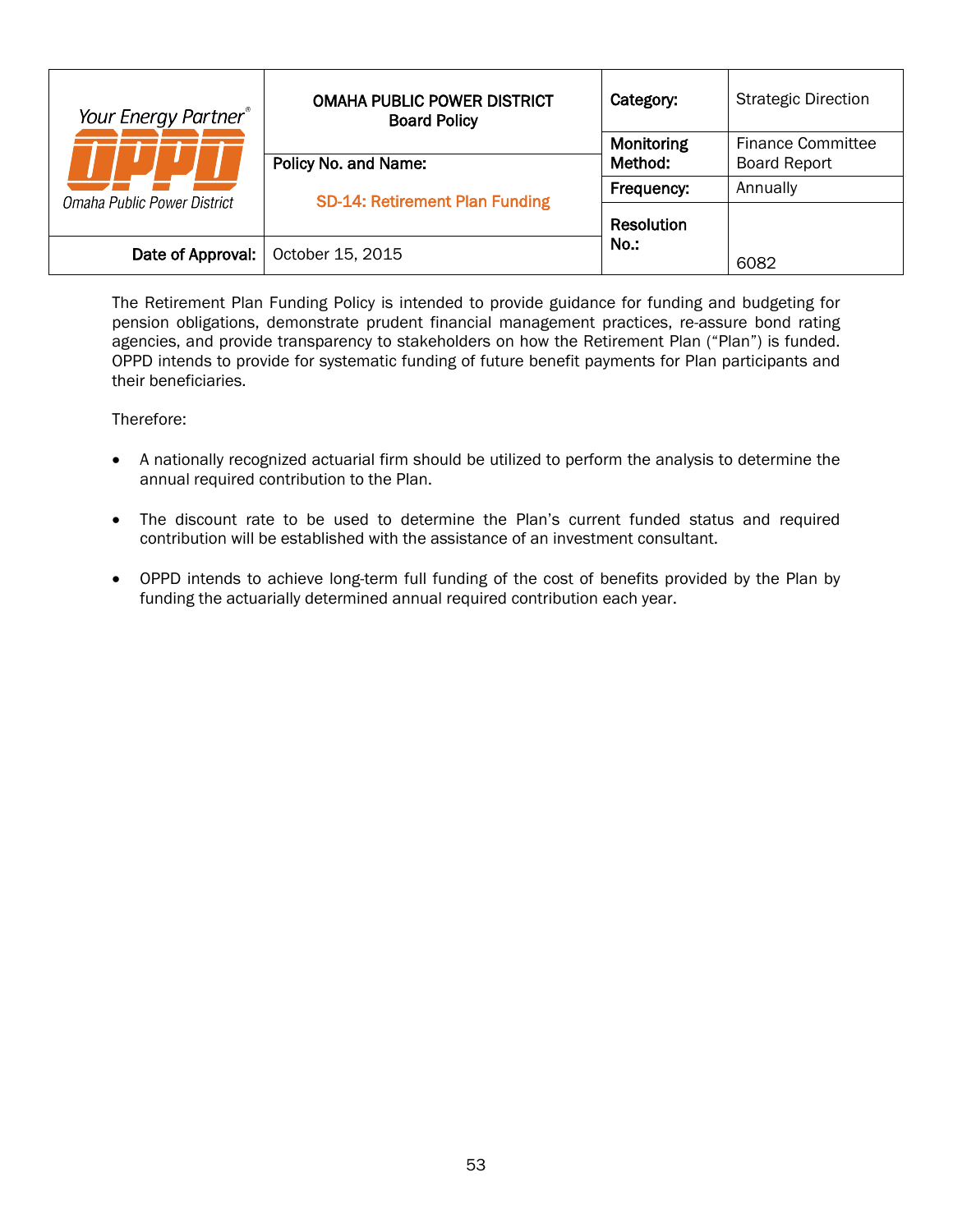| Your Energy Partner® OPPD Omaha Public Power District | OMAHA PUBLIC POWER DISTRICT Board Policy | Category: | Strategic Direction |
|---|---|---|---|
| | Policy No. and Name: SD-14: Retirement Plan Funding | Monitoring Method: | Finance Committee Board Report |
| | | Frequency: | Annually |
| Date of Approval: | October 15, 2015 | Resolution No.: | 6082 |

The Retirement Plan Funding Policy is intended to provide guidance for funding and budgeting for pension obligations, demonstrate prudent financial management practices, re-assure bond rating agencies, and provide transparency to stakeholders on how the Retirement Plan ("Plan") is funded. OPPD intends to provide for systematic funding of future benefit payments for Plan participants and their beneficiaries.

Therefore:

- A nationally recognized actuarial firm should be utilized to perform the analysis to determine the annual required contribution to the Plan.
- The discount rate to be used to determine the Plan's current funded status and required contribution will be established with the assistance of an investment consultant.
- OPPD intends to achieve long-term full funding of the cost of benefits provided by the Plan by funding the actuarially determined annual required contribution each year.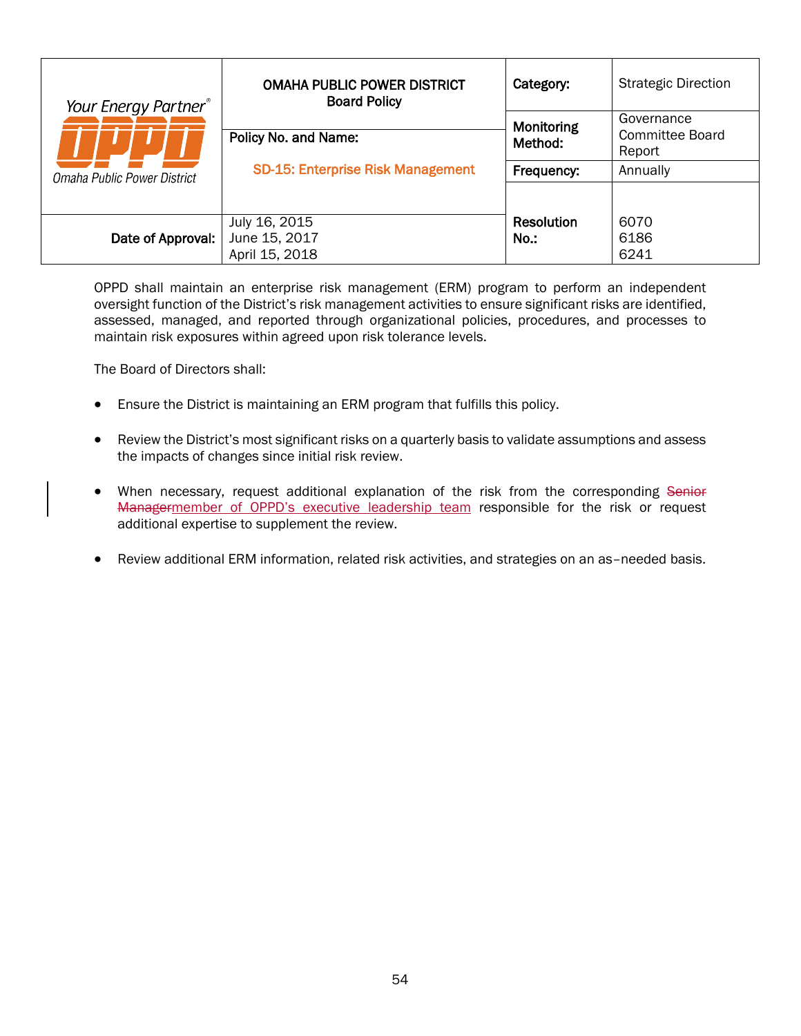| Your Energy Partner® OPPD Omaha Public Power District | OMAHA PUBLIC POWER DISTRICT Board Policy | Category: | Strategic Direction |
|---|---|---|---|
| | Policy No. and Name: SD-15: Enterprise Risk Management | Monitoring Method: | Governance Committee Board Report |
| | | Frequency: | Annually |
| Date of Approval: | July 16, 2015<br>June 15, 2017<br>April 15, 2018 | Resolution No.: | 6070<br>6186<br>6241 |

OPPD shall maintain an enterprise risk management (ERM) program to perform an independent oversight function of the District's risk management activities to ensure significant risks are identified, assessed, managed, and reported through organizational policies, procedures, and processes to maintain risk exposures within agreed upon risk tolerance levels.

The Board of Directors shall:

- Ensure the District is maintaining an ERM program that fulfills this policy.
- Review the District's most significant risks on a quarterly basis to validate assumptions and assess the impacts of changes since initial risk review.
- When necessary, request additional explanation of the risk from the corresponding ~~Senior Manager~~member of OPPD's executive leadership team responsible for the risk or request additional expertise to supplement the review.
- Review additional ERM information, related risk activities, and strategies on an as–needed basis.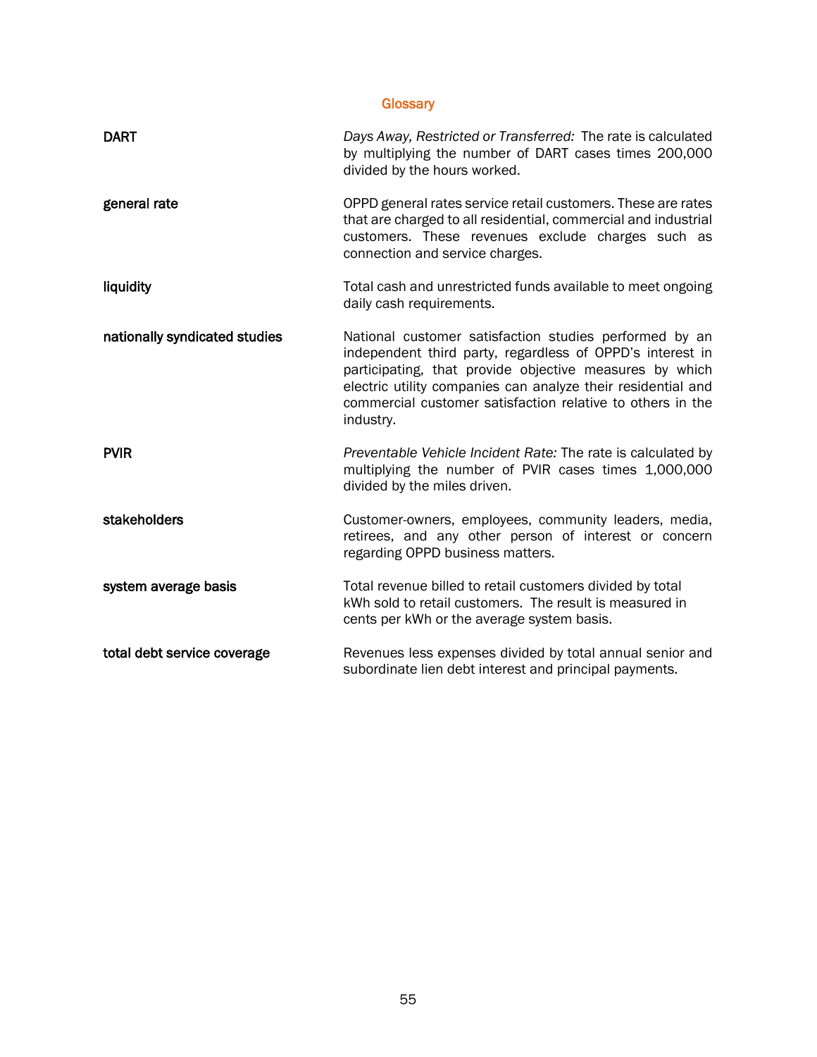## Glossary

| | |
|---|---|
| **DART** | *Days Away, Restricted or Transferred:* The rate is calculated by multiplying the number of DART cases times 200,000 divided by the hours worked. |
| **general rate** | OPPD general rates service retail customers. These are rates that are charged to all residential, commercial and industrial customers. These revenues exclude charges such as connection and service charges. |
| **liquidity** | Total cash and unrestricted funds available to meet ongoing daily cash requirements. |
| **nationally syndicated studies** | National customer satisfaction studies performed by an independent third party, regardless of OPPD's interest in participating, that provide objective measures by which electric utility companies can analyze their residential and commercial customer satisfaction relative to others in the industry. |
| **PVIR** | *Preventable Vehicle Incident Rate:* The rate is calculated by multiplying the number of PVIR cases times 1,000,000 divided by the miles driven. |
| **stakeholders** | Customer-owners, employees, community leaders, media, retirees, and any other person of interest or concern regarding OPPD business matters. |
| **system average basis** | Total revenue billed to retail customers divided by total kWh sold to retail customers. The result is measured in cents per kWh or the average system basis. |
| **total debt service coverage** | Revenues less expenses divided by total annual senior and subordinate lien debt interest and principal payments. |